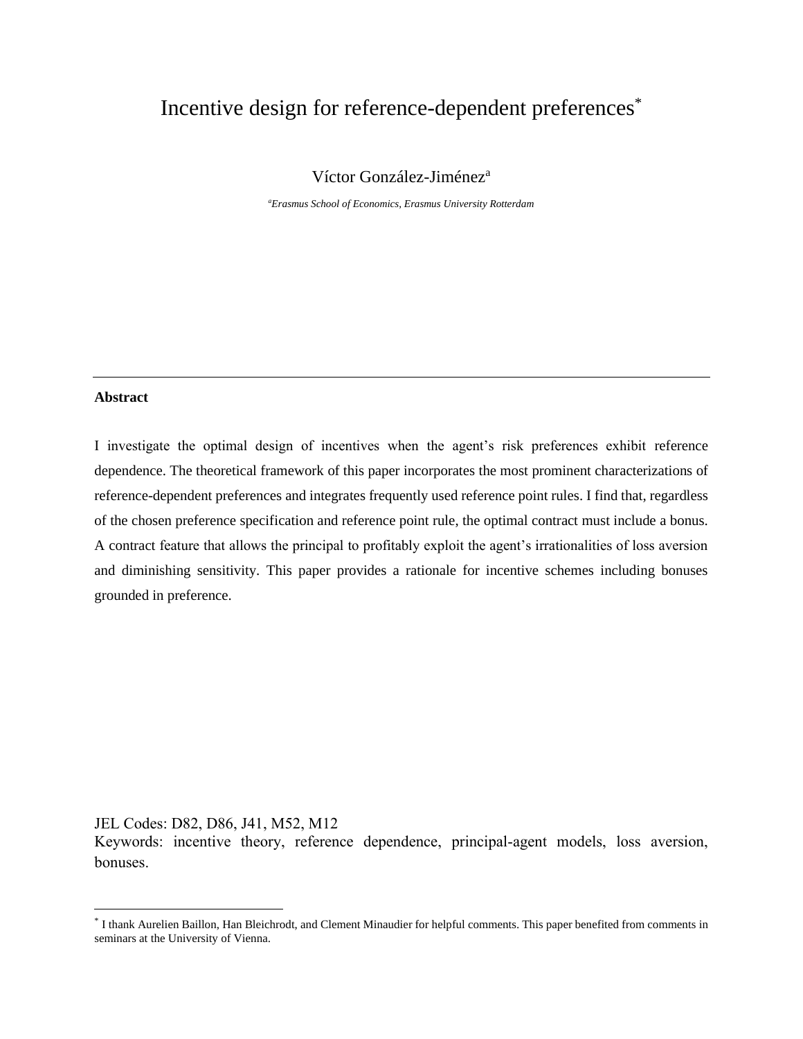# Incentive design for reference-dependent preferences[*]

Víctor González-Jiménez[a]

[a] *Erasmus School of Economics, Erasmus University Rotterdam*

---

**Abstract**

I investigate the optimal design of incentives when the agent's risk preferences exhibit reference dependence. The theoretical framework of this paper incorporates the most prominent characterizations of reference-dependent preferences and integrates frequently used reference point rules. I find that, regardless of the chosen preference specification and reference point rule, the optimal contract must include a bonus. A contract feature that allows the principal to profitably exploit the agent's irrationalities of loss aversion and diminishing sensitivity. This paper provides a rationale for incentive schemes including bonuses grounded in preference.

JEL Codes: D82, D86, J41, M52, M12

Keywords: incentive theory, reference dependence, principal-agent models, loss aversion, bonuses.

---

[*] I thank Aurelien Baillon, Han Bleichrodt, and Clement Minaudier for helpful comments. This paper benefited from comments in seminars at the University of Vienna.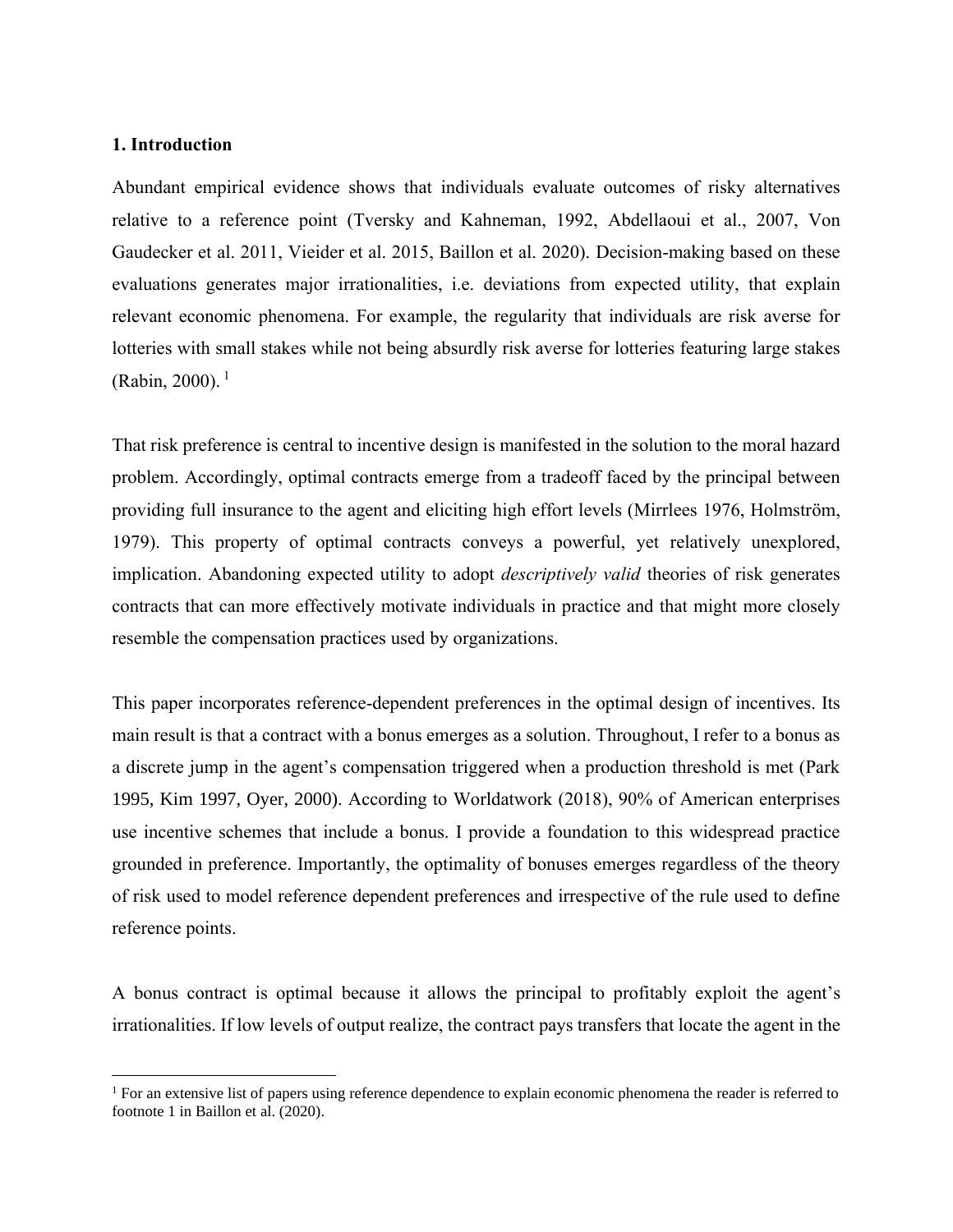## 1. Introduction

Abundant empirical evidence shows that individuals evaluate outcomes of risky alternatives relative to a reference point (Tversky and Kahneman, 1992, Abdellaoui et al., 2007, Von Gaudecker et al. 2011, Vieider et al. 2015, Baillon et al. 2020). Decision-making based on these evaluations generates major irrationalities, i.e. deviations from expected utility, that explain relevant economic phenomena. For example, the regularity that individuals are risk averse for lotteries with small stakes while not being absurdly risk averse for lotteries featuring large stakes (Rabin, 2000). [1]

That risk preference is central to incentive design is manifested in the solution to the moral hazard problem. Accordingly, optimal contracts emerge from a tradeoff faced by the principal between providing full insurance to the agent and eliciting high effort levels (Mirrlees 1976, Holmström, 1979). This property of optimal contracts conveys a powerful, yet relatively unexplored, implication. Abandoning expected utility to adopt *descriptively valid* theories of risk generates contracts that can more effectively motivate individuals in practice and that might more closely resemble the compensation practices used by organizations.

This paper incorporates reference-dependent preferences in the optimal design of incentives. Its main result is that a contract with a bonus emerges as a solution. Throughout, I refer to a bonus as a discrete jump in the agent's compensation triggered when a production threshold is met (Park 1995, Kim 1997, Oyer, 2000). According to Worldatwork (2018), 90% of American enterprises use incentive schemes that include a bonus. I provide a foundation to this widespread practice grounded in preference. Importantly, the optimality of bonuses emerges regardless of the theory of risk used to model reference dependent preferences and irrespective of the rule used to define reference points.

A bonus contract is optimal because it allows the principal to profitably exploit the agent's irrationalities. If low levels of output realize, the contract pays transfers that locate the agent in the

[1] For an extensive list of papers using reference dependence to explain economic phenomena the reader is referred to footnote 1 in Baillon et al. (2020).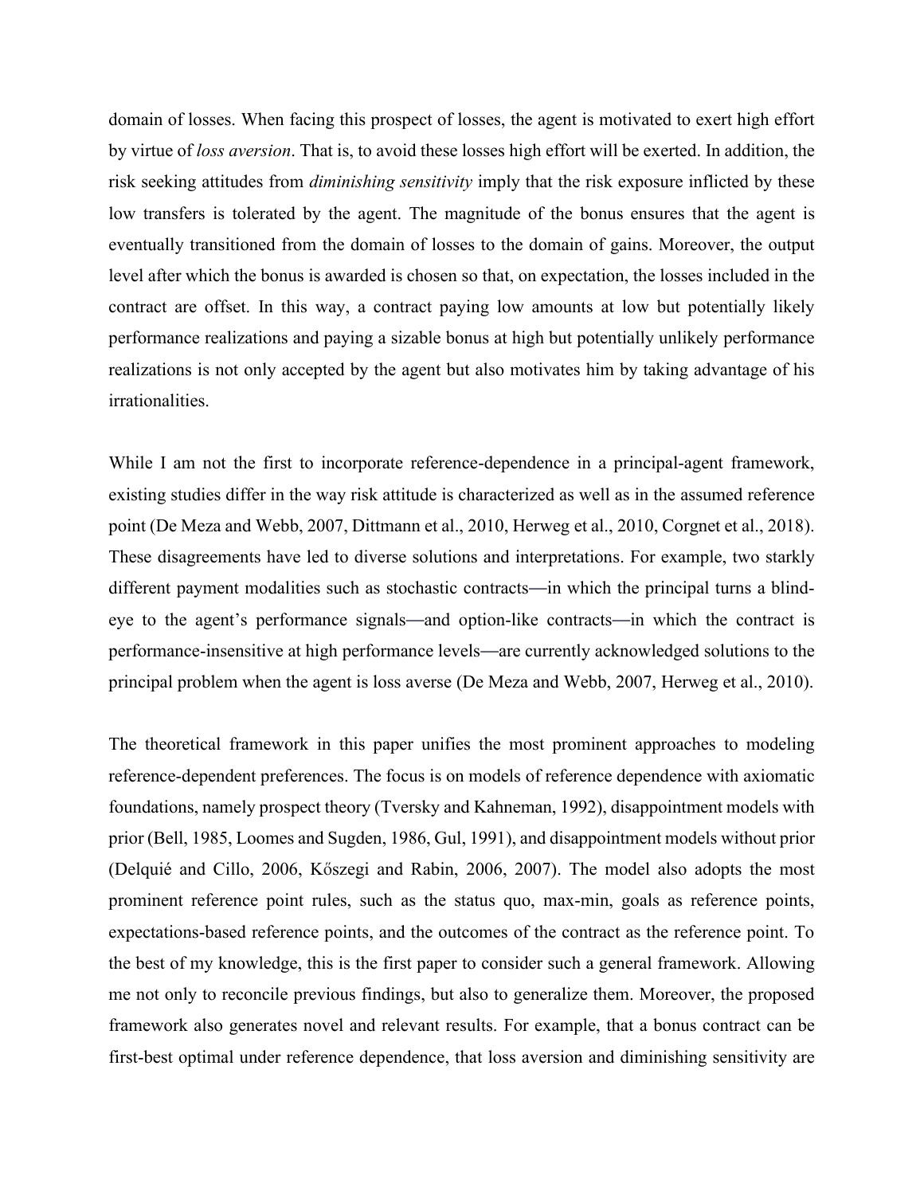domain of losses. When facing this prospect of losses, the agent is motivated to exert high effort by virtue of *loss aversion*. That is, to avoid these losses high effort will be exerted. In addition, the risk seeking attitudes from *diminishing sensitivity* imply that the risk exposure inflicted by these low transfers is tolerated by the agent. The magnitude of the bonus ensures that the agent is eventually transitioned from the domain of losses to the domain of gains. Moreover, the output level after which the bonus is awarded is chosen so that, on expectation, the losses included in the contract are offset. In this way, a contract paying low amounts at low but potentially likely performance realizations and paying a sizable bonus at high but potentially unlikely performance realizations is not only accepted by the agent but also motivates him by taking advantage of his irrationalities.

While I am not the first to incorporate reference-dependence in a principal-agent framework, existing studies differ in the way risk attitude is characterized as well as in the assumed reference point (De Meza and Webb, 2007, Dittmann et al., 2010, Herweg et al., 2010, Corgnet et al., 2018). These disagreements have led to diverse solutions and interpretations. For example, two starkly different payment modalities such as stochastic contracts—in which the principal turns a blind-eye to the agent's performance signals—and option-like contracts—in which the contract is performance-insensitive at high performance levels—are currently acknowledged solutions to the principal problem when the agent is loss averse (De Meza and Webb, 2007, Herweg et al., 2010).

The theoretical framework in this paper unifies the most prominent approaches to modeling reference-dependent preferences. The focus is on models of reference dependence with axiomatic foundations, namely prospect theory (Tversky and Kahneman, 1992), disappointment models with prior (Bell, 1985, Loomes and Sugden, 1986, Gul, 1991), and disappointment models without prior (Delquié and Cillo, 2006, Kőszegi and Rabin, 2006, 2007). The model also adopts the most prominent reference point rules, such as the status quo, max-min, goals as reference points, expectations-based reference points, and the outcomes of the contract as the reference point. To the best of my knowledge, this is the first paper to consider such a general framework. Allowing me not only to reconcile previous findings, but also to generalize them. Moreover, the proposed framework also generates novel and relevant results. For example, that a bonus contract can be first-best optimal under reference dependence, that loss aversion and diminishing sensitivity are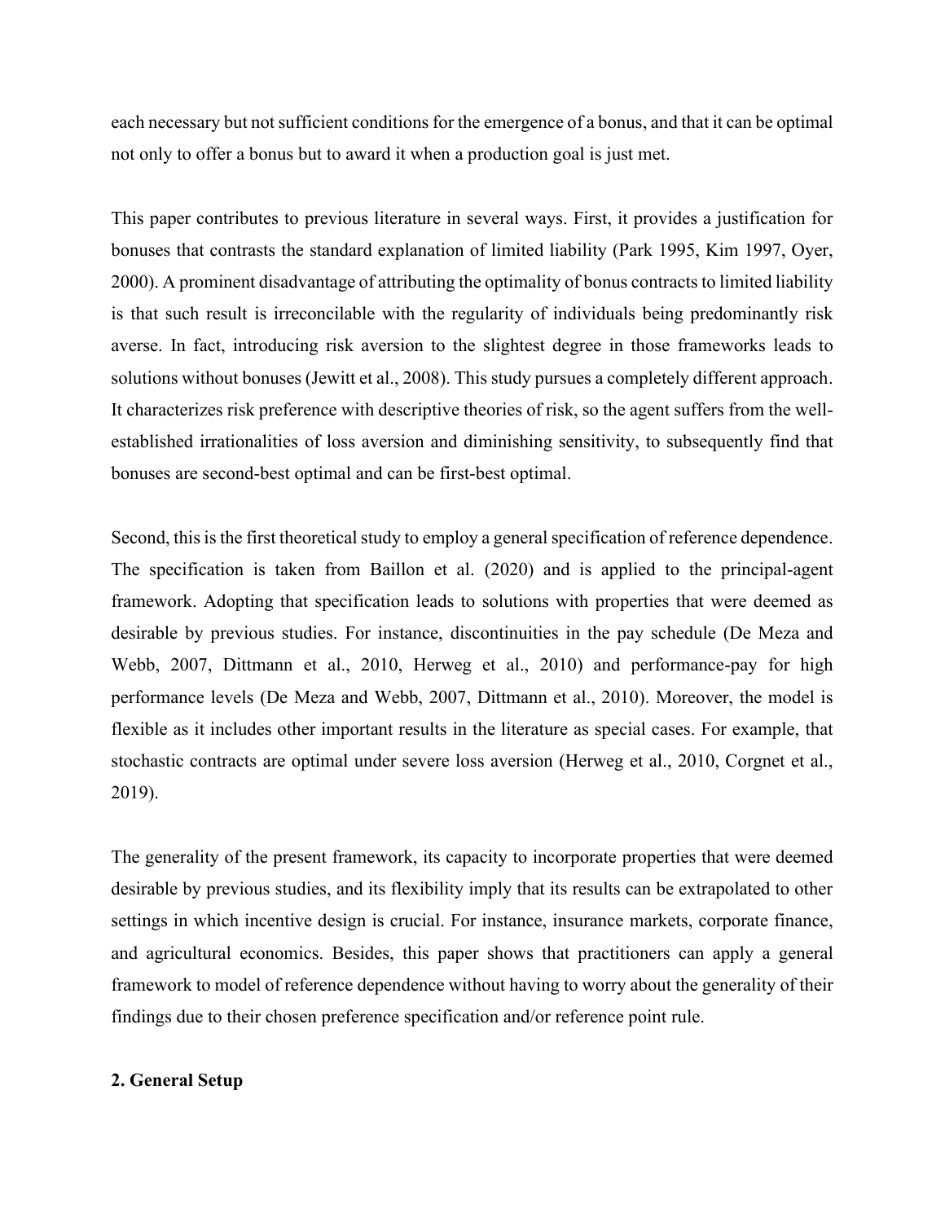each necessary but not sufficient conditions for the emergence of a bonus, and that it can be optimal not only to offer a bonus but to award it when a production goal is just met.

This paper contributes to previous literature in several ways. First, it provides a justification for bonuses that contrasts the standard explanation of limited liability (Park 1995, Kim 1997, Oyer, 2000). A prominent disadvantage of attributing the optimality of bonus contracts to limited liability is that such result is irreconcilable with the regularity of individuals being predominantly risk averse. In fact, introducing risk aversion to the slightest degree in those frameworks leads to solutions without bonuses (Jewitt et al., 2008). This study pursues a completely different approach. It characterizes risk preference with descriptive theories of risk, so the agent suffers from the well-established irrationalities of loss aversion and diminishing sensitivity, to subsequently find that bonuses are second-best optimal and can be first-best optimal.

Second, this is the first theoretical study to employ a general specification of reference dependence. The specification is taken from Baillon et al. (2020) and is applied to the principal-agent framework. Adopting that specification leads to solutions with properties that were deemed as desirable by previous studies. For instance, discontinuities in the pay schedule (De Meza and Webb, 2007, Dittmann et al., 2010, Herweg et al., 2010) and performance-pay for high performance levels (De Meza and Webb, 2007, Dittmann et al., 2010). Moreover, the model is flexible as it includes other important results in the literature as special cases. For example, that stochastic contracts are optimal under severe loss aversion (Herweg et al., 2010, Corgnet et al., 2019).

The generality of the present framework, its capacity to incorporate properties that were deemed desirable by previous studies, and its flexibility imply that its results can be extrapolated to other settings in which incentive design is crucial. For instance, insurance markets, corporate finance, and agricultural economics. Besides, this paper shows that practitioners can apply a general framework to model of reference dependence without having to worry about the generality of their findings due to their chosen preference specification and/or reference point rule.

## 2. General Setup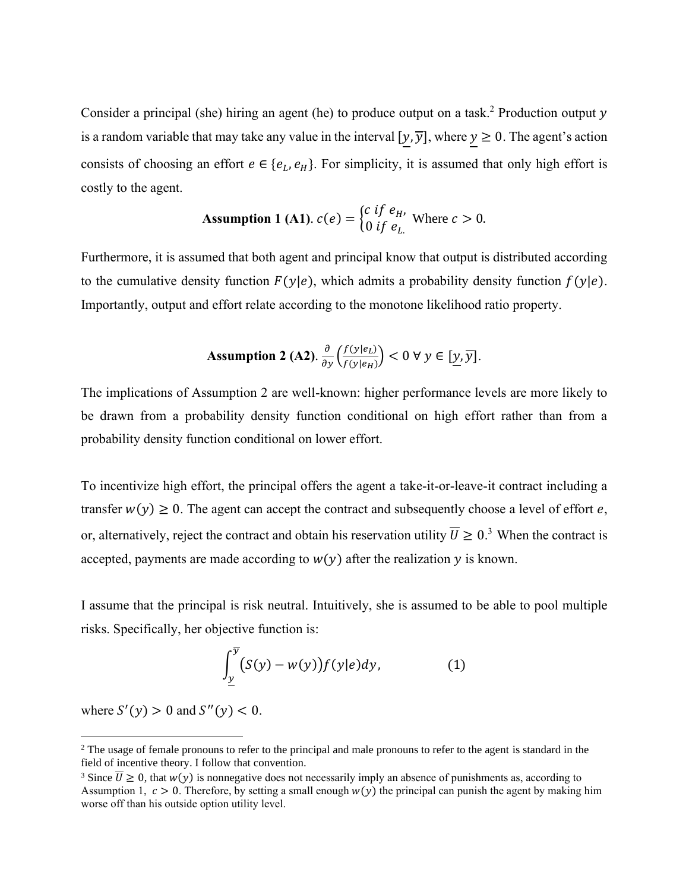Consider a principal (she) hiring an agent (he) to produce output on a task.[2] Production output $y$ is a random variable that may take any value in the interval $[\underline{y}, \overline{y}]$, where $\underline{y} \geq 0$. The agent's action consists of choosing an effort $e \in \{e_L, e_H\}$. For simplicity, it is assumed that only high effort is costly to the agent.

**Assumption 1 (A1).** $c(e) = \begin{cases} c \text{ if } e_H, \\ 0 \text{ if } e_L. \end{cases}$ Where $c > 0$.

Furthermore, it is assumed that both agent and principal know that output is distributed according to the cumulative density function $F(y|e)$, which admits a probability density function $f(y|e)$. Importantly, output and effort relate according to the monotone likelihood ratio property.

**Assumption 2 (A2).** $\frac{\partial}{\partial y}\left(\frac{f(y|e_L)}{f(y|e_H)}\right) < 0 \; \forall \; y \in [\underline{y}, \overline{y}]$.

The implications of Assumption 2 are well-known: higher performance levels are more likely to be drawn from a probability density function conditional on high effort rather than from a probability density function conditional on lower effort.

To incentivize high effort, the principal offers the agent a take-it-or-leave-it contract including a transfer $w(y) \geq 0$. The agent can accept the contract and subsequently choose a level of effort $e$, or, alternatively, reject the contract and obtain his reservation utility $\overline{U} \geq 0$.[3] When the contract is accepted, payments are made according to $w(y)$ after the realization $y$ is known.

I assume that the principal is risk neutral. Intuitively, she is assumed to be able to pool multiple risks. Specifically, her objective function is:

$$\int_{\underline{y}}^{\overline{y}} \big(S(y) - w(y)\big) f(y|e)dy, \qquad (1)$$

where $S'(y) > 0$ and $S''(y) < 0$.

---

[2] The usage of female pronouns to refer to the principal and male pronouns to refer to the agent is standard in the field of incentive theory. I follow that convention.

[3] Since $\overline{U} \geq 0$, that $w(y)$ is nonnegative does not necessarily imply an absence of punishments as, according to Assumption 1, $c > 0$. Therefore, by setting a small enough $w(y)$ the principal can punish the agent by making him worse off than his outside option utility level.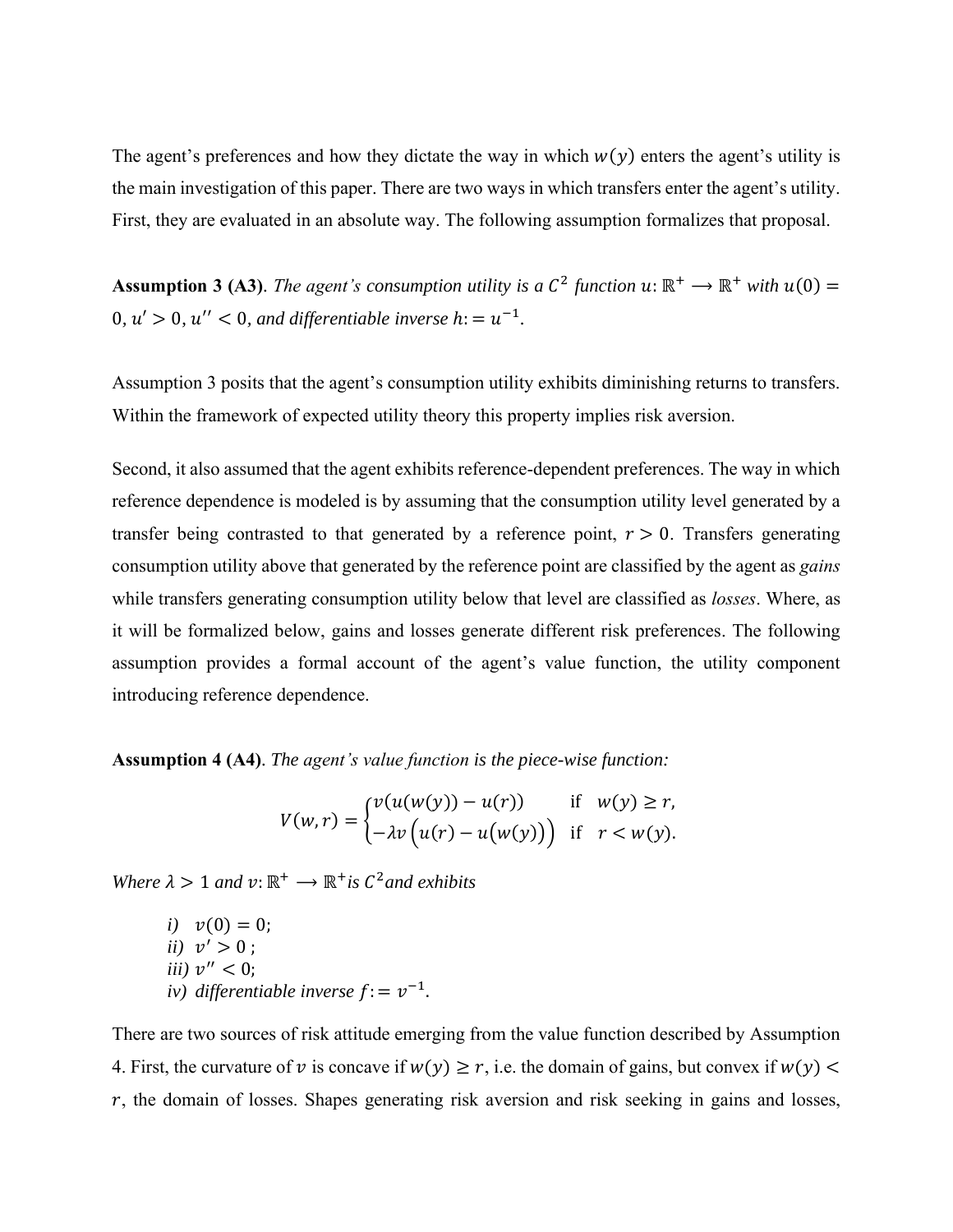The agent's preferences and how they dictate the way in which $w(y)$ enters the agent's utility is the main investigation of this paper. There are two ways in which transfers enter the agent's utility. First, they are evaluated in an absolute way. The following assumption formalizes that proposal.

**Assumption 3 (A3).** *The agent's consumption utility is a $C^2$ function $u: \mathbb{R}^+ \longrightarrow \mathbb{R}^+$ with $u(0) = 0$, $u' > 0$, $u'' < 0$, and differentiable inverse $h := u^{-1}$.*

Assumption 3 posits that the agent's consumption utility exhibits diminishing returns to transfers. Within the framework of expected utility theory this property implies risk aversion.

Second, it also assumed that the agent exhibits reference-dependent preferences. The way in which reference dependence is modeled is by assuming that the consumption utility level generated by a transfer being contrasted to that generated by a reference point, $r > 0$. Transfers generating consumption utility above that generated by the reference point are classified by the agent as *gains* while transfers generating consumption utility below that level are classified as *losses*. Where, as it will be formalized below, gains and losses generate different risk preferences. The following assumption provides a formal account of the agent's value function, the utility component introducing reference dependence.

**Assumption 4 (A4).** *The agent's value function is the piece-wise function:*

$$V(w, r) = \begin{cases} v(u(w(y)) - u(r)) & \text{if} \quad w(y) \geq r, \\ -\lambda v\left(u(r) - u\big(w(y)\big)\right) & \text{if} \quad r < w(y). \end{cases}$$

*Where $\lambda > 1$ and $v: \mathbb{R}^+ \longrightarrow \mathbb{R}^+$ is $C^2$ and exhibits*

*i)* $v(0) = 0$;
*ii)* $v' > 0$;
*iii)* $v'' < 0$;
*iv)* *differentiable inverse $f := v^{-1}$.*

There are two sources of risk attitude emerging from the value function described by Assumption 4. First, the curvature of $v$ is concave if $w(y) \geq r$, i.e. the domain of gains, but convex if $w(y) < r$, the domain of losses. Shapes generating risk aversion and risk seeking in gains and losses,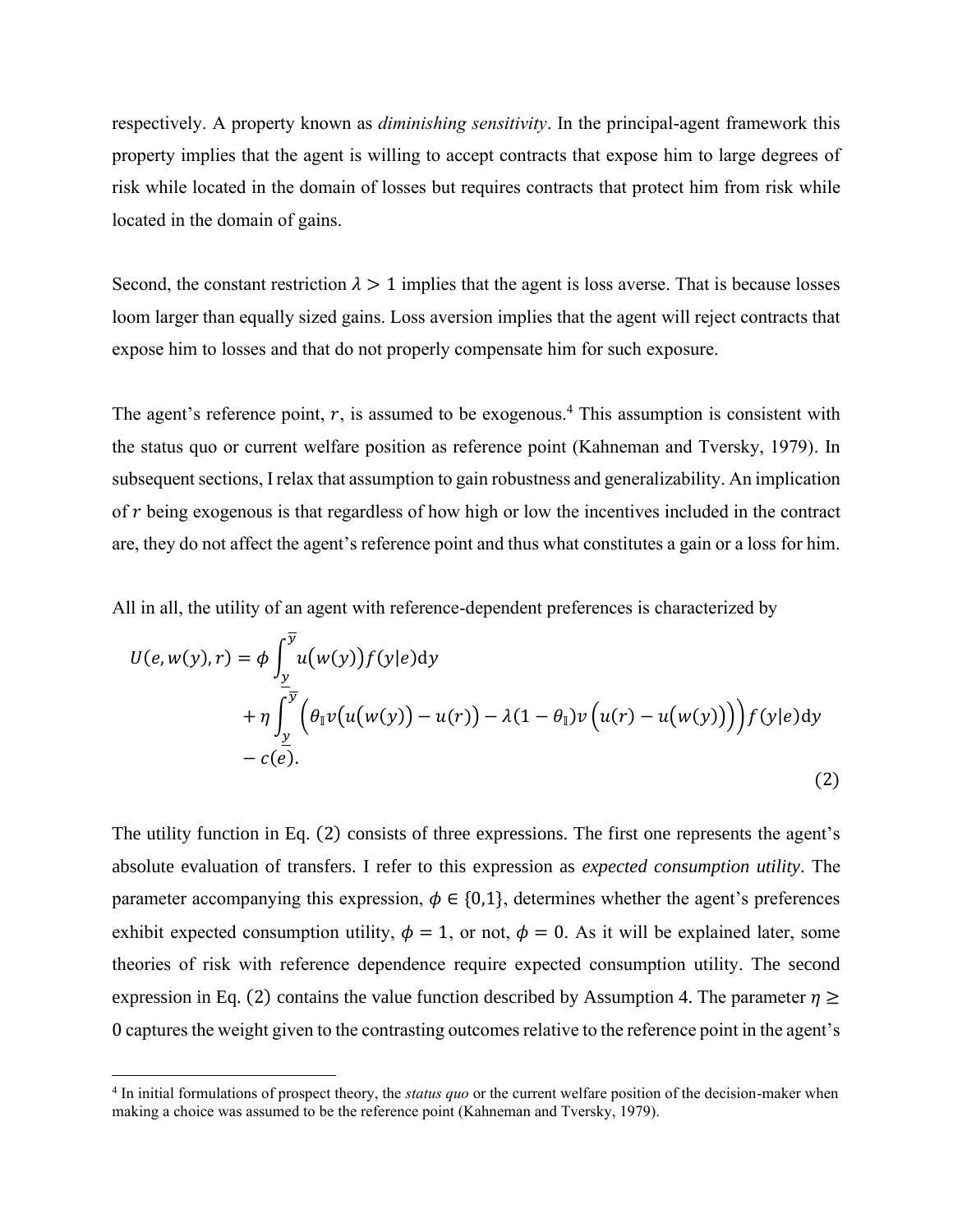respectively. A property known as *diminishing sensitivity*. In the principal-agent framework this property implies that the agent is willing to accept contracts that expose him to large degrees of risk while located in the domain of losses but requires contracts that protect him from risk while located in the domain of gains.

Second, the constant restriction $\lambda > 1$ implies that the agent is loss averse. That is because losses loom larger than equally sized gains. Loss aversion implies that the agent will reject contracts that expose him to losses and that do not properly compensate him for such exposure.

The agent's reference point, $r$, is assumed to be exogenous.[4] This assumption is consistent with the status quo or current welfare position as reference point (Kahneman and Tversky, 1979). In subsequent sections, I relax that assumption to gain robustness and generalizability. An implication of $r$ being exogenous is that regardless of how high or low the incentives included in the contract are, they do not affect the agent's reference point and thus what constitutes a gain or a loss for him.

All in all, the utility of an agent with reference-dependent preferences is characterized by

$$
\begin{aligned}
U(e, w(y), r) = \phi \int_{\underline{y}}^{\overline{y}} u\big(w(y)\big) f(y|e) \mathrm{d}y \\
+ \eta \int_{\underline{y}}^{\overline{y}} \Big(\theta_{\mathbb{I}} v\big(u\big(w(y)\big) - u(r)\big) - \lambda(1 - \theta_{\mathbb{I}}) v\Big(u(r) - u\big(w(y)\big)\Big)\Big) f(y|e) \mathrm{d}y \\
- c(e).
\end{aligned}
\tag{2}
$$

The utility function in Eq. (2) consists of three expressions. The first one represents the agent's absolute evaluation of transfers. I refer to this expression as *expected consumption utility*. The parameter accompanying this expression, $\phi \in \{0,1\}$, determines whether the agent's preferences exhibit expected consumption utility, $\phi = 1$, or not, $\phi = 0$. As it will be explained later, some theories of risk with reference dependence require expected consumption utility. The second expression in Eq. (2) contains the value function described by Assumption 4. The parameter $\eta \geq 0$ captures the weight given to the contrasting outcomes relative to the reference point in the agent's

[4] In initial formulations of prospect theory, the *status quo* or the current welfare position of the decision-maker when making a choice was assumed to be the reference point (Kahneman and Tversky, 1979).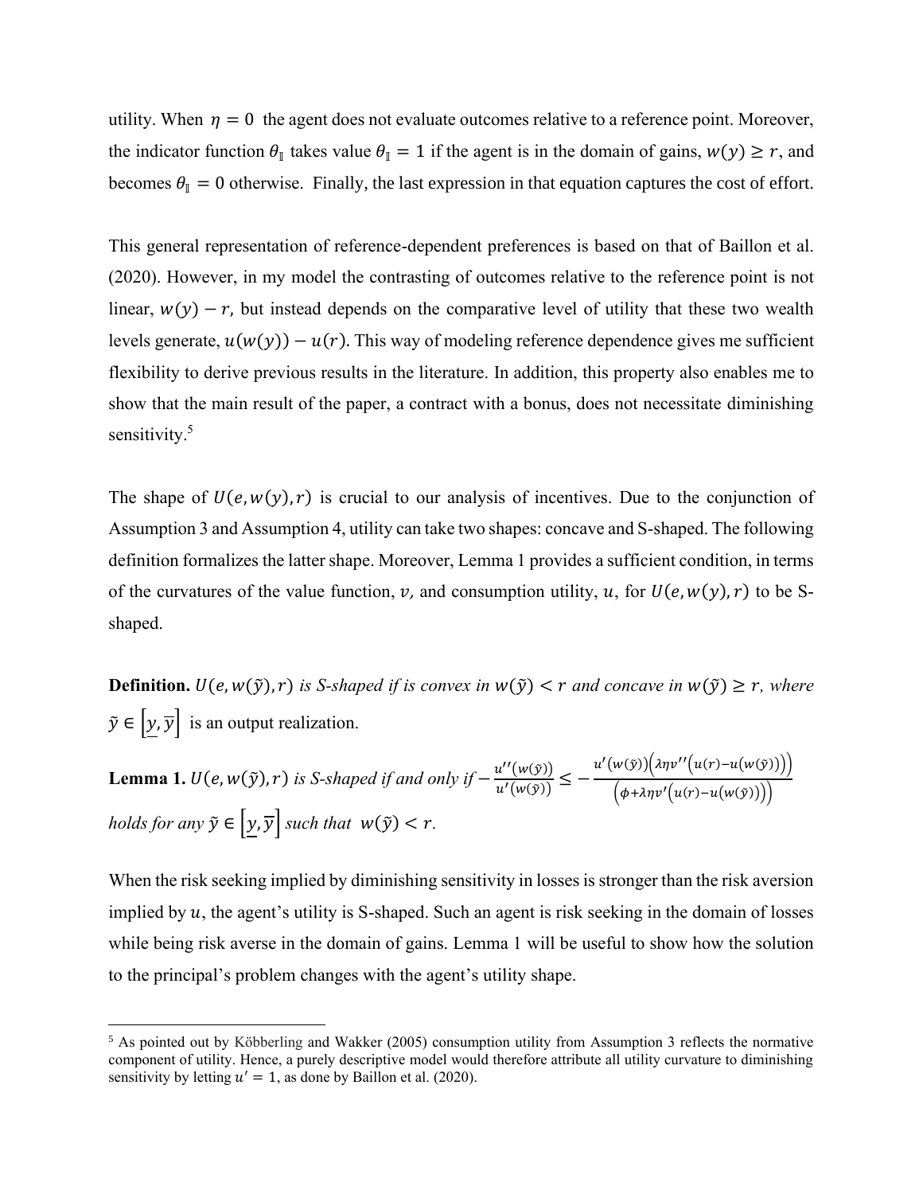utility. When $\eta = 0$ the agent does not evaluate outcomes relative to a reference point. Moreover, the indicator function $\theta_{\mathbb{I}}$ takes value $\theta_{\mathbb{I}} = 1$ if the agent is in the domain of gains, $w(y) \geq r$, and becomes $\theta_{\mathbb{I}} = 0$ otherwise. Finally, the last expression in that equation captures the cost of effort.

This general representation of reference-dependent preferences is based on that of Baillon et al. (2020). However, in my model the contrasting of outcomes relative to the reference point is not linear, $w(y) - r$, but instead depends on the comparative level of utility that these two wealth levels generate, $u(w(y)) - u(r)$. This way of modeling reference dependence gives me sufficient flexibility to derive previous results in the literature. In addition, this property also enables me to show that the main result of the paper, a contract with a bonus, does not necessitate diminishing sensitivity.[5]

The shape of $U(e, w(y), r)$ is crucial to our analysis of incentives. Due to the conjunction of Assumption 3 and Assumption 4, utility can take two shapes: concave and S-shaped. The following definition formalizes the latter shape. Moreover, Lemma 1 provides a sufficient condition, in terms of the curvatures of the value function, $v$, and consumption utility, $u$, for $U(e, w(y), r)$ to be S-shaped.

**Definition.** *$U(e, w(\tilde{y}), r)$ is S-shaped if is convex in $w(\tilde{y}) < r$ and concave in $w(\tilde{y}) \geq r$, where $\tilde{y} \in \left[\underline{y}, \overline{y}\right]$ is an output realization.*

**Lemma 1.** *$U(e, w(\tilde{y}), r)$ is S-shaped if and only if $-\frac{u''(w(\tilde{y}))}{u'(w(\tilde{y}))} \leq -\frac{u'(w(\tilde{y}))\left(\lambda\eta v''\left(u(r) - u(w(\tilde{y}))\right)\right)}{\left(\phi + \lambda\eta v'\left(u(r) - u(w(\tilde{y}))\right)\right)}$ holds for any $\tilde{y} \in \left[\underline{y}, \overline{y}\right]$ such that $w(\tilde{y}) < r$.*

When the risk seeking implied by diminishing sensitivity in losses is stronger than the risk aversion implied by $u$, the agent's utility is S-shaped. Such an agent is risk seeking in the domain of losses while being risk averse in the domain of gains. Lemma 1 will be useful to show how the solution to the principal's problem changes with the agent's utility shape.

---

[5] As pointed out by Köbberling and Wakker (2005) consumption utility from Assumption 3 reflects the normative component of utility. Hence, a purely descriptive model would therefore attribute all utility curvature to diminishing sensitivity by letting $u' = 1$, as done by Baillon et al. (2020).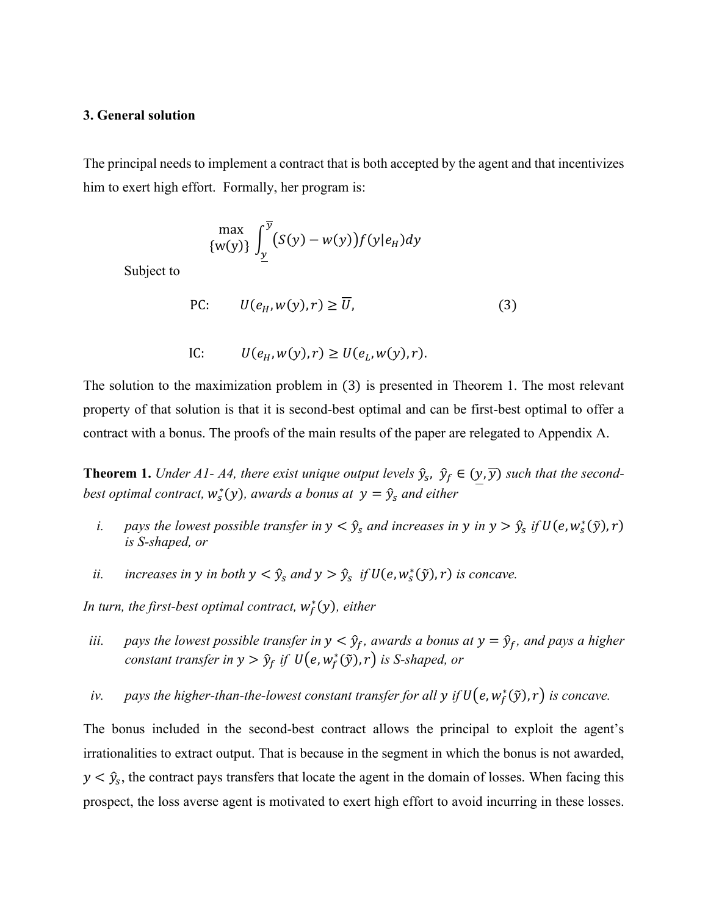### 3. General solution

The principal needs to implement a contract that is both accepted by the agent and that incentivizes him to exert high effort. Formally, her program is:

$$\max_{\{w(y)\}} \int_{\underline{y}}^{\overline{y}} \big(S(y) - w(y)\big) f(y|e_H) dy$$

Subject to

$$\text{PC:} \qquad U(e_H, w(y), r) \geq \overline{U}, \tag{3}$$

$$\text{IC:} \qquad U(e_H, w(y), r) \geq U(e_L, w(y), r).$$

The solution to the maximization problem in (3) is presented in Theorem 1. The most relevant property of that solution is that it is second-best optimal and can be first-best optimal to offer a contract with a bonus. The proofs of the main results of the paper are relegated to Appendix A.

**Theorem 1.** *Under A1- A4, there exist unique output levels $\hat{y}_s$, $\hat{y}_f \in (\underline{y}, \overline{y})$ such that the second-best optimal contract, $w_s^*(y)$, awards a bonus at $y = \hat{y}_s$ and either*

*i.* *pays the lowest possible transfer in $y < \hat{y}_s$ and increases in $y$ in $y > \hat{y}_s$ if $U(e, w_s^*(\tilde{y}), r)$ is S-shaped, or*

*ii.* *increases in $y$ in both $y < \hat{y}_s$ and $y > \hat{y}_s$ if $U(e, w_s^*(\tilde{y}), r)$ is concave.*

*In turn, the first-best optimal contract, $w_f^*(y)$, either*

*iii.* *pays the lowest possible transfer in $y < \hat{y}_f$, awards a bonus at $y = \hat{y}_f$, and pays a higher constant transfer in $y > \hat{y}_f$ if $U(e, w_f^*(\tilde{y}), r)$ is S-shaped, or*

*iv.* *pays the higher-than-the-lowest constant transfer for all $y$ if $U(e, w_f^*(\tilde{y}), r)$ is concave.*

The bonus included in the second-best contract allows the principal to exploit the agent's irrationalities to extract output. That is because in the segment in which the bonus is not awarded, $y < \hat{y}_s$, the contract pays transfers that locate the agent in the domain of losses. When facing this prospect, the loss averse agent is motivated to exert high effort to avoid incurring in these losses.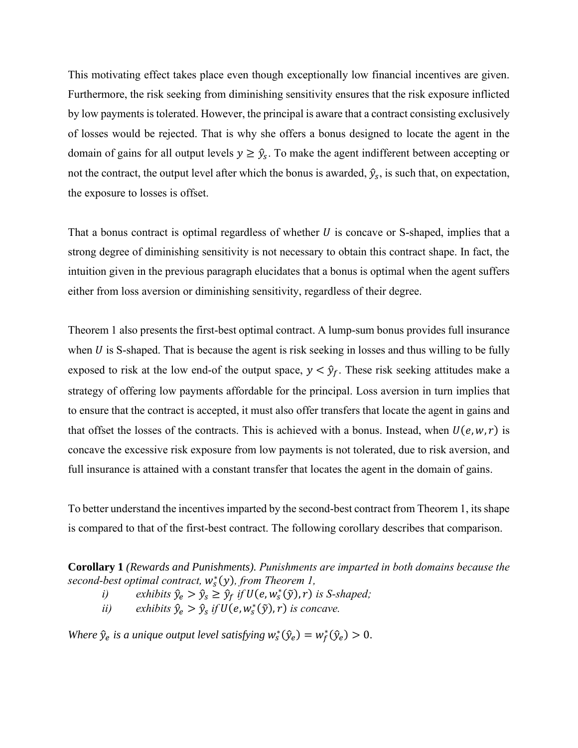This motivating effect takes place even though exceptionally low financial incentives are given. Furthermore, the risk seeking from diminishing sensitivity ensures that the risk exposure inflicted by low payments is tolerated. However, the principal is aware that a contract consisting exclusively of losses would be rejected. That is why she offers a bonus designed to locate the agent in the domain of gains for all output levels $y \geq \hat{y}_s$. To make the agent indifferent between accepting or not the contract, the output level after which the bonus is awarded, $\hat{y}_s$, is such that, on expectation, the exposure to losses is offset.

That a bonus contract is optimal regardless of whether $U$ is concave or S-shaped, implies that a strong degree of diminishing sensitivity is not necessary to obtain this contract shape. In fact, the intuition given in the previous paragraph elucidates that a bonus is optimal when the agent suffers either from loss aversion or diminishing sensitivity, regardless of their degree.

Theorem 1 also presents the first-best optimal contract. A lump-sum bonus provides full insurance when $U$ is S-shaped. That is because the agent is risk seeking in losses and thus willing to be fully exposed to risk at the low end-of the output space, $y < \hat{y}_f$. These risk seeking attitudes make a strategy of offering low payments affordable for the principal. Loss aversion in turn implies that to ensure that the contract is accepted, it must also offer transfers that locate the agent in gains and that offset the losses of the contracts. This is achieved with a bonus. Instead, when $U(e, w, r)$ is concave the excessive risk exposure from low payments is not tolerated, due to risk aversion, and full insurance is attained with a constant transfer that locates the agent in the domain of gains.

To better understand the incentives imparted by the second-best contract from Theorem 1, its shape is compared to that of the first-best contract. The following corollary describes that comparison.

**Corollary 1** *(Rewards and Punishments). Punishments are imparted in both domains because the second-best optimal contract, $w_s^*(y)$, from Theorem 1,*

*i) exhibits $\hat{y}_e > \hat{y}_s \geq \hat{y}_f$ if $U(e, w_s^*(\tilde{y}), r)$ is S-shaped;*

*ii) exhibits $\hat{y}_e > \hat{y}_s$ if $U(e, w_s^*(\tilde{y}), r)$ is concave.*

*Where $\hat{y}_e$ is a unique output level satisfying $w_s^*(\hat{y}_e) = w_f^*(\hat{y}_e) > 0$.*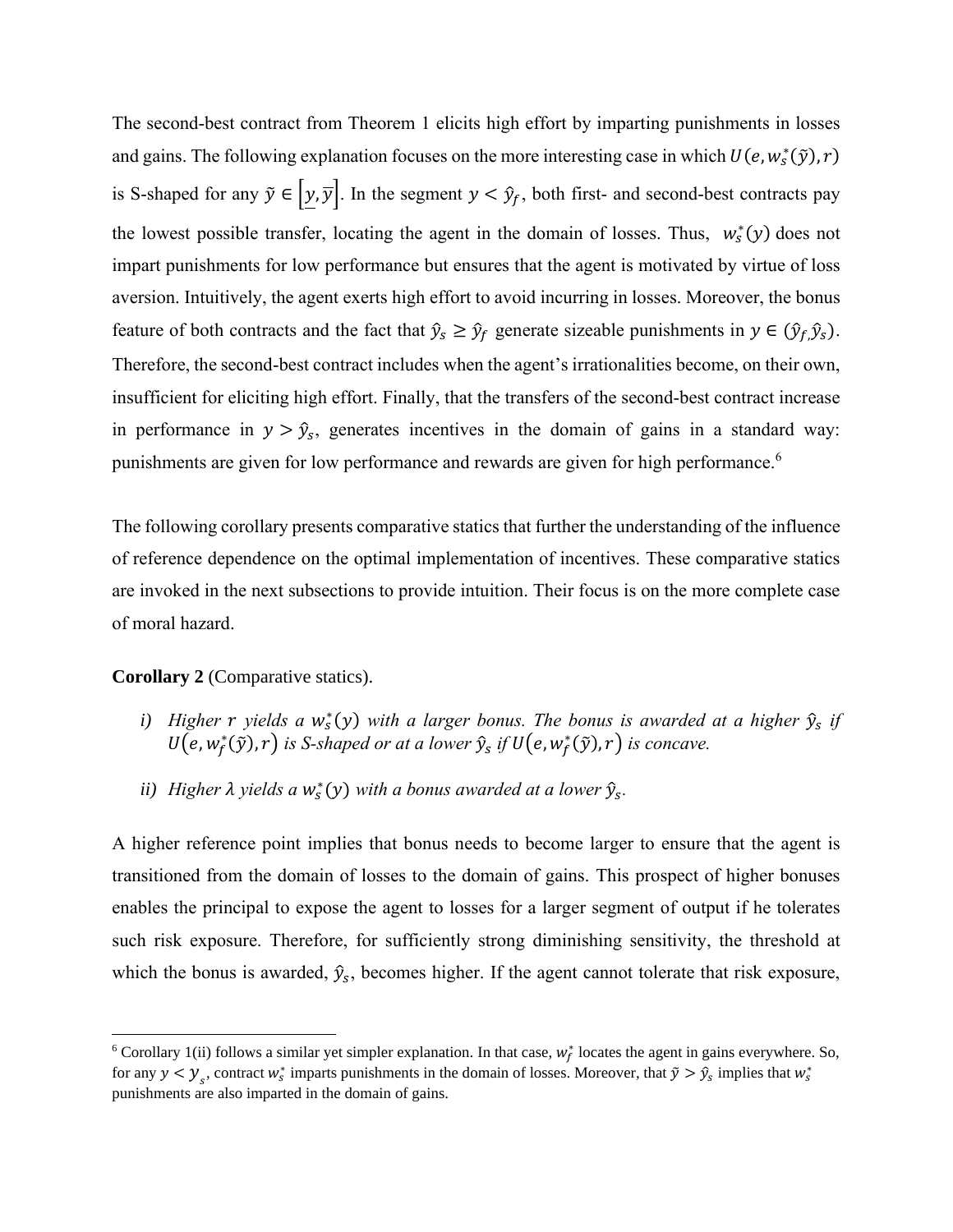The second-best contract from Theorem 1 elicits high effort by imparting punishments in losses and gains. The following explanation focuses on the more interesting case in which $U(e, w_s^*(\tilde{y}), r)$ is S-shaped for any $\tilde{y} \in [\underline{y}, \overline{y}]$. In the segment $y < \hat{y}_f$, both first- and second-best contracts pay the lowest possible transfer, locating the agent in the domain of losses. Thus, $w_s^*(y)$ does not impart punishments for low performance but ensures that the agent is motivated by virtue of loss aversion. Intuitively, the agent exerts high effort to avoid incurring in losses. Moreover, the bonus feature of both contracts and the fact that $\hat{y}_s \geq \hat{y}_f$ generate sizeable punishments in $y \in (\hat{y}_f, \hat{y}_s)$. Therefore, the second-best contract includes when the agent's irrationalities become, on their own, insufficient for eliciting high effort. Finally, that the transfers of the second-best contract increase in performance in $y > \hat{y}_s$, generates incentives in the domain of gains in a standard way: punishments are given for low performance and rewards are given for high performance.[6]

The following corollary presents comparative statics that further the understanding of the influence of reference dependence on the optimal implementation of incentives. These comparative statics are invoked in the next subsections to provide intuition. Their focus is on the more complete case of moral hazard.

**Corollary 2** (Comparative statics).

*i) Higher $r$ yields a $w_s^*(y)$ with a larger bonus. The bonus is awarded at a higher $\hat{y}_s$ if $U(e, w_f^*(\tilde{y}), r)$ is S-shaped or at a lower $\hat{y}_s$ if $U(e, w_f^*(\tilde{y}), r)$ is concave.*

*ii) Higher $\lambda$ yields a $w_s^*(y)$ with a bonus awarded at a lower $\hat{y}_s$.*

A higher reference point implies that bonus needs to become larger to ensure that the agent is transitioned from the domain of losses to the domain of gains. This prospect of higher bonuses enables the principal to expose the agent to losses for a larger segment of output if he tolerates such risk exposure. Therefore, for sufficiently strong diminishing sensitivity, the threshold at which the bonus is awarded, $\hat{y}_s$, becomes higher. If the agent cannot tolerate that risk exposure,

---

[6] Corollary 1(ii) follows a similar yet simpler explanation. In that case, $w_f^*$ locates the agent in gains everywhere. So, for any $y < \underline{y}_s$, contract $w_s^*$ imparts punishments in the domain of losses. Moreover, that $\tilde{y} > \hat{y}_s$ implies that $w_s^*$ punishments are also imparted in the domain of gains.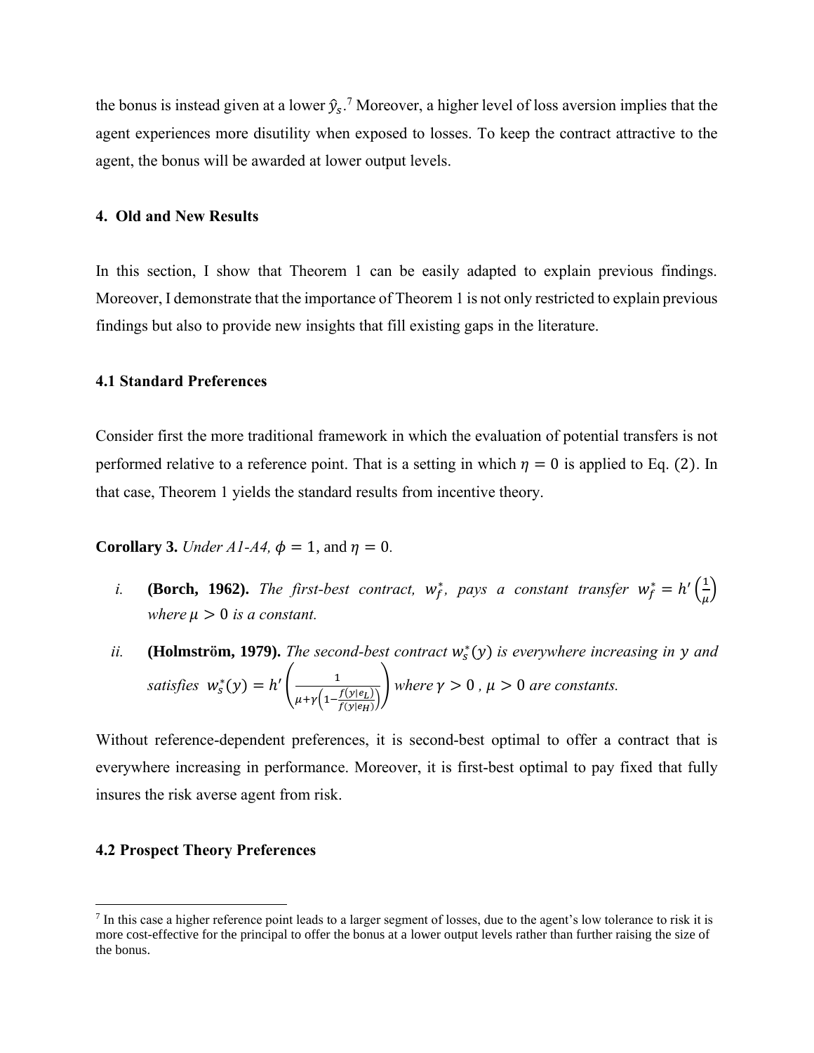the bonus is instead given at a lower $\hat{y}_s$.[7] Moreover, a higher level of loss aversion implies that the agent experiences more disutility when exposed to losses. To keep the contract attractive to the agent, the bonus will be awarded at lower output levels.

## 4. Old and New Results

In this section, I show that Theorem 1 can be easily adapted to explain previous findings. Moreover, I demonstrate that the importance of Theorem 1 is not only restricted to explain previous findings but also to provide new insights that fill existing gaps in the literature.

### 4.1 Standard Preferences

Consider first the more traditional framework in which the evaluation of potential transfers is not performed relative to a reference point. That is a setting in which $\eta = 0$ is applied to Eq. $(2)$. In that case, Theorem 1 yields the standard results from incentive theory.

**Corollary 3.** *Under A1-A4,* $\phi = 1$, and $\eta = 0$.

*i.* **(Borch, 1962).** *The first-best contract,* $w_f^*$*, pays a constant transfer* $w_f^* = h'\left(\frac{1}{\mu}\right)$ *where* $\mu > 0$ *is a constant.*

*ii.* **(Holmström, 1979).** *The second-best contract* $w_s^*(y)$ *is everywhere increasing in* $y$ *and satisfies* $w_s^*(y) = h'\left(\frac{1}{\mu+\gamma\left(1-\frac{f(y|e_L)}{f(y|e_H)}\right)}\right)$ *where* $\gamma > 0$ *,* $\mu > 0$ *are constants.*

Without reference-dependent preferences, it is second-best optimal to offer a contract that is everywhere increasing in performance. Moreover, it is first-best optimal to pay fixed that fully insures the risk averse agent from risk.

### 4.2 Prospect Theory Preferences

[7] In this case a higher reference point leads to a larger segment of losses, due to the agent's low tolerance to risk it is more cost-effective for the principal to offer the bonus at a lower output levels rather than further raising the size of the bonus.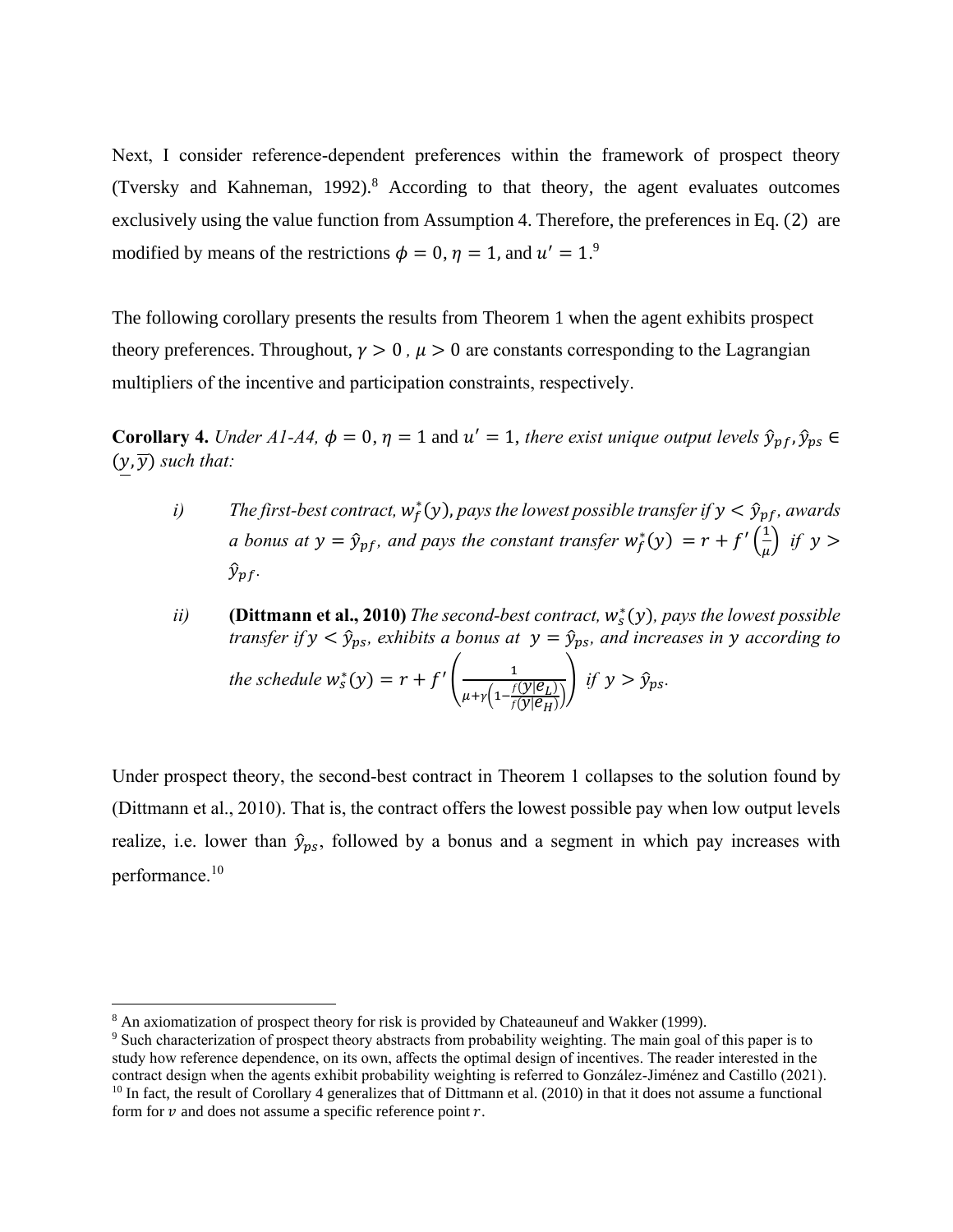Next, I consider reference-dependent preferences within the framework of prospect theory (Tversky and Kahneman, 1992).[8] According to that theory, the agent evaluates outcomes exclusively using the value function from Assumption 4. Therefore, the preferences in Eq. (2) are modified by means of the restrictions $\phi = 0$, $\eta = 1$, and $u' = 1$.[9]

The following corollary presents the results from Theorem 1 when the agent exhibits prospect theory preferences. Throughout, $\gamma > 0$ , $\mu > 0$ are constants corresponding to the Lagrangian multipliers of the incentive and participation constraints, respectively.

**Corollary 4.** *Under A1-A4,* $\phi = 0, \eta = 1$ and $u' = 1$, *there exist unique output levels* $\hat{y}_{pf}, \hat{y}_{ps} \in (\underline{y}, \overline{y})$ *such that:*

*i)* *The first-best contract,* $w_f^*(y)$, *pays the lowest possible transfer if* $y < \hat{y}_{pf}$, *awards a bonus at* $y = \hat{y}_{pf}$, *and pays the constant transfer* $w_f^*(y) = r + f'\left(\frac{1}{\mu}\right)$ *if* $y > \hat{y}_{pf}$.

*ii)* **(Dittmann et al., 2010)** *The second-best contract,* $w_s^*(y)$, *pays the lowest possible transfer if* $y < \hat{y}_{ps}$, *exhibits a bonus at* $y = \hat{y}_{ps}$, *and increases in* $y$ *according to the schedule* $w_s^*(y) = r + f'\left(\frac{1}{\mu + \gamma\left(1 - \frac{f(y|e_L)}{f(y|e_H)}\right)}\right)$ *if* $y > \hat{y}_{ps}$.

Under prospect theory, the second-best contract in Theorem 1 collapses to the solution found by (Dittmann et al., 2010). That is, the contract offers the lowest possible pay when low output levels realize, i.e. lower than $\hat{y}_{ps}$, followed by a bonus and a segment in which pay increases with performance.[10]

---

[8] An axiomatization of prospect theory for risk is provided by Chateauneuf and Wakker (1999).

[9] Such characterization of prospect theory abstracts from probability weighting. The main goal of this paper is to study how reference dependence, on its own, affects the optimal design of incentives. The reader interested in the contract design when the agents exhibit probability weighting is referred to González-Jiménez and Castillo (2021).

[10] In fact, the result of Corollary 4 generalizes that of Dittmann et al. (2010) in that it does not assume a functional form for $v$ and does not assume a specific reference point $r$.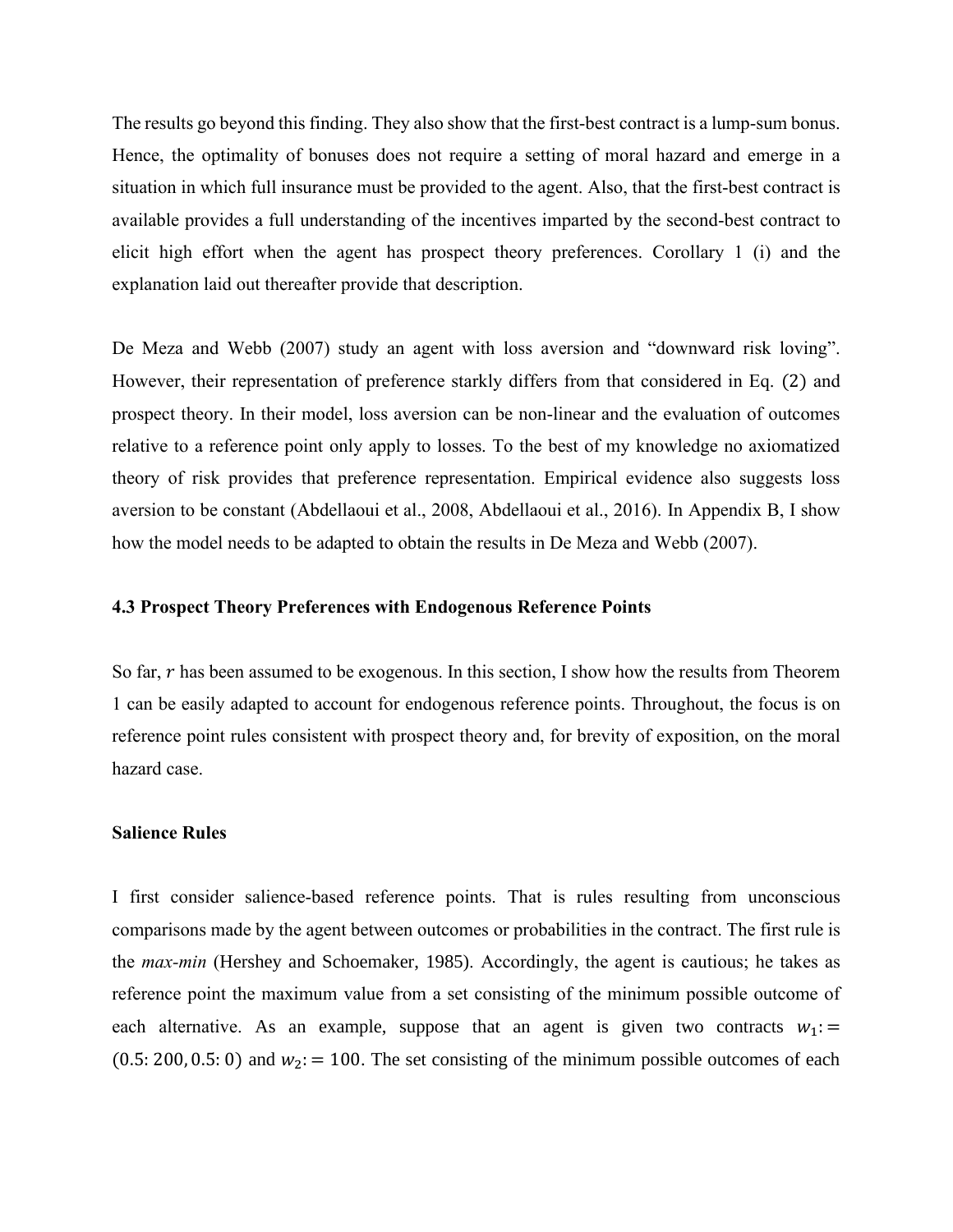The results go beyond this finding. They also show that the first-best contract is a lump-sum bonus. Hence, the optimality of bonuses does not require a setting of moral hazard and emerge in a situation in which full insurance must be provided to the agent. Also, that the first-best contract is available provides a full understanding of the incentives imparted by the second-best contract to elicit high effort when the agent has prospect theory preferences. Corollary 1 (i) and the explanation laid out thereafter provide that description.

De Meza and Webb (2007) study an agent with loss aversion and "downward risk loving". However, their representation of preference starkly differs from that considered in Eq. (2) and prospect theory. In their model, loss aversion can be non-linear and the evaluation of outcomes relative to a reference point only apply to losses. To the best of my knowledge no axiomatized theory of risk provides that preference representation. Empirical evidence also suggests loss aversion to be constant (Abdellaoui et al., 2008, Abdellaoui et al., 2016). In Appendix B, I show how the model needs to be adapted to obtain the results in De Meza and Webb (2007).

### 4.3 Prospect Theory Preferences with Endogenous Reference Points

So far, $r$ has been assumed to be exogenous. In this section, I show how the results from Theorem 1 can be easily adapted to account for endogenous reference points. Throughout, the focus is on reference point rules consistent with prospect theory and, for brevity of exposition, on the moral hazard case.

**Salience Rules**

I first consider salience-based reference points. That is rules resulting from unconscious comparisons made by the agent between outcomes or probabilities in the contract. The first rule is the *max-min* (Hershey and Schoemaker, 1985). Accordingly, the agent is cautious; he takes as reference point the maximum value from a set consisting of the minimum possible outcome of each alternative. As an example, suppose that an agent is given two contracts $w_1 := (0.5\colon 200, 0.5\colon 0)$ and $w_2 := 100$. The set consisting of the minimum possible outcomes of each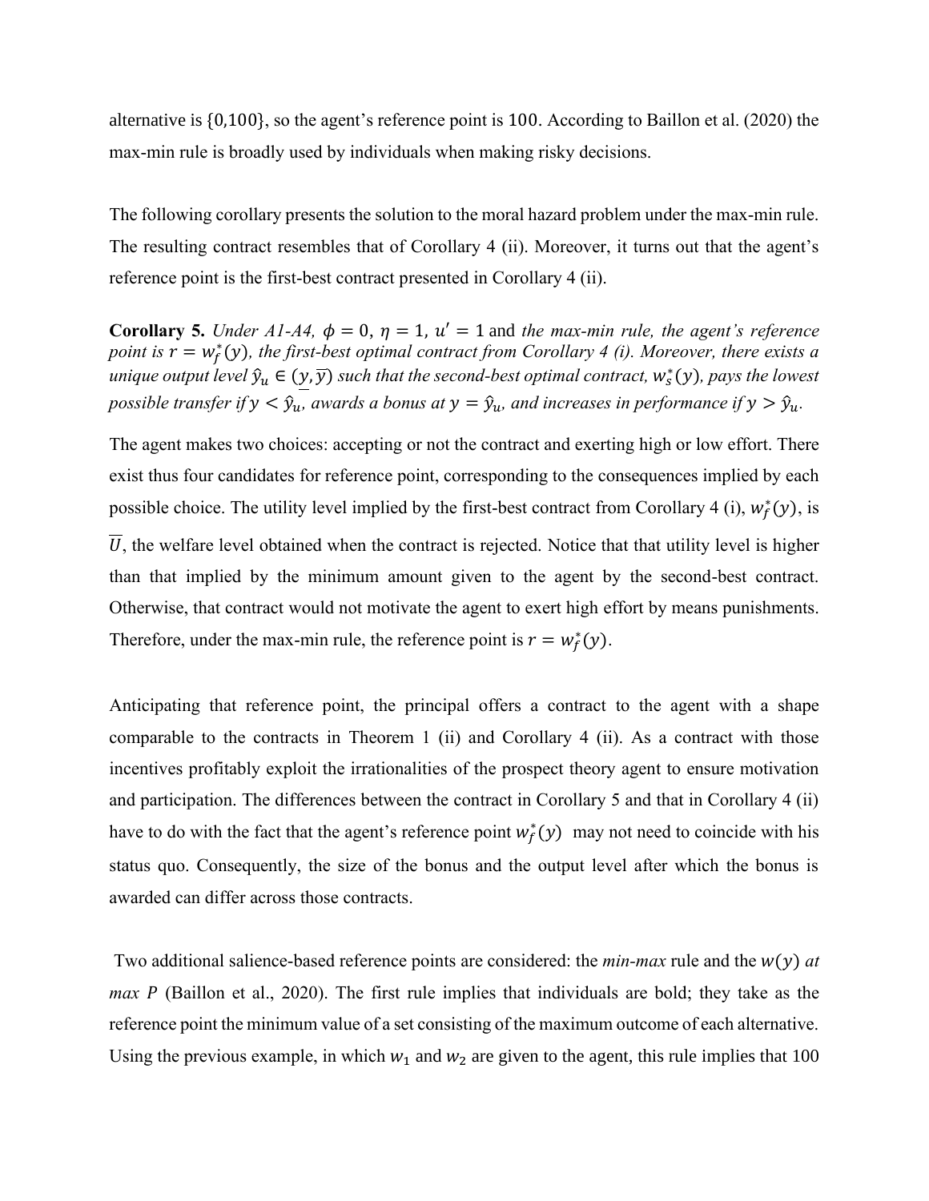alternative is $\{0,100\}$, so the agent's reference point is $100$. According to Baillon et al. (2020) the max-min rule is broadly used by individuals when making risky decisions.

The following corollary presents the solution to the moral hazard problem under the max-min rule. The resulting contract resembles that of Corollary 4 (ii). Moreover, it turns out that the agent's reference point is the first-best contract presented in Corollary 4 (ii).

**Corollary 5.** *Under A1-A4,* $\phi = 0$, $\eta = 1$, $u' = 1$ and *the max-min rule, the agent's reference point is* $r = w_f^*(y)$*, the first-best optimal contract from Corollary 4 (i). Moreover, there exists a unique output level* $\hat{y}_u \in (\underline{y}, \overline{y})$ *such that the second-best optimal contract,* $w_s^*(y)$*, pays the lowest possible transfer if* $y < \hat{y}_u$*, awards a bonus at* $y = \hat{y}_u$*, and increases in performance if* $y > \hat{y}_u$*.*

The agent makes two choices: accepting or not the contract and exerting high or low effort. There exist thus four candidates for reference point, corresponding to the consequences implied by each possible choice. The utility level implied by the first-best contract from Corollary 4 (i), $w_f^*(y)$, is $\overline{U}$, the welfare level obtained when the contract is rejected. Notice that that utility level is higher than that implied by the minimum amount given to the agent by the second-best contract. Otherwise, that contract would not motivate the agent to exert high effort by means punishments. Therefore, under the max-min rule, the reference point is $r = w_f^*(y)$.

Anticipating that reference point, the principal offers a contract to the agent with a shape comparable to the contracts in Theorem 1 (ii) and Corollary 4 (ii). As a contract with those incentives profitably exploit the irrationalities of the prospect theory agent to ensure motivation and participation. The differences between the contract in Corollary 5 and that in Corollary 4 (ii) have to do with the fact that the agent's reference point $w_f^*(y)$ may not need to coincide with his status quo. Consequently, the size of the bonus and the output level after which the bonus is awarded can differ across those contracts.

Two additional salience-based reference points are considered: the *min-max* rule and the $w(y)$ *at max P* (Baillon et al., 2020). The first rule implies that individuals are bold; they take as the reference point the minimum value of a set consisting of the maximum outcome of each alternative. Using the previous example, in which $w_1$ and $w_2$ are given to the agent, this rule implies that 100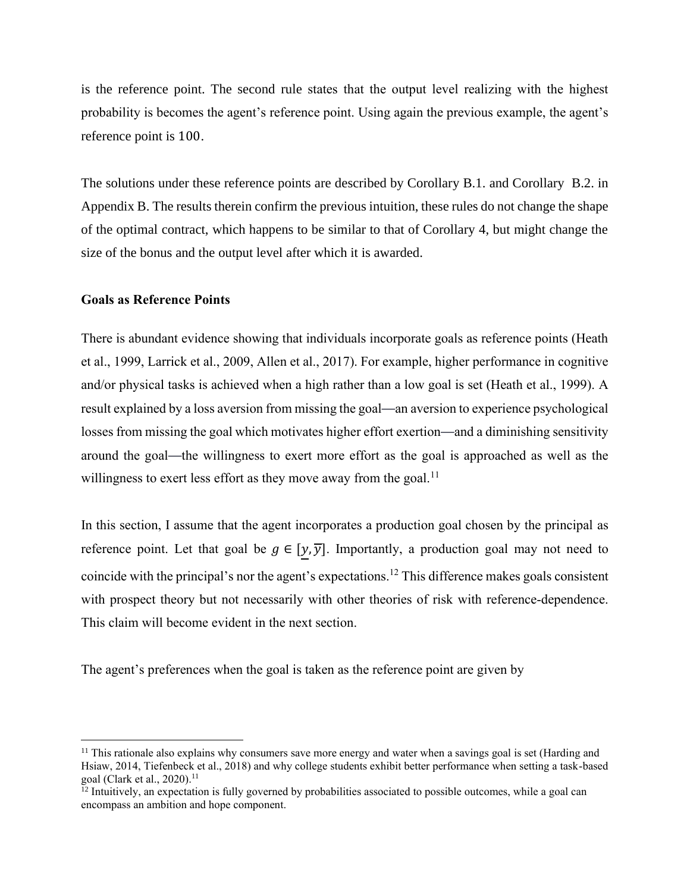is the reference point. The second rule states that the output level realizing with the highest probability is becomes the agent's reference point. Using again the previous example, the agent's reference point is $100$.

The solutions under these reference points are described by Corollary B.1. and Corollary B.2. in Appendix B. The results therein confirm the previous intuition, these rules do not change the shape of the optimal contract, which happens to be similar to that of Corollary 4, but might change the size of the bonus and the output level after which it is awarded.

**Goals as Reference Points**

There is abundant evidence showing that individuals incorporate goals as reference points (Heath et al., 1999, Larrick et al., 2009, Allen et al., 2017). For example, higher performance in cognitive and/or physical tasks is achieved when a high rather than a low goal is set (Heath et al., 1999). A result explained by a loss aversion from missing the goal—an aversion to experience psychological losses from missing the goal which motivates higher effort exertion—and a diminishing sensitivity around the goal—the willingness to exert more effort as the goal is approached as well as the willingness to exert less effort as they move away from the goal.[11]

In this section, I assume that the agent incorporates a production goal chosen by the principal as reference point. Let that goal be $g \in [\underline{y}, \overline{y}]$. Importantly, a production goal may not need to coincide with the principal's nor the agent's expectations.[12] This difference makes goals consistent with prospect theory but not necessarily with other theories of risk with reference-dependence. This claim will become evident in the next section.

The agent's preferences when the goal is taken as the reference point are given by

---

[11] This rationale also explains why consumers save more energy and water when a savings goal is set (Harding and Hsiaw, 2014, Tiefenbeck et al., 2018) and why college students exhibit better performance when setting a task-based goal (Clark et al., 2020).[11]

[12] Intuitively, an expectation is fully governed by probabilities associated to possible outcomes, while a goal can encompass an ambition and hope component.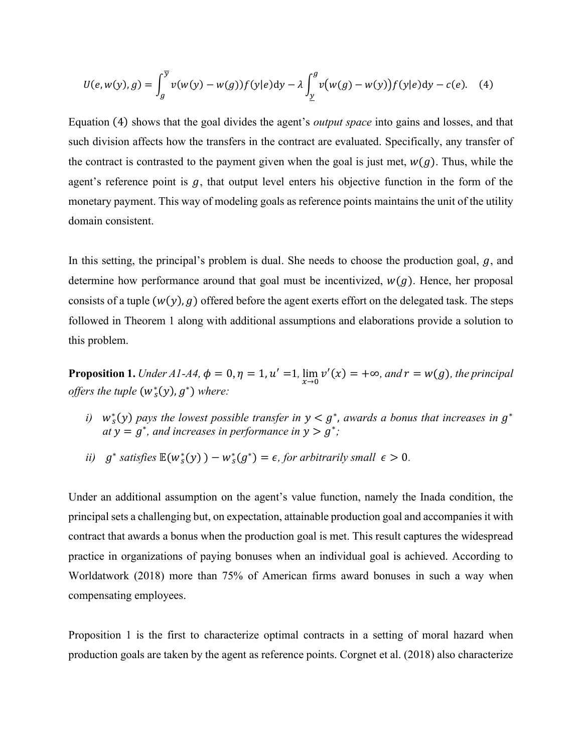$$U(e, w(y), g) = \int_{g}^{\overline{y}} v(w(y) - w(g)) f(y|e) \mathrm{d}y - \lambda \int_{\underline{y}}^{g} v\big(w(g) - w(y)\big) f(y|e) \mathrm{d}y - c(e). \quad (4)$$

Equation $(4)$ shows that the goal divides the agent's *output space* into gains and losses, and that such division affects how the transfers in the contract are evaluated. Specifically, any transfer of the contract is contrasted to the payment given when the goal is just met, $w(g)$. Thus, while the agent's reference point is $g$, that output level enters his objective function in the form of the monetary payment. This way of modeling goals as reference points maintains the unit of the utility domain consistent.

In this setting, the principal's problem is dual. She needs to choose the production goal, $g$, and determine how performance around that goal must be incentivized, $w(g)$. Hence, her proposal consists of a tuple $(w(y), g)$ offered before the agent exerts effort on the delegated task. The steps followed in Theorem 1 along with additional assumptions and elaborations provide a solution to this problem.

**Proposition 1.** *Under A1-A4, $\phi = 0, \eta = 1, u' = 1, \lim_{x \to 0} v'(x) = +\infty$, and $r = w(g)$, the principal offers the tuple $(w_s^*(y), g^*)$ where:*

*i) $w_s^*(y)$ pays the lowest possible transfer in $y < g^*$, awards a bonus that increases in $g^*$ at $y = g^*$, and increases in performance in $y > g^*$;*

*ii) $g^*$ satisfies $\mathbb{E}(w_s^*(y)) - w_s^*(g^*) = \epsilon$, for arbitrarily small $\epsilon > 0$.*

Under an additional assumption on the agent's value function, namely the Inada condition, the principal sets a challenging but, on expectation, attainable production goal and accompanies it with contract that awards a bonus when the production goal is met. This result captures the widespread practice in organizations of paying bonuses when an individual goal is achieved. According to Worldatwork (2018) more than 75% of American firms award bonuses in such a way when compensating employees.

Proposition 1 is the first to characterize optimal contracts in a setting of moral hazard when production goals are taken by the agent as reference points. Corgnet et al. (2018) also characterize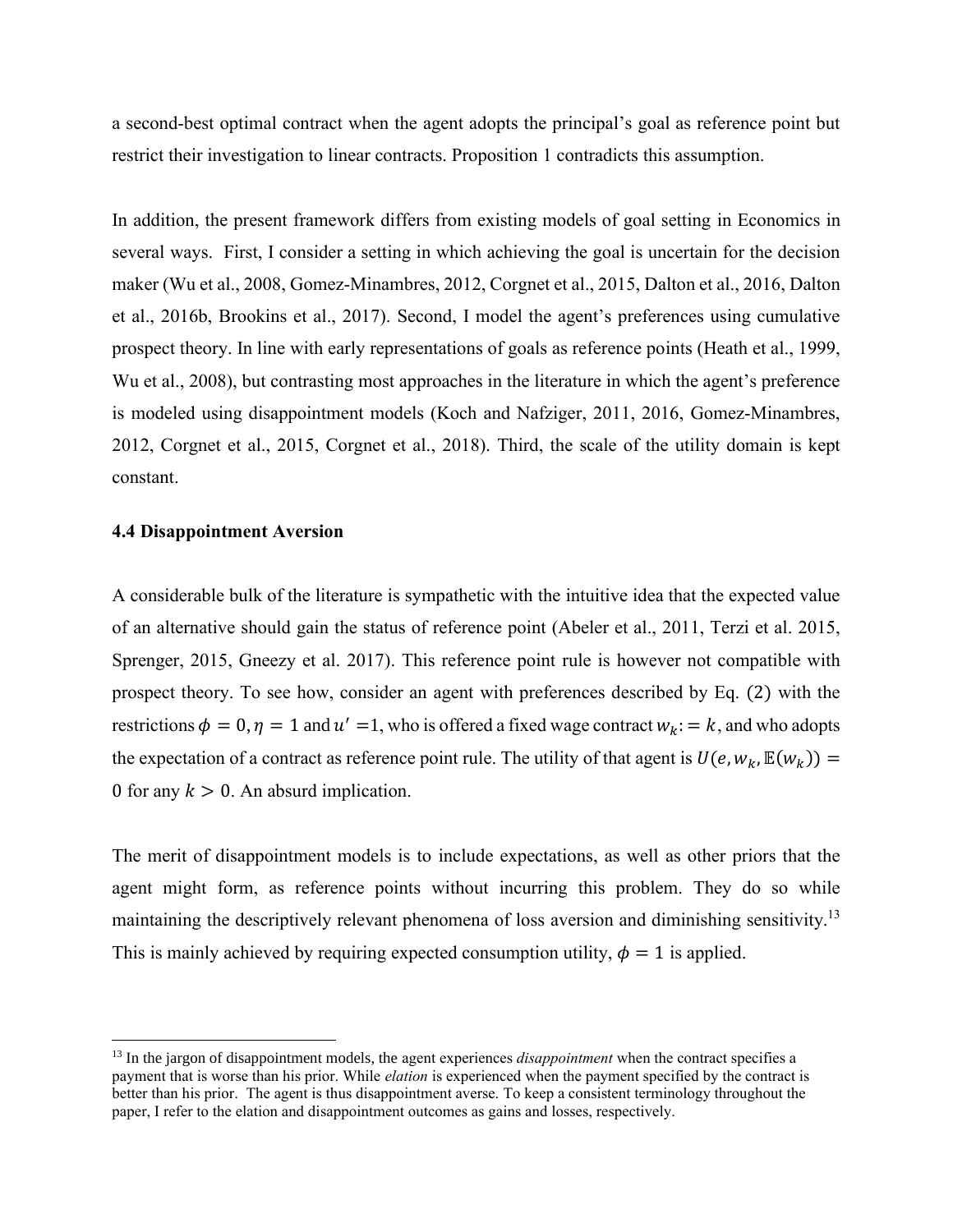a second-best optimal contract when the agent adopts the principal's goal as reference point but restrict their investigation to linear contracts. Proposition 1 contradicts this assumption.

In addition, the present framework differs from existing models of goal setting in Economics in several ways. First, I consider a setting in which achieving the goal is uncertain for the decision maker (Wu et al., 2008, Gomez-Minambres, 2012, Corgnet et al., 2015, Dalton et al., 2016, Dalton et al., 2016b, Brookins et al., 2017). Second, I model the agent's preferences using cumulative prospect theory. In line with early representations of goals as reference points (Heath et al., 1999, Wu et al., 2008), but contrasting most approaches in the literature in which the agent's preference is modeled using disappointment models (Koch and Nafziger, 2011, 2016, Gomez-Minambres, 2012, Corgnet et al., 2015, Corgnet et al., 2018). Third, the scale of the utility domain is kept constant.

### 4.4 Disappointment Aversion

A considerable bulk of the literature is sympathetic with the intuitive idea that the expected value of an alternative should gain the status of reference point (Abeler et al., 2011, Terzi et al. 2015, Sprenger, 2015, Gneezy et al. 2017). This reference point rule is however not compatible with prospect theory. To see how, consider an agent with preferences described by Eq. (2) with the restrictions $\phi = 0, \eta = 1$ and $u' = 1$, who is offered a fixed wage contract $w_k := k$, and who adopts the expectation of a contract as reference point rule. The utility of that agent is $U(e, w_k, \mathbb{E}(w_k)) = 0$ for any $k > 0$. An absurd implication.

The merit of disappointment models is to include expectations, as well as other priors that the agent might form, as reference points without incurring this problem. They do so while maintaining the descriptively relevant phenomena of loss aversion and diminishing sensitivity.[13] This is mainly achieved by requiring expected consumption utility, $\phi = 1$ is applied.

[13] In the jargon of disappointment models, the agent experiences *disappointment* when the contract specifies a payment that is worse than his prior. While *elation* is experienced when the payment specified by the contract is better than his prior. The agent is thus disappointment averse. To keep a consistent terminology throughout the paper, I refer to the elation and disappointment outcomes as gains and losses, respectively.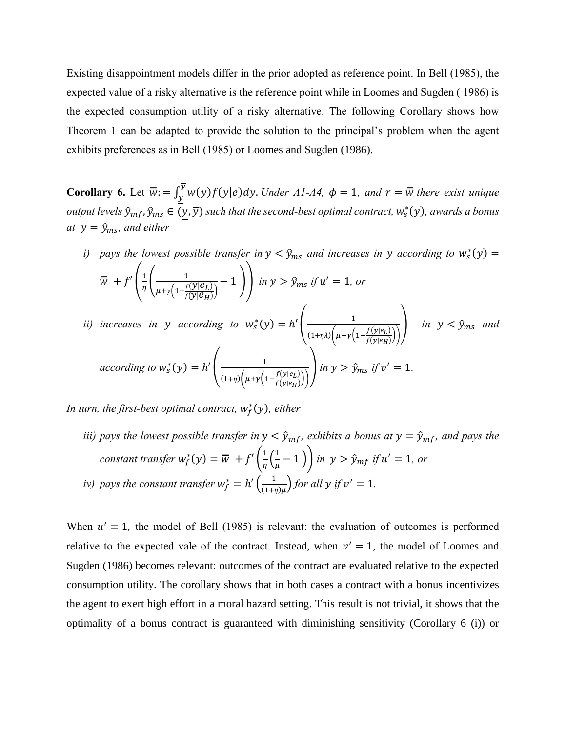Existing disappointment models differ in the prior adopted as reference point. In Bell (1985), the expected value of a risky alternative is the reference point while in Loomes and Sugden ( 1986) is the expected consumption utility of a risky alternative. The following Corollary shows how Theorem 1 can be adapted to provide the solution to the principal's problem when the agent exhibits preferences as in Bell (1985) or Loomes and Sugden (1986).

**Corollary 6.** Let $\bar{\bar{w}} := \int_{\underline{y}}^{\overline{y}} w(y) f(y|e)dy$. *Under A1-A4, $\phi = 1$, and $r = \bar{\bar{w}}$ there exist unique output levels $\hat{y}_{mf}, \hat{y}_{ms} \in (\underline{y}, \overline{y})$ such that the second-best optimal contract, $w_s^*(y)$, awards a bonus at $y = \hat{y}_{ms}$, and either*

*i) pays the lowest possible transfer in $y < \hat{y}_{ms}$ and increases in $y$ according to $w_s^*(y) = \bar{\bar{w}} + f'\left(\frac{1}{\eta}\left(\frac{1}{\mu+\gamma\left(1-\frac{f(y|e_L)}{f(y|e_H)}\right)} - 1\right)\right)$ in $y > \hat{y}_{ms}$ if $u' = 1$, or*

*ii) increases in $y$ according to $w_s^*(y) = h'\left(\frac{1}{(1+\eta\lambda)\left(\mu+\gamma\left(1-\frac{f(y|e_L)}{f(y|e_H)}\right)\right)}\right)$ in $y < \hat{y}_{ms}$ and according to $w_s^*(y) = h'\left(\frac{1}{(1+\eta)\left(\mu+\gamma\left(1-\frac{f(y|e_L)}{f(y|e_H)}\right)\right)}\right)$ in $y > \hat{y}_{ms}$ if $v' = 1$.*

*In turn, the first-best optimal contract, $w_f^*(y)$, either*

*iii) pays the lowest possible transfer in $y < \hat{y}_{mf}$, exhibits a bonus at $y = \hat{y}_{mf}$, and pays the constant transfer $w_f^*(y) = \bar{\bar{w}} + f'\left(\frac{1}{\eta}\left(\frac{1}{\mu} - 1\right)\right)$ in $y > \hat{y}_{mf}$ if $u' = 1$, or*

*iv) pays the constant transfer $w_f^* = h'\left(\frac{1}{(1+\eta)\mu}\right)$ for all $y$ if $v' = 1$.*

When $u' = 1$, the model of Bell (1985) is relevant: the evaluation of outcomes is performed relative to the expected vale of the contract. Instead, when $v' = 1$, the model of Loomes and Sugden (1986) becomes relevant: outcomes of the contract are evaluated relative to the expected consumption utility. The corollary shows that in both cases a contract with a bonus incentivizes the agent to exert high effort in a moral hazard setting. This result is not trivial, it shows that the optimality of a bonus contract is guaranteed with diminishing sensitivity (Corollary 6 (i)) or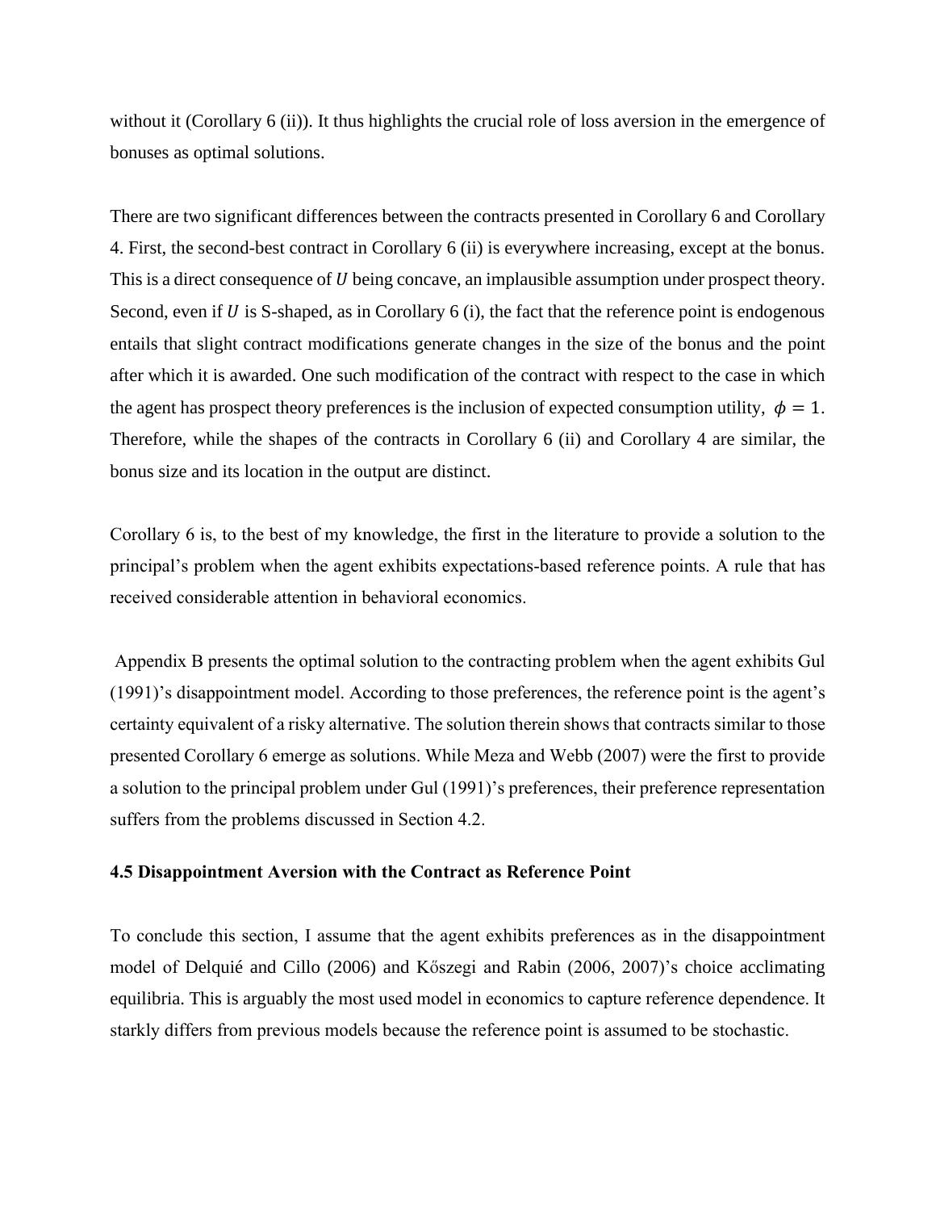without it (Corollary 6 (ii)). It thus highlights the crucial role of loss aversion in the emergence of bonuses as optimal solutions.

There are two significant differences between the contracts presented in Corollary 6 and Corollary 4. First, the second-best contract in Corollary 6 (ii) is everywhere increasing, except at the bonus. This is a direct consequence of $U$ being concave, an implausible assumption under prospect theory. Second, even if $U$ is S-shaped, as in Corollary 6 (i), the fact that the reference point is endogenous entails that slight contract modifications generate changes in the size of the bonus and the point after which it is awarded. One such modification of the contract with respect to the case in which the agent has prospect theory preferences is the inclusion of expected consumption utility, $\phi = 1$. Therefore, while the shapes of the contracts in Corollary 6 (ii) and Corollary 4 are similar, the bonus size and its location in the output are distinct.

Corollary 6 is, to the best of my knowledge, the first in the literature to provide a solution to the principal's problem when the agent exhibits expectations-based reference points. A rule that has received considerable attention in behavioral economics.

Appendix B presents the optimal solution to the contracting problem when the agent exhibits Gul (1991)'s disappointment model. According to those preferences, the reference point is the agent's certainty equivalent of a risky alternative. The solution therein shows that contracts similar to those presented Corollary 6 emerge as solutions. While Meza and Webb (2007) were the first to provide a solution to the principal problem under Gul (1991)'s preferences, their preference representation suffers from the problems discussed in Section 4.2.

### 4.5 Disappointment Aversion with the Contract as Reference Point

To conclude this section, I assume that the agent exhibits preferences as in the disappointment model of Delquié and Cillo (2006) and Kőszegi and Rabin (2006, 2007)'s choice acclimating equilibria. This is arguably the most used model in economics to capture reference dependence. It starkly differs from previous models because the reference point is assumed to be stochastic.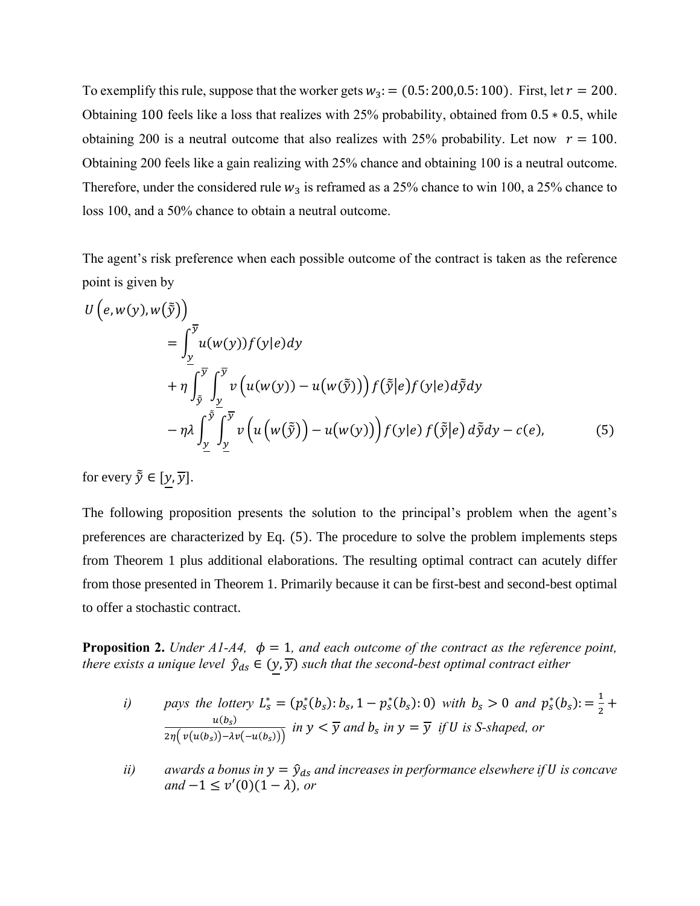To exemplify this rule, suppose that the worker gets $w_3 := (0.5{:}\,200, 0.5{:}\,100)$. First, let $r = 200$. Obtaining 100 feels like a loss that realizes with 25% probability, obtained from $0.5 * 0.5$, while obtaining 200 is a neutral outcome that also realizes with 25% probability. Let now $r = 100$. Obtaining 200 feels like a gain realizing with 25% chance and obtaining 100 is a neutral outcome. Therefore, under the considered rule $w_3$ is reframed as a 25% chance to win 100, a 25% chance to loss 100, and a 50% chance to obtain a neutral outcome.

The agent's risk preference when each possible outcome of the contract is taken as the reference point is given by

$$
\begin{aligned}
U\left(e, w(y), w(\tilde{\tilde{y}})\right) &= \int_{\underline{y}}^{\overline{y}} u(w(y)) f(y|e)\, dy \\
&+ \eta \int_{\tilde{\tilde{y}}}^{\overline{y}} \int_{\underline{y}}^{\overline{y}} v\left(u(w(y)) - u\left(w(\tilde{\tilde{y}})\right)\right) f\left(\tilde{\tilde{y}}\middle|e\right) f(y|e)\, d\tilde{\tilde{y}}\, dy \\
&- \eta\lambda \int_{\underline{y}}^{\tilde{\tilde{y}}} \int_{\underline{y}}^{\overline{y}} v\left(u\left(w(\tilde{\tilde{y}})\right) - u(w(y))\right) f(y|e)\, f\left(\tilde{\tilde{y}}\middle|e\right) d\tilde{\tilde{y}}\, dy - c(e), \qquad (5)
\end{aligned}
$$

for every $\tilde{\tilde{y}} \in [\underline{y}, \overline{y}]$.

The following proposition presents the solution to the principal's problem when the agent's preferences are characterized by Eq. (5). The procedure to solve the problem implements steps from Theorem 1 plus additional elaborations. The resulting optimal contract can acutely differ from those presented in Theorem 1. Primarily because it can be first-best and second-best optimal to offer a stochastic contract.

**Proposition 2.** *Under A1-A4, $\phi = 1$, and each outcome of the contract as the reference point, there exists a unique level $\hat{y}_{ds} \in (\underline{y}, \overline{y})$ such that the second-best optimal contract either*

*i)* *pays the lottery $L_s^* = (p_s^*(b_s){:}\, b_s, 1 - p_s^*(b_s){:}\, 0)$ with $b_s > 0$ and $p_s^*(b_s) := \frac{1}{2} + \frac{u(b_s)}{2\eta\left(v(u(b_s)) - \lambda v(-u(b_s))\right)}$ in $y < \overline{y}$ and $b_s$ in $y = \overline{y}$ if $U$ is S-shaped, or*

*ii)* *awards a bonus in $y = \hat{y}_{ds}$ and increases in performance elsewhere if $U$ is concave and $-1 \leq v'(0)(1 - \lambda)$, or*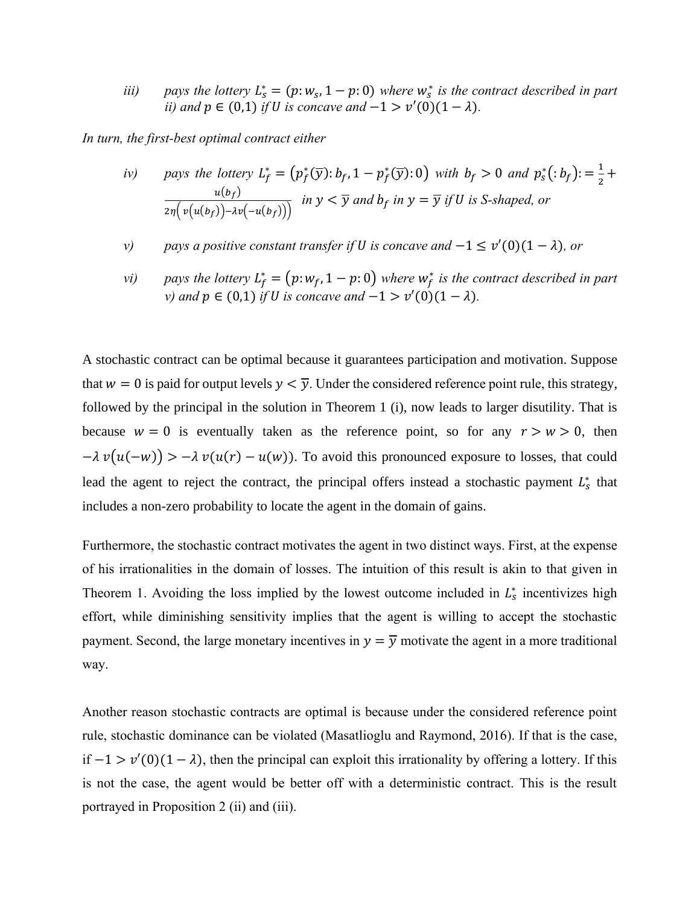*iii)* *pays the lottery $L_s^* = (p: w_s, 1-p: 0)$ where $w_s^*$ is the contract described in part ii) and $p \in (0,1)$ if $U$ is concave and $-1 > v'(0)(1-\lambda)$.*

*In turn, the first-best optimal contract either*

*iv)* *pays the lottery $L_f^* = \left(p_f^*(\bar{y}): b_f, 1-p_f^*(\bar{y}): 0\right)$ with $b_f > 0$ and $p_s^*(: b_f) := \frac{1}{2} + \frac{u(b_f)}{2\eta\left(v\left(u(b_f)\right) - \lambda v\left(-u(b_f)\right)\right)}$ in $y < \bar{y}$ and $b_f$ in $y = \bar{y}$ if $U$ is S-shaped, or*

*v)* *pays a positive constant transfer if $U$ is concave and $-1 \leq v'(0)(1-\lambda)$, or*

*vi)* *pays the lottery $L_f^* = (p: w_f, 1-p: 0)$ where $w_f^*$ is the contract described in part v) and $p \in (0,1)$ if $U$ is concave and $-1 > v'(0)(1-\lambda)$.*

A stochastic contract can be optimal because it guarantees participation and motivation. Suppose that $w = 0$ is paid for output levels $y < \bar{y}$. Under the considered reference point rule, this strategy, followed by the principal in the solution in Theorem 1 (i), now leads to larger disutility. That is because $w = 0$ is eventually taken as the reference point, so for any $r > w > 0$, then $-\lambda\, v\big(u(-w)\big) > -\lambda\, v\big(u(r) - u(w)\big)$. To avoid this pronounced exposure to losses, that could lead the agent to reject the contract, the principal offers instead a stochastic payment $L_s^*$ that includes a non-zero probability to locate the agent in the domain of gains.

Furthermore, the stochastic contract motivates the agent in two distinct ways. First, at the expense of his irrationalities in the domain of losses. The intuition of this result is akin to that given in Theorem 1. Avoiding the loss implied by the lowest outcome included in $L_s^*$ incentivizes high effort, while diminishing sensitivity implies that the agent is willing to accept the stochastic payment. Second, the large monetary incentives in $y = \bar{y}$ motivate the agent in a more traditional way.

Another reason stochastic contracts are optimal is because under the considered reference point rule, stochastic dominance can be violated (Masatlioglu and Raymond, 2016). If that is the case, if $-1 > v'(0)(1-\lambda)$, then the principal can exploit this irrationality by offering a lottery. If this is not the case, the agent would be better off with a deterministic contract. This is the result portrayed in Proposition 2 (ii) and (iii).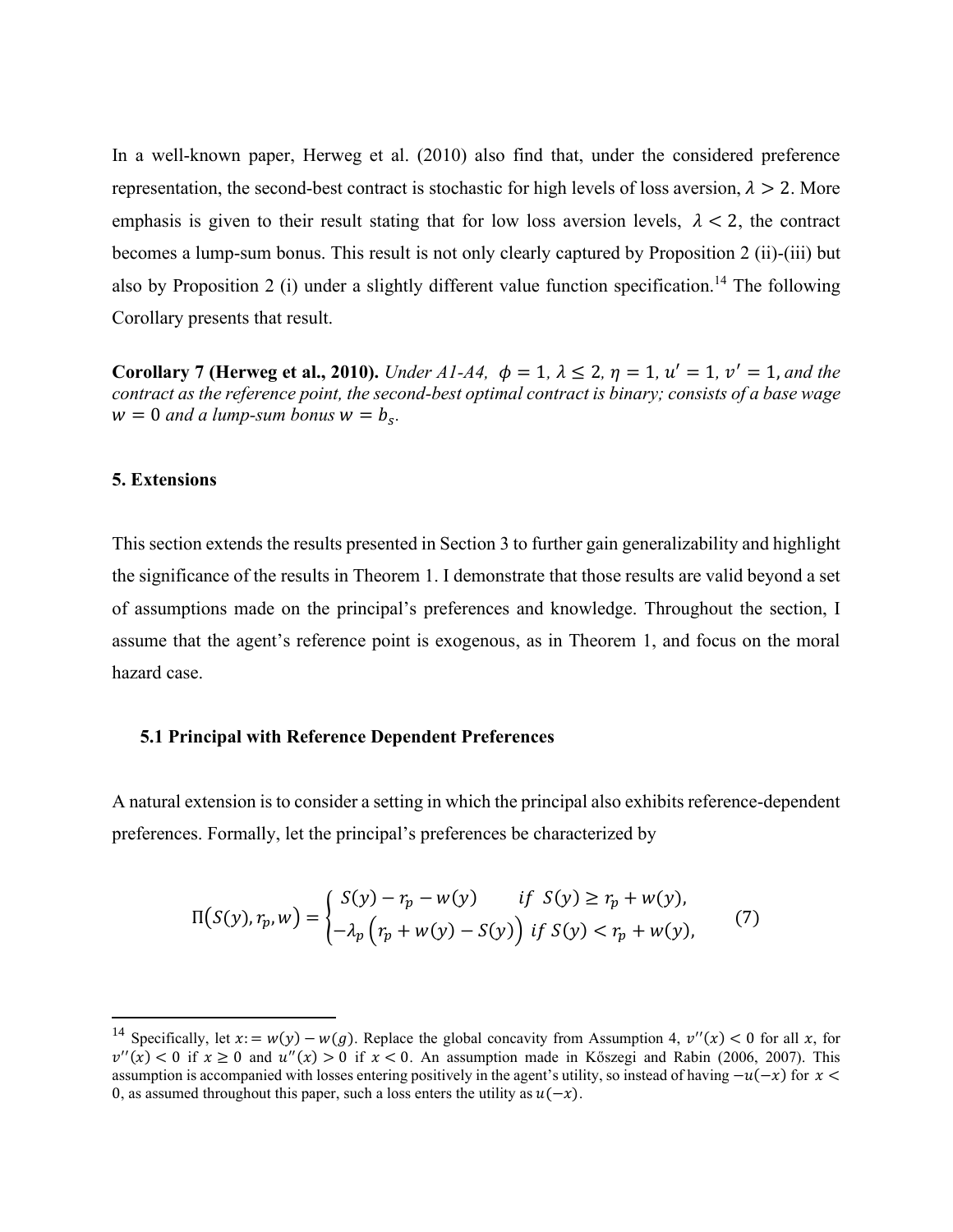In a well-known paper, Herweg et al. (2010) also find that, under the considered preference representation, the second-best contract is stochastic for high levels of loss aversion, $\lambda > 2$. More emphasis is given to their result stating that for low loss aversion levels, $\lambda < 2$, the contract becomes a lump-sum bonus. This result is not only clearly captured by Proposition 2 (ii)-(iii) but also by Proposition 2 (i) under a slightly different value function specification.[14] The following Corollary presents that result.

**Corollary 7 (Herweg et al., 2010).** *Under A1-A4, $\phi = 1$, $\lambda \leq 2$, $\eta = 1$, $u' = 1$, $v' = 1$, and the contract as the reference point, the second-best optimal contract is binary; consists of a base wage $w = 0$ and a lump-sum bonus $w = b_s$.*

## 5. Extensions

This section extends the results presented in Section 3 to further gain generalizability and highlight the significance of the results in Theorem 1. I demonstrate that those results are valid beyond a set of assumptions made on the principal's preferences and knowledge. Throughout the section, I assume that the agent's reference point is exogenous, as in Theorem 1, and focus on the moral hazard case.

### 5.1 Principal with Reference Dependent Preferences

A natural extension is to consider a setting in which the principal also exhibits reference-dependent preferences. Formally, let the principal's preferences be characterized by

$$\Pi\big(S(y), r_p, w\big) = \begin{cases} S(y) - r_p - w(y) & if \;\; S(y) \geq r_p + w(y), \\ -\lambda_p\left(r_p + w(y) - S(y)\right) & if \;\; S(y) < r_p + w(y), \end{cases} \qquad (7)$$

[14] Specifically, let $x := w(y) - w(g)$. Replace the global concavity from Assumption 4, $v''(x) < 0$ for all $x$, for $v''(x) < 0$ if $x \geq 0$ and $u''(x) > 0$ if $x < 0$. An assumption made in Kőszegi and Rabin (2006, 2007). This assumption is accompanied with losses entering positively in the agent's utility, so instead of having $-u(-x)$ for $x < 0$, as assumed throughout this paper, such a loss enters the utility as $u(-x)$.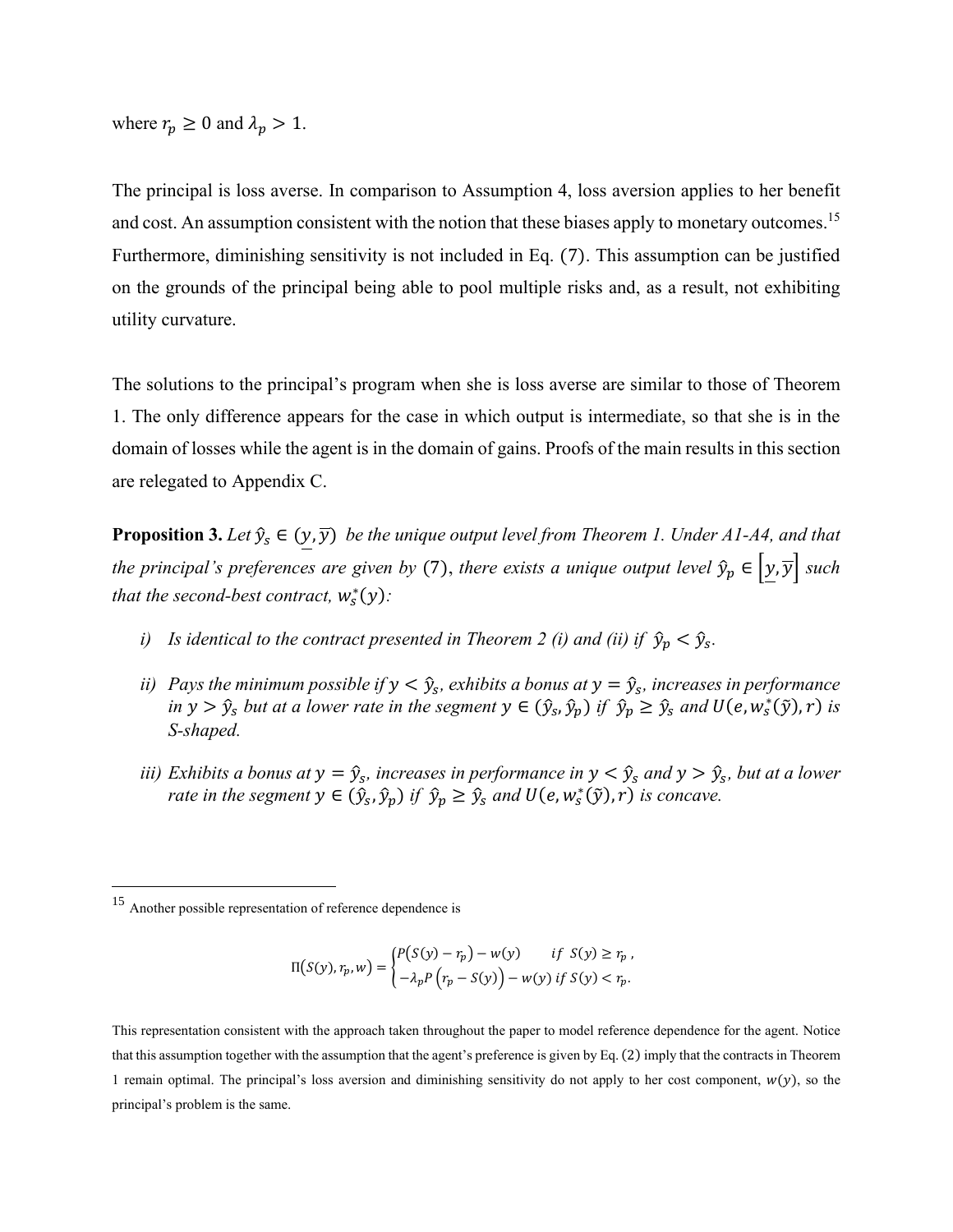where $r_p \geq 0$ and $\lambda_p > 1$.

The principal is loss averse. In comparison to Assumption 4, loss aversion applies to her benefit and cost. An assumption consistent with the notion that these biases apply to monetary outcomes.[15] Furthermore, diminishing sensitivity is not included in Eq. $(7)$. This assumption can be justified on the grounds of the principal being able to pool multiple risks and, as a result, not exhibiting utility curvature.

The solutions to the principal's program when she is loss averse are similar to those of Theorem 1. The only difference appears for the case in which output is intermediate, so that she is in the domain of losses while the agent is in the domain of gains. Proofs of the main results in this section are relegated to Appendix C.

**Proposition 3.** *Let $\hat{y}_s \in (\underline{y}, \overline{y})$ be the unique output level from Theorem 1. Under A1-A4, and that the principal's preferences are given by $(7)$, there exists a unique output level $\hat{y}_p \in [\underline{y}, \overline{y}]$ such that the second-best contract, $w_s^*(y)$:*

- *i) Is identical to the contract presented in Theorem 2 (i) and (ii) if $\hat{y}_p < \hat{y}_s$.*
- *ii) Pays the minimum possible if $y < \hat{y}_s$, exhibits a bonus at $y = \hat{y}_s$, increases in performance in $y > \hat{y}_s$ but at a lower rate in the segment $y \in (\hat{y}_s, \hat{y}_p)$ if $\hat{y}_p \geq \hat{y}_s$ and $U(e, w_s^*(\tilde{y}), r)$ is S-shaped.*
- *iii) Exhibits a bonus at $y = \hat{y}_s$, increases in performance in $y < \hat{y}_s$ and $y > \hat{y}_s$, but at a lower rate in the segment $y \in (\hat{y}_s, \hat{y}_p)$ if $\hat{y}_p \geq \hat{y}_s$ and $U(e, w_s^*(\tilde{y}), r)$ is concave.*

---

[15] Another possible representation of reference dependence is

$$\Pi(S(y), r_p, w) = \begin{cases} P(S(y) - r_p) - w(y) & if \ S(y) \geq r_p , \\ -\lambda_p P\left(r_p - S(y)\right) - w(y) \ if \ S(y) < r_p. \end{cases}$$

This representation consistent with the approach taken throughout the paper to model reference dependence for the agent. Notice that this assumption together with the assumption that the agent's preference is given by Eq. $(2)$ imply that the contracts in Theorem 1 remain optimal. The principal's loss aversion and diminishing sensitivity do not apply to her cost component, $w(y)$, so the principal's problem is the same.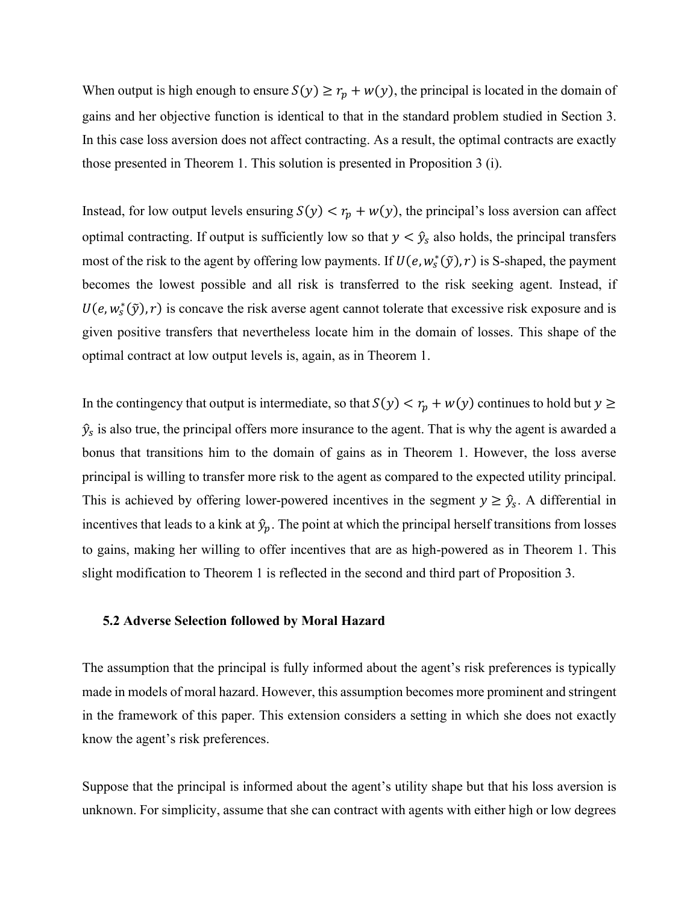When output is high enough to ensure $S(y) \geq r_p + w(y)$, the principal is located in the domain of gains and her objective function is identical to that in the standard problem studied in Section 3. In this case loss aversion does not affect contracting. As a result, the optimal contracts are exactly those presented in Theorem 1. This solution is presented in Proposition 3 (i).

Instead, for low output levels ensuring $S(y) < r_p + w(y)$, the principal's loss aversion can affect optimal contracting. If output is sufficiently low so that $y < \hat{y}_s$ also holds, the principal transfers most of the risk to the agent by offering low payments. If $U(e, w_s^*(\tilde{y}), r)$ is S-shaped, the payment becomes the lowest possible and all risk is transferred to the risk seeking agent. Instead, if $U(e, w_s^*(\tilde{y}), r)$ is concave the risk averse agent cannot tolerate that excessive risk exposure and is given positive transfers that nevertheless locate him in the domain of losses. This shape of the optimal contract at low output levels is, again, as in Theorem 1.

In the contingency that output is intermediate, so that $S(y) < r_p + w(y)$ continues to hold but $y \geq \hat{y}_s$ is also true, the principal offers more insurance to the agent. That is why the agent is awarded a bonus that transitions him to the domain of gains as in Theorem 1. However, the loss averse principal is willing to transfer more risk to the agent as compared to the expected utility principal. This is achieved by offering lower-powered incentives in the segment $y \geq \hat{y}_s$. A differential in incentives that leads to a kink at $\hat{y}_p$. The point at which the principal herself transitions from losses to gains, making her willing to offer incentives that are as high-powered as in Theorem 1. This slight modification to Theorem 1 is reflected in the second and third part of Proposition 3.

### 5.2 Adverse Selection followed by Moral Hazard

The assumption that the principal is fully informed about the agent's risk preferences is typically made in models of moral hazard. However, this assumption becomes more prominent and stringent in the framework of this paper. This extension considers a setting in which she does not exactly know the agent's risk preferences.

Suppose that the principal is informed about the agent's utility shape but that his loss aversion is unknown. For simplicity, assume that she can contract with agents with either high or low degrees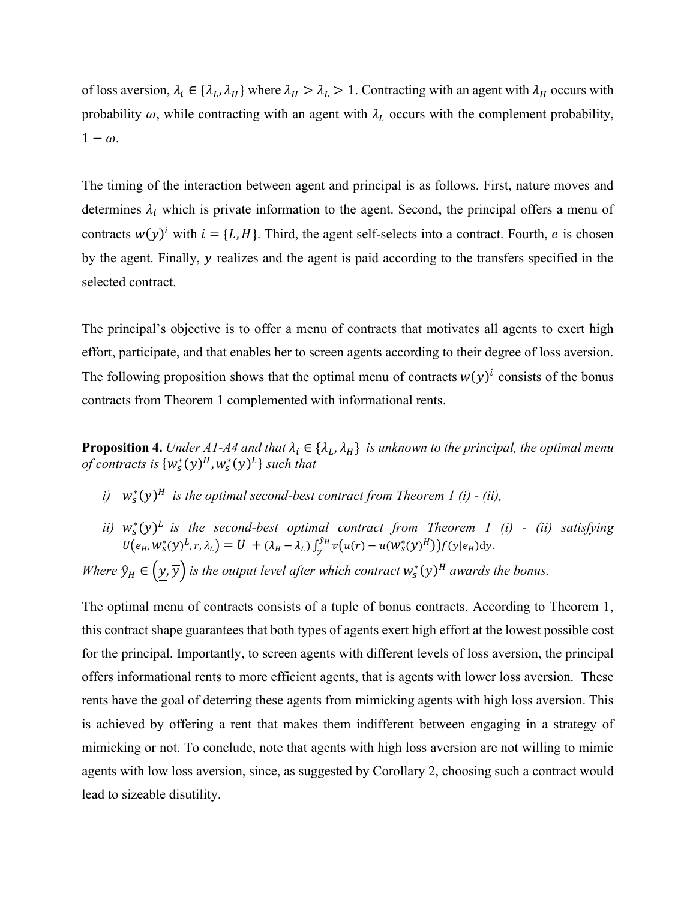of loss aversion, $\lambda_i \in \{\lambda_L, \lambda_H\}$ where $\lambda_H > \lambda_L > 1$. Contracting with an agent with $\lambda_H$ occurs with probability $\omega$, while contracting with an agent with $\lambda_L$ occurs with the complement probability, $1 - \omega$.

The timing of the interaction between agent and principal is as follows. First, nature moves and determines $\lambda_i$ which is private information to the agent. Second, the principal offers a menu of contracts $w(y)^i$ with $i = \{L, H\}$. Third, the agent self-selects into a contract. Fourth, $e$ is chosen by the agent. Finally, $y$ realizes and the agent is paid according to the transfers specified in the selected contract.

The principal's objective is to offer a menu of contracts that motivates all agents to exert high effort, participate, and that enables her to screen agents according to their degree of loss aversion. The following proposition shows that the optimal menu of contracts $w(y)^i$ consists of the bonus contracts from Theorem 1 complemented with informational rents.

**Proposition 4.** *Under A1-A4 and that $\lambda_i \in \{\lambda_L, \lambda_H\}$ is unknown to the principal, the optimal menu of contracts is $\{w_s^*(y)^H, w_s^*(y)^L\}$ such that*

*i) $w_s^*(y)^H$ is the optimal second-best contract from Theorem 1 (i) - (ii),*

*ii) $w_s^*(y)^L$ is the second-best optimal contract from Theorem 1 (i) - (ii) satisfying $U(e_H, w_s^*(y)^L, r, \lambda_L) = \overline{U} + (\lambda_H - \lambda_L) \int_{\underline{y}}^{\hat{y}_H} v\big(u(r) - u(w_s^*(y)^H)\big) f(y|e_H) \mathrm{d}y$.*

*Where $\hat{y}_H \in (\underline{y}, \overline{y})$ is the output level after which contract $w_s^*(y)^H$ awards the bonus.*

The optimal menu of contracts consists of a tuple of bonus contracts. According to Theorem 1, this contract shape guarantees that both types of agents exert high effort at the lowest possible cost for the principal. Importantly, to screen agents with different levels of loss aversion, the principal offers informational rents to more efficient agents, that is agents with lower loss aversion. These rents have the goal of deterring these agents from mimicking agents with high loss aversion. This is achieved by offering a rent that makes them indifferent between engaging in a strategy of mimicking or not. To conclude, note that agents with high loss aversion are not willing to mimic agents with low loss aversion, since, as suggested by Corollary 2, choosing such a contract would lead to sizeable disutility.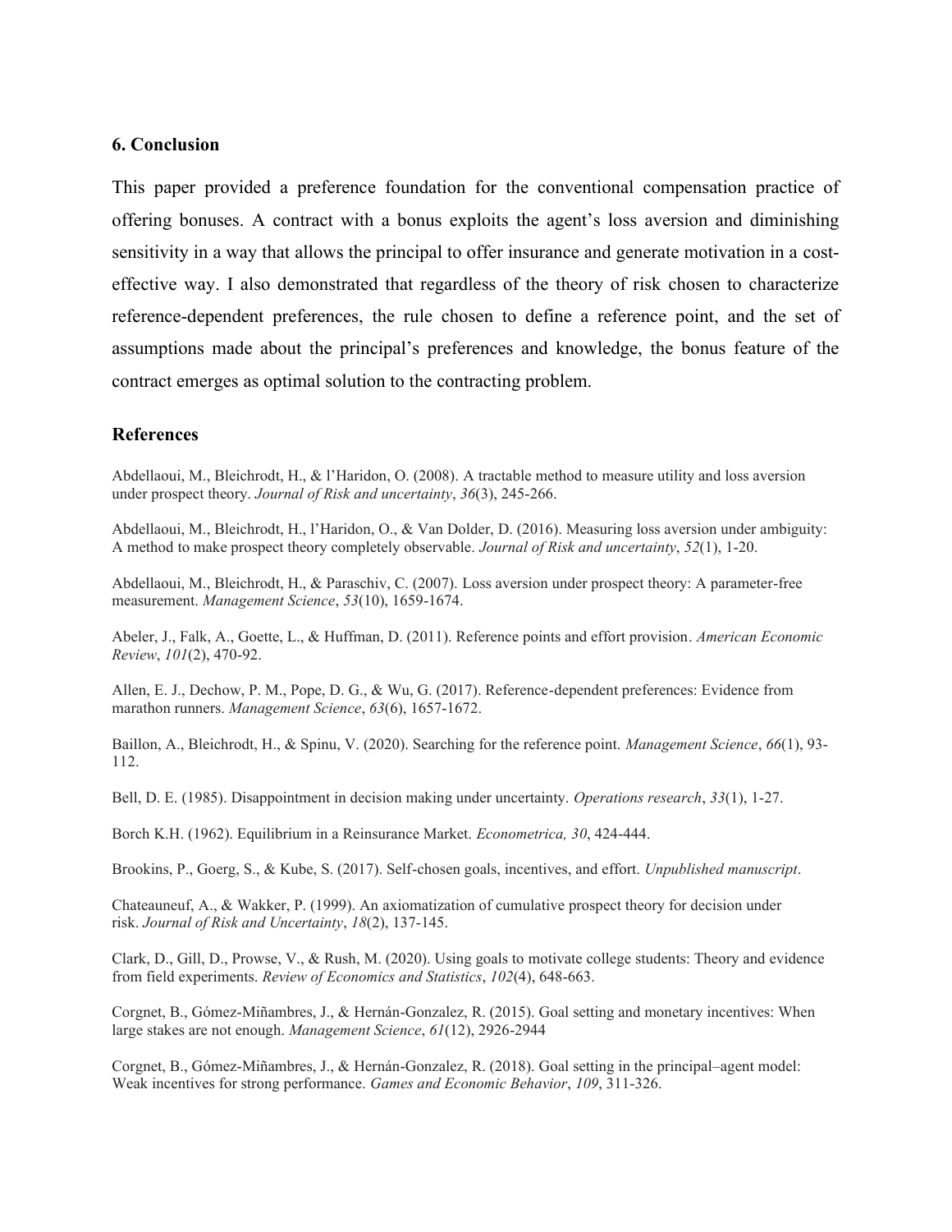## 6. Conclusion

This paper provided a preference foundation for the conventional compensation practice of offering bonuses. A contract with a bonus exploits the agent's loss aversion and diminishing sensitivity in a way that allows the principal to offer insurance and generate motivation in a cost-effective way. I also demonstrated that regardless of the theory of risk chosen to characterize reference-dependent preferences, the rule chosen to define a reference point, and the set of assumptions made about the principal's preferences and knowledge, the bonus feature of the contract emerges as optimal solution to the contracting problem.

### References

Abdellaoui, M., Bleichrodt, H., & l'Haridon, O. (2008). A tractable method to measure utility and loss aversion under prospect theory. *Journal of Risk and uncertainty*, *36*(3), 245-266.

Abdellaoui, M., Bleichrodt, H., l'Haridon, O., & Van Dolder, D. (2016). Measuring loss aversion under ambiguity: A method to make prospect theory completely observable. *Journal of Risk and uncertainty*, *52*(1), 1-20.

Abdellaoui, M., Bleichrodt, H., & Paraschiv, C. (2007). Loss aversion under prospect theory: A parameter-free measurement. *Management Science*, *53*(10), 1659-1674.

Abeler, J., Falk, A., Goette, L., & Huffman, D. (2011). Reference points and effort provision. *American Economic Review*, *101*(2), 470-92.

Allen, E. J., Dechow, P. M., Pope, D. G., & Wu, G. (2017). Reference-dependent preferences: Evidence from marathon runners. *Management Science*, *63*(6), 1657-1672.

Baillon, A., Bleichrodt, H., & Spinu, V. (2020). Searching for the reference point. *Management Science*, *66*(1), 93-112.

Bell, D. E. (1985). Disappointment in decision making under uncertainty. *Operations research*, *33*(1), 1-27.

Borch K.H. (1962). Equilibrium in a Reinsurance Market. *Econometrica, 30*, 424-444.

Brookins, P., Goerg, S., & Kube, S. (2017). Self-chosen goals, incentives, and effort. *Unpublished manuscript*.

Chateauneuf, A., & Wakker, P. (1999). An axiomatization of cumulative prospect theory for decision under risk. *Journal of Risk and Uncertainty*, *18*(2), 137-145.

Clark, D., Gill, D., Prowse, V., & Rush, M. (2020). Using goals to motivate college students: Theory and evidence from field experiments. *Review of Economics and Statistics*, *102*(4), 648-663.

Corgnet, B., Gómez-Miñambres, J., & Hernán-Gonzalez, R. (2015). Goal setting and monetary incentives: When large stakes are not enough. *Management Science*, *61*(12), 2926-2944

Corgnet, B., Gómez-Miñambres, J., & Hernán-Gonzalez, R. (2018). Goal setting in the principal–agent model: Weak incentives for strong performance. *Games and Economic Behavior*, *109*, 311-326.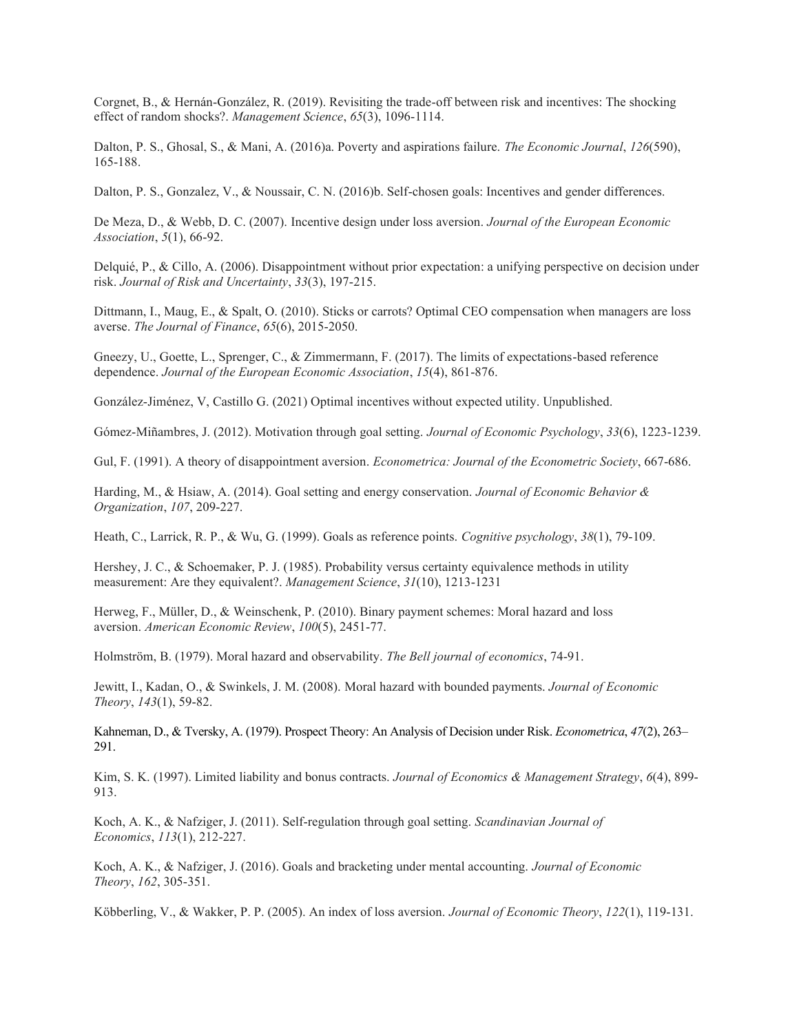Corgnet, B., & Hernán-González, R. (2019). Revisiting the trade-off between risk and incentives: The shocking effect of random shocks?. *Management Science*, *65*(3), 1096-1114.

Dalton, P. S., Ghosal, S., & Mani, A. (2016)a. Poverty and aspirations failure. *The Economic Journal*, *126*(590), 165-188.

Dalton, P. S., Gonzalez, V., & Noussair, C. N. (2016)b. Self-chosen goals: Incentives and gender differences.

De Meza, D., & Webb, D. C. (2007). Incentive design under loss aversion. *Journal of the European Economic Association*, *5*(1), 66-92.

Delquié, P., & Cillo, A. (2006). Disappointment without prior expectation: a unifying perspective on decision under risk. *Journal of Risk and Uncertainty*, *33*(3), 197-215.

Dittmann, I., Maug, E., & Spalt, O. (2010). Sticks or carrots? Optimal CEO compensation when managers are loss averse. *The Journal of Finance*, *65*(6), 2015-2050.

Gneezy, U., Goette, L., Sprenger, C., & Zimmermann, F. (2017). The limits of expectations-based reference dependence. *Journal of the European Economic Association*, *15*(4), 861-876.

González-Jiménez, V, Castillo G. (2021) Optimal incentives without expected utility. Unpublished.

Gómez-Miñambres, J. (2012). Motivation through goal setting. *Journal of Economic Psychology*, *33*(6), 1223-1239.

Gul, F. (1991). A theory of disappointment aversion. *Econometrica: Journal of the Econometric Society*, 667-686.

Harding, M., & Hsiaw, A. (2014). Goal setting and energy conservation. *Journal of Economic Behavior & Organization*, *107*, 209-227.

Heath, C., Larrick, R. P., & Wu, G. (1999). Goals as reference points. *Cognitive psychology*, *38*(1), 79-109.

Hershey, J. C., & Schoemaker, P. J. (1985). Probability versus certainty equivalence methods in utility measurement: Are they equivalent?. *Management Science*, *31*(10), 1213-1231

Herweg, F., Müller, D., & Weinschenk, P. (2010). Binary payment schemes: Moral hazard and loss aversion. *American Economic Review*, *100*(5), 2451-77.

Holmström, B. (1979). Moral hazard and observability. *The Bell journal of economics*, 74-91.

Jewitt, I., Kadan, O., & Swinkels, J. M. (2008). Moral hazard with bounded payments. *Journal of Economic Theory*, *143*(1), 59-82.

Kahneman, D., & Tversky, A. (1979). Prospect Theory: An Analysis of Decision under Risk. *Econometrica*, *47*(2), 263–291.

Kim, S. K. (1997). Limited liability and bonus contracts. *Journal of Economics & Management Strategy*, *6*(4), 899-913.

Koch, A. K., & Nafziger, J. (2011). Self‐regulation through goal setting. *Scandinavian Journal of Economics*, *113*(1), 212-227.

Koch, A. K., & Nafziger, J. (2016). Goals and bracketing under mental accounting. *Journal of Economic Theory*, *162*, 305-351.

Köbberling, V., & Wakker, P. P. (2005). An index of loss aversion. *Journal of Economic Theory*, *122*(1), 119-131.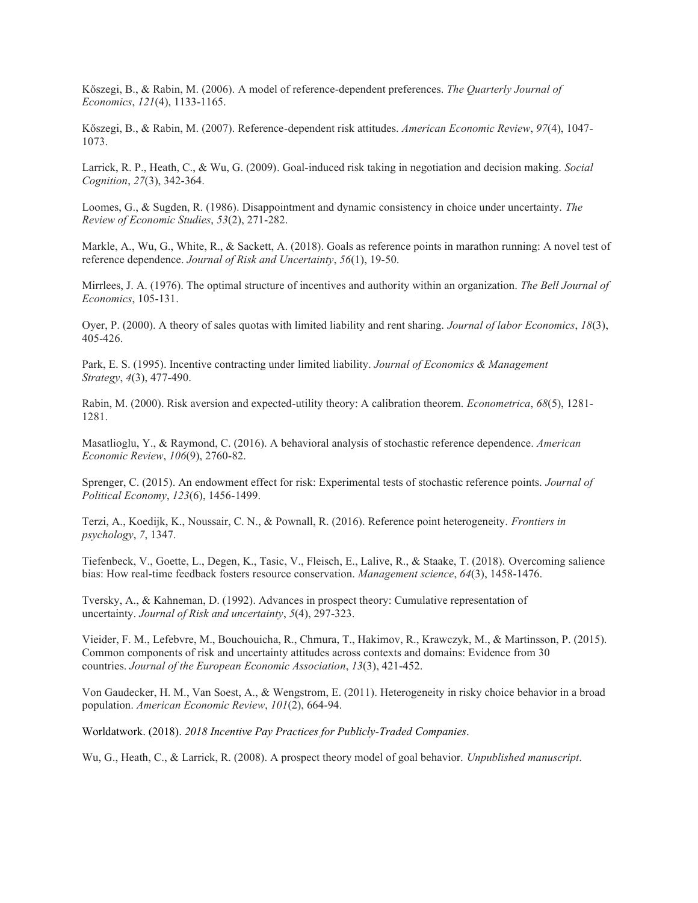Kőszegi, B., & Rabin, M. (2006). A model of reference-dependent preferences. *The Quarterly Journal of Economics*, *121*(4), 1133-1165.

Kőszegi, B., & Rabin, M. (2007). Reference-dependent risk attitudes. *American Economic Review*, *97*(4), 1047-1073.

Larrick, R. P., Heath, C., & Wu, G. (2009). Goal-induced risk taking in negotiation and decision making. *Social Cognition*, *27*(3), 342-364.

Loomes, G., & Sugden, R. (1986). Disappointment and dynamic consistency in choice under uncertainty. *The Review of Economic Studies*, *53*(2), 271-282.

Markle, A., Wu, G., White, R., & Sackett, A. (2018). Goals as reference points in marathon running: A novel test of reference dependence. *Journal of Risk and Uncertainty*, *56*(1), 19-50.

Mirrlees, J. A. (1976). The optimal structure of incentives and authority within an organization. *The Bell Journal of Economics*, 105-131.

Oyer, P. (2000). A theory of sales quotas with limited liability and rent sharing. *Journal of labor Economics*, *18*(3), 405-426.

Park, E. S. (1995). Incentive contracting under limited liability. *Journal of Economics & Management Strategy*, *4*(3), 477-490.

Rabin, M. (2000). Risk aversion and expected-utility theory: A calibration theorem. *Econometrica*, *68*(5), 1281-1281.

Masatlioglu, Y., & Raymond, C. (2016). A behavioral analysis of stochastic reference dependence. *American Economic Review*, *106*(9), 2760-82.

Sprenger, C. (2015). An endowment effect for risk: Experimental tests of stochastic reference points. *Journal of Political Economy*, *123*(6), 1456-1499.

Terzi, A., Koedijk, K., Noussair, C. N., & Pownall, R. (2016). Reference point heterogeneity. *Frontiers in psychology*, *7*, 1347.

Tiefenbeck, V., Goette, L., Degen, K., Tasic, V., Fleisch, E., Lalive, R., & Staake, T. (2018). Overcoming salience bias: How real-time feedback fosters resource conservation. *Management science*, *64*(3), 1458-1476.

Tversky, A., & Kahneman, D. (1992). Advances in prospect theory: Cumulative representation of uncertainty. *Journal of Risk and uncertainty*, *5*(4), 297-323.

Vieider, F. M., Lefebvre, M., Bouchouicha, R., Chmura, T., Hakimov, R., Krawczyk, M., & Martinsson, P. (2015). Common components of risk and uncertainty attitudes across contexts and domains: Evidence from 30 countries. *Journal of the European Economic Association*, *13*(3), 421-452.

Von Gaudecker, H. M., Van Soest, A., & Wengstrom, E. (2011). Heterogeneity in risky choice behavior in a broad population. *American Economic Review*, *101*(2), 664-94.

Worldatwork. (2018). *2018 Incentive Pay Practices for Publicly-Traded Companies*.

Wu, G., Heath, C., & Larrick, R. (2008). A prospect theory model of goal behavior. *Unpublished manuscript*.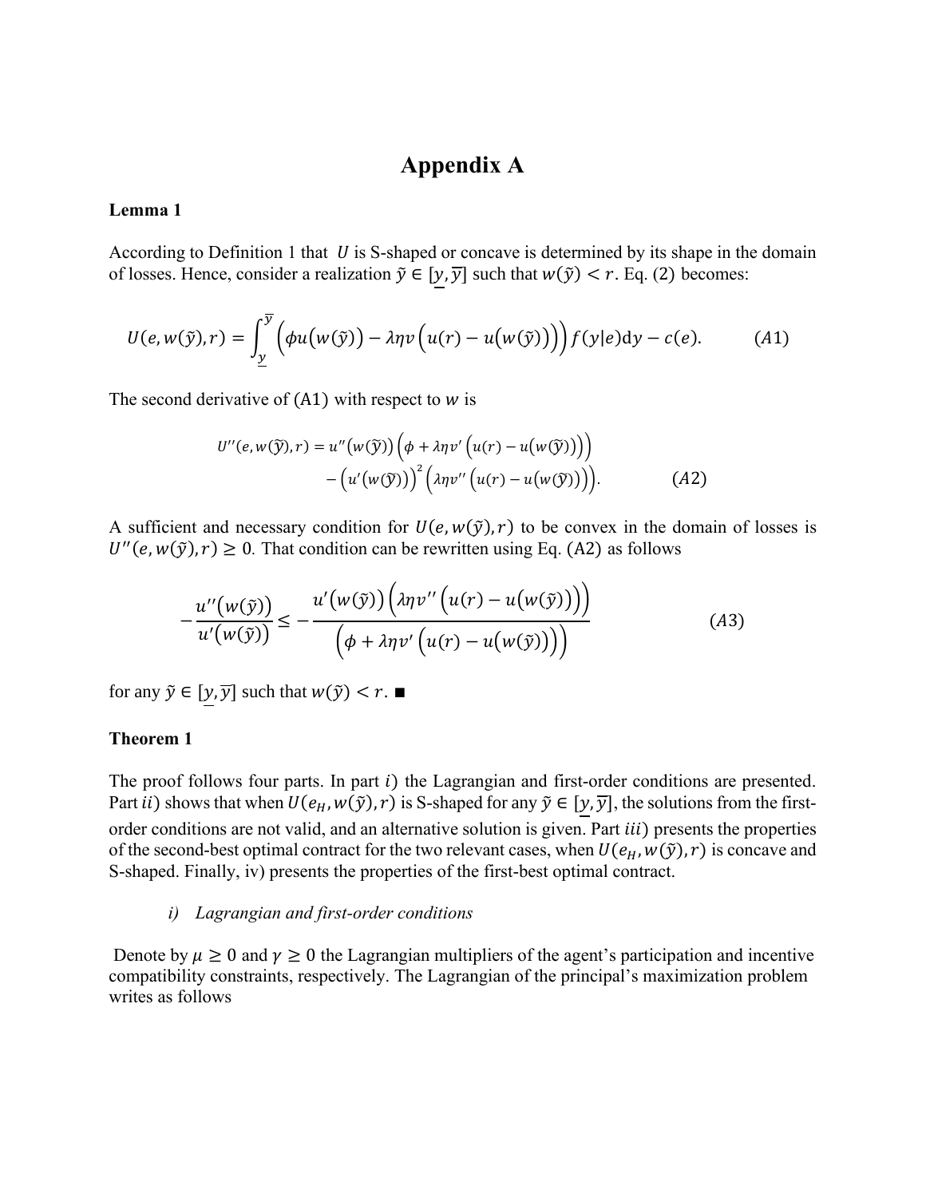# Appendix A

**Lemma 1**

According to Definition 1 that $U$ is S-shaped or concave is determined by its shape in the domain of losses. Hence, consider a realization $\tilde{y} \in [\underline{y}, \overline{y}]$ such that $w(\tilde{y}) < r$. Eq. (2) becomes:

$$U(e, w(\tilde{y}), r) = \int_{\underline{y}}^{\overline{y}} \Big(\phi u\big(w(\tilde{y})\big) - \lambda\eta v\Big(u(r) - u\big(w(\tilde{y})\big)\Big)\Big) f(y|e)\mathrm{d}y - c(e). \qquad (A1)$$

The second derivative of $(\mathrm{A1})$ with respect to $w$ is

$$\begin{aligned} U''(e, w(\tilde{y}), r) = {} & u''\big(w(\tilde{y})\big)\Big(\phi + \lambda\eta v'\Big(u(r) - u\big(w(\tilde{y})\big)\Big)\Big) \\ & - \Big(u'\big(w(\tilde{y})\big)\Big)^2 \Big(\lambda\eta v''\Big(u(r) - u\big(w(\tilde{y})\big)\Big)\Big). \end{aligned} \qquad (A2)$$

A sufficient and necessary condition for $U(e, w(\tilde{y}), r)$ to be convex in the domain of losses is $U''(e, w(\tilde{y}), r) \geq 0$. That condition can be rewritten using Eq. (A2) as follows

$$-\frac{u''\big(w(\tilde{y})\big)}{u'\big(w(\tilde{y})\big)} \leq -\frac{u'\big(w(\tilde{y})\big)\Big(\lambda\eta v''\Big(u(r) - u\big(w(\tilde{y})\big)\Big)\Big)}{\Big(\phi + \lambda\eta v'\Big(u(r) - u\big(w(\tilde{y})\big)\Big)\Big)} \qquad (A3)$$

for any $\tilde{y} \in [\underline{y}, \overline{y}]$ such that $w(\tilde{y}) < r$. ■

**Theorem 1**

The proof follows four parts. In part $i$) the Lagrangian and first-order conditions are presented. Part $ii$) shows that when $U(e_H, w(\tilde{y}), r)$ is S-shaped for any $\tilde{y} \in [\underline{y}, \overline{y}]$, the solutions from the first-order conditions are not valid, and an alternative solution is given. Part $iii$) presents the properties of the second-best optimal contract for the two relevant cases, when $U(e_H, w(\tilde{y}), r)$ is concave and S-shaped. Finally, iv) presents the properties of the first-best optimal contract.

*i) Lagrangian and first-order conditions*

Denote by $\mu \geq 0$ and $\gamma \geq 0$ the Lagrangian multipliers of the agent's participation and incentive compatibility constraints, respectively. The Lagrangian of the principal's maximization problem writes as follows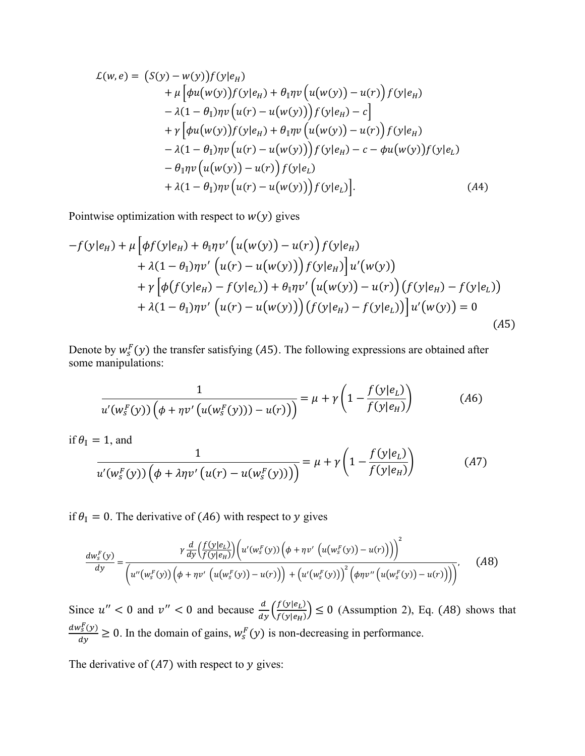$$
\begin{aligned}
\mathcal{L}(w,e) = \; & \big(S(y) - w(y)\big) f(y|e_H) \\
& + \mu \Big[ \phi u\big(w(y)\big) f(y|e_H) + \theta_{\mathbb{I}} \eta v\Big(u\big(w(y)\big) - u(r)\Big) f(y|e_H) \\
& - \lambda (1-\theta_{\mathbb{I}}) \eta v\Big(u(r) - u\big(w(y)\big)\Big) f(y|e_H) - c \Big] \\
& + \gamma \Big[ \phi u\big(w(y)\big) f(y|e_H) + \theta_{\mathbb{I}} \eta v\Big(u\big(w(y)\big) - u(r)\Big) f(y|e_H) \\
& - \lambda (1-\theta_{\mathbb{I}}) \eta v\Big(u(r) - u\big(w(y)\big)\Big) f(y|e_H) - c - \phi u\big(w(y)\big) f(y|e_L) \\
& - \theta_{\mathbb{I}} \eta v\Big(u\big(w(y)\big) - u(r)\Big) f(y|e_L) \\
& + \lambda (1-\theta_{\mathbb{I}}) \eta v\Big(u(r) - u\big(w(y)\big)\Big) f(y|e_L) \Big]. \qquad (A4)
\end{aligned}
$$

Pointwise optimization with respect to $w(y)$ gives

$$
\begin{aligned}
& -f(y|e_H) + \mu \Big[ \phi f(y|e_H) + \theta_{\mathbb{I}} \eta v'\Big(u\big(w(y)\big) - u(r)\Big) f(y|e_H) \\
& \quad + \lambda (1-\theta_{\mathbb{I}}) \eta v'\Big(u(r) - u\big(w(y)\big)\Big) f(y|e_H) \Big] u'\big(w(y)\big) \\
& \quad + \gamma \Big[ \phi \big(f(y|e_H) - f(y|e_L)\big) + \theta_{\mathbb{I}} \eta v'\Big(u\big(w(y)\big) - u(r)\Big) \big(f(y|e_H) - f(y|e_L)\big) \\
& \quad + \lambda (1-\theta_{\mathbb{I}}) \eta v'\Big(u(r) - u\big(w(y)\big)\Big) \big(f(y|e_H) - f(y|e_L)\big) \Big] u'\big(w(y)\big) = 0 \qquad (A5)
\end{aligned}
$$

Denote by $w_s^F(y)$ the transfer satisfying $(A5)$. The following expressions are obtained after some manipulations:

$$
\frac{1}{u'(w_s^F(y))\Big(\phi + \eta v'\big(u(w_s^F(y))) - u(r)\big)\Big)} = \mu + \gamma\left(1 - \frac{f(y|e_L)}{f(y|e_H)}\right) \qquad (A6)
$$

if $\theta_{\mathbb{I}} = 1$, and

$$
\frac{1}{u'(w_s^F(y))\Big(\phi + \lambda \eta v'\big(u(r) - u(w_s^F(y))\big)\Big)} = \mu + \gamma\left(1 - \frac{f(y|e_L)}{f(y|e_H)}\right) \qquad (A7)
$$

if $\theta_{\mathbb{I}} = 0$. The derivative of $(A6)$ with respect to $y$ gives

$$
\frac{dw_s^F(y)}{dy} = \frac{\gamma \frac{d}{dy}\left(\frac{f(y|e_L)}{f(y|e_H)}\right)\Big(u'(w_s^F(y))\Big(\phi + \eta v'\big(u(w_s^F(y)) - u(r)\big)\Big)\Big)^2}{\Big(u''\big(w_s^F(y)\big)\Big(\phi + \eta v'\big(u(w_s^F(y)) - u(r)\big)\Big) + \big(u'(w_s^F(y))\big)^2 \Big(\phi \eta v''\big(u(w_s^F(y)) - u(r)\big)\Big)\Big)}, \qquad (A8)
$$

Since $u'' < 0$ and $v'' < 0$ and because $\frac{d}{dy}\left(\frac{f(y|e_L)}{f(y|e_H)}\right) \leq 0$ (Assumption 2), Eq. $(A8)$ shows that $\frac{dw_s^F(y)}{dy} \geq 0$. In the domain of gains, $w_s^F(y)$ is non-decreasing in performance.

The derivative of $(A7)$ with respect to $y$ gives: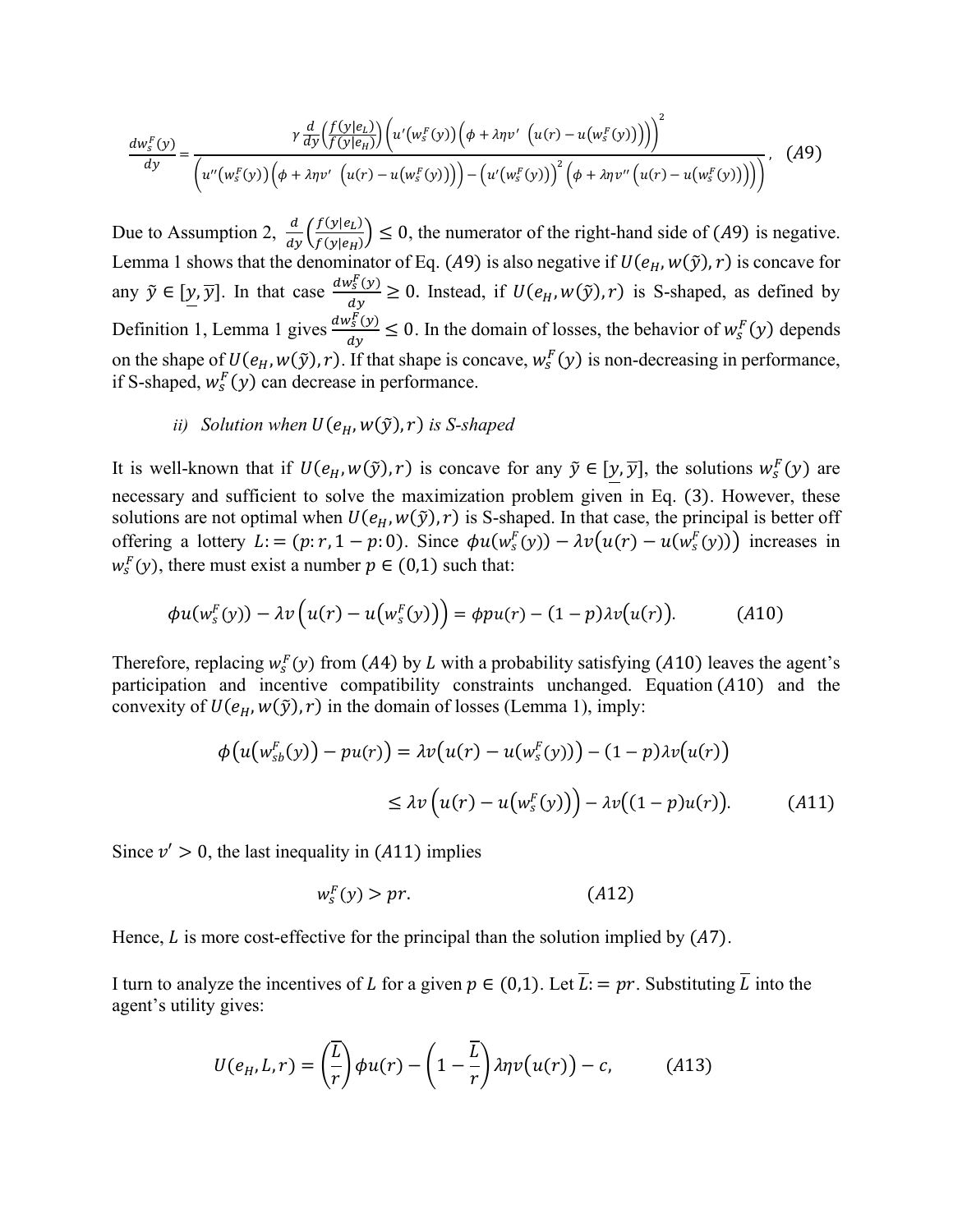$$\frac{dw_s^F(y)}{dy} = \frac{\gamma \frac{d}{dy}\left(\frac{f(y|e_L)}{f(y|e_H)}\right)\left(u'(w_s^F(y))\left(\phi + \lambda\eta v'\ \left(u(r) - u(w_s^F(y))\right)\right)\right)^2}{\left(u''(w_s^F(y))\left(\phi + \lambda\eta v'\ \left(u(r) - u(w_s^F(y))\right)\right) - \left(u'(w_s^F(y))\right)^2\left(\phi + \lambda\eta v''\ \left(u(r) - u(w_s^F(y))\right)\right)\right)}, \quad (A9)$$

Due to Assumption 2, $\frac{d}{dy}\left(\frac{f(y|e_L)}{f(y|e_H)}\right) \leq 0$, the numerator of the right-hand side of $(A9)$ is negative. Lemma 1 shows that the denominator of Eq. $(A9)$ is also negative if $U(e_H, w(\tilde{y}), r)$ is concave for any $\tilde{y} \in [\underline{y}, \overline{y}]$. In that case $\frac{dw_s^F(y)}{dy} \geq 0$. Instead, if $U(e_H, w(\tilde{y}), r)$ is S-shaped, as defined by Definition 1, Lemma 1 gives $\frac{dw_s^F(y)}{dy} \leq 0$. In the domain of losses, the behavior of $w_s^F(y)$ depends on the shape of $U(e_H, w(\tilde{y}), r)$. If that shape is concave, $w_s^F(y)$ is non-decreasing in performance, if S-shaped, $w_s^F(y)$ can decrease in performance.

*ii) Solution when $U(e_H, w(\tilde{y}), r)$ is S-shaped*

It is well-known that if $U(e_H, w(\tilde{y}), r)$ is concave for any $\tilde{y} \in [\underline{y}, \overline{y}]$, the solutions $w_s^F(y)$ are necessary and sufficient to solve the maximization problem given in Eq. $(3)$. However, these solutions are not optimal when $U(e_H, w(\tilde{y}), r)$ is S-shaped. In that case, the principal is better off offering a lottery $L := (p{:}\, r, 1-p{:}\, 0)$. Since $\phi u(w_s^F(y)) - \lambda v\left(u(r) - u(w_s^F(y))\right)$ increases in $w_s^F(y)$, there must exist a number $p \in (0,1)$ such that:

$$\phi u(w_s^F(y)) - \lambda v\left(u(r) - u(w_s^F(y))\right) = \phi p u(r) - (1-p)\lambda v(u(r)). \qquad (A10)$$

Therefore, replacing $w_s^F(y)$ from $(A4)$ by $L$ with a probability satisfying $(A10)$ leaves the agent's participation and incentive compatibility constraints unchanged. Equation $(A10)$ and the convexity of $U(e_H, w(\tilde{y}), r)$ in the domain of losses (Lemma 1), imply:

$$\phi\left(u(w_{sb}^F(y)) - pu(r)\right) = \lambda v\left(u(r) - u(w_s^F(y))\right) - (1-p)\lambda v(u(r))$$

$$\leq \lambda v\left(u(r) - u(w_s^F(y))\right) - \lambda v((1-p)u(r)). \qquad (A11)$$

Since $v' > 0$, the last inequality in $(A11)$ implies

$$w_s^F(y) > pr. \qquad (A12)$$

Hence, $L$ is more cost-effective for the principal than the solution implied by $(A7)$.

I turn to analyze the incentives of $L$ for a given $p \in (0,1)$. Let $\overline{L} := pr$. Substituting $\overline{L}$ into the agent's utility gives:

$$U(e_H, L, r) = \left(\frac{\overline{L}}{r}\right)\phi u(r) - \left(1 - \frac{\overline{L}}{r}\right)\lambda\eta v(u(r)) - c, \qquad (A13)$$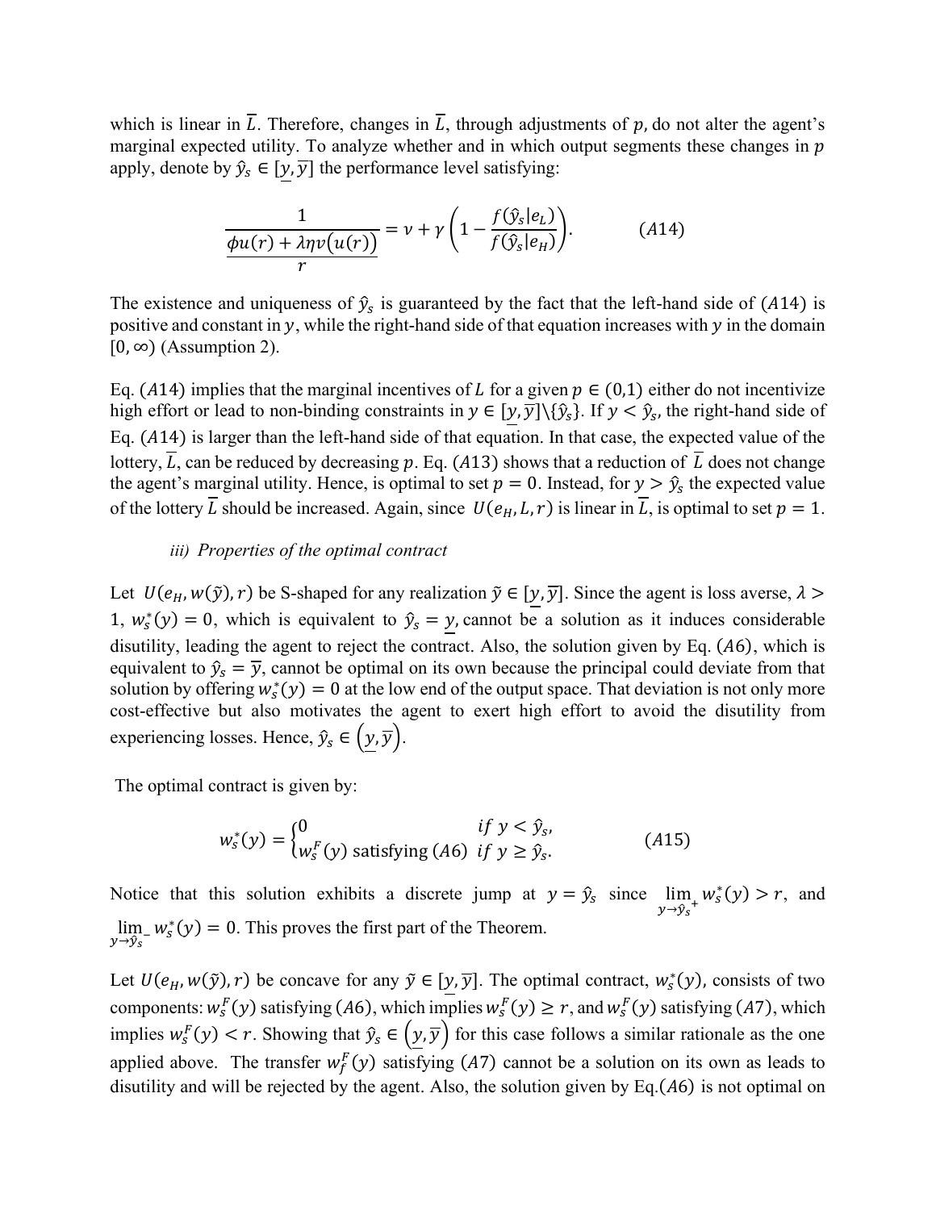which is linear in $\overline{L}$. Therefore, changes in $\overline{L}$, through adjustments of $p$, do not alter the agent's marginal expected utility. To analyze whether and in which output segments these changes in $p$ apply, denote by $\hat{y}_s \in [\underline{y}, \overline{y}]$ the performance level satisfying:

$$\frac{1}{\frac{\phi u(r) + \lambda \eta v(u(r))}{r}} = \nu + \gamma\left(1 - \frac{f(\hat{y}_s|e_L)}{f(\hat{y}_s|e_H)}\right). \qquad (A14)$$

The existence and uniqueness of $\hat{y}_s$ is guaranteed by the fact that the left-hand side of $(A14)$ is positive and constant in $y$, while the right-hand side of that equation increases with $y$ in the domain $[0, \infty)$ (Assumption 2).

Eq. $(A14)$ implies that the marginal incentives of $L$ for a given $p \in (0,1)$ either do not incentivize high effort or lead to non-binding constraints in $y \in [\underline{y}, \overline{y}] \backslash \{\hat{y}_s\}$. If $y < \hat{y}_s$, the right-hand side of Eq. $(A14)$ is larger than the left-hand side of that equation. In that case, the expected value of the lottery, $\overline{L}$, can be reduced by decreasing $p$. Eq. $(A13)$ shows that a reduction of $\overline{L}$ does not change the agent's marginal utility. Hence, is optimal to set $p = 0$. Instead, for $y > \hat{y}_s$ the expected value of the lottery $\overline{L}$ should be increased. Again, since $U(e_H, L, r)$ is linear in $\overline{L}$, is optimal to set $p = 1$.

*iii) Properties of the optimal contract*

Let $U(e_H, w(\tilde{y}), r)$ be S-shaped for any realization $\tilde{y} \in [\underline{y}, \overline{y}]$. Since the agent is loss averse, $\lambda > 1$, $w_s^*(y) = 0$, which is equivalent to $\hat{y}_s = \underline{y}$, cannot be a solution as it induces considerable disutility, leading the agent to reject the contract. Also, the solution given by Eq. $(A6)$, which is equivalent to $\hat{y}_s = \overline{y}$, cannot be optimal on its own because the principal could deviate from that solution by offering $w_s^*(y) = 0$ at the low end of the output space. That deviation is not only more cost-effective but also motivates the agent to exert high effort to avoid the disutility from experiencing losses. Hence, $\hat{y}_s \in (\underline{y}, \overline{y})$.

The optimal contract is given by:

$$w_s^*(y) = \begin{cases} 0 & if\ y < \hat{y}_s, \\ w_s^F(y) \text{ satisfying } (A6) & if\ y \geq \hat{y}_s. \end{cases} \qquad (A15)$$

Notice that this solution exhibits a discrete jump at $y = \hat{y}_s$ since $\lim_{y \to \hat{y}_s^+} w_s^*(y) > r$, and $\lim_{y \to \hat{y}_s^-} w_s^*(y) = 0$. This proves the first part of the Theorem.

Let $U(e_H, w(\tilde{y}), r)$ be concave for any $\tilde{y} \in [\underline{y}, \overline{y}]$. The optimal contract, $w_s^*(y)$, consists of two components: $w_s^F(y)$ satisfying $(A6)$, which implies $w_s^F(y) \geq r$, and $w_s^F(y)$ satisfying $(A7)$, which implies $w_s^F(y) < r$. Showing that $\hat{y}_s \in (\underline{y}, \overline{y})$ for this case follows a similar rationale as the one applied above. The transfer $w_f^F(y)$ satisfying $(A7)$ cannot be a solution on its own as leads to disutility and will be rejected by the agent. Also, the solution given by Eq.$(A6)$ is not optimal on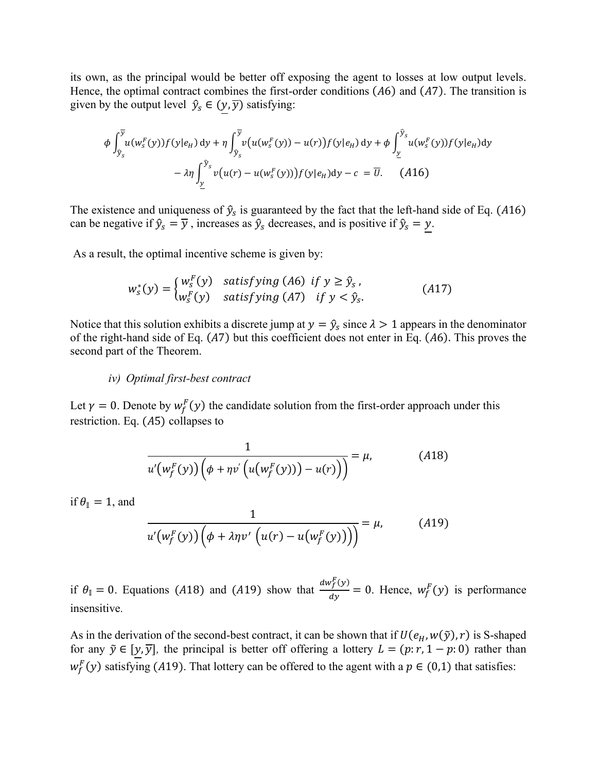its own, as the principal would be better off exposing the agent to losses at low output levels. Hence, the optimal contract combines the first-order conditions $(A6)$ and $(A7)$. The transition is given by the output level $\hat{y}_s \in (\underline{y}, \overline{y})$ satisfying:

$$\phi \int_{\hat{y}_s}^{\overline{y}} u(w_s^F(y)) f(y|e_H)\,\mathrm{d}y + \eta \int_{\hat{y}_s}^{\overline{y}} v\big(u(w_s^F(y)) - u(r)\big) f(y|e_H)\,\mathrm{d}y + \phi \int_{\underline{y}}^{\hat{y}_s} u(w_s^F(y)) f(y|e_H)\mathrm{d}y$$
$$- \lambda\eta \int_{\underline{y}}^{\hat{y}_s} v\big(u(r) - u(w_s^F(y))\big) f(y|e_H)\mathrm{d}y - c \;= \overline{U}. \qquad (A16)$$

The existence and uniqueness of $\hat{y}_s$ is guaranteed by the fact that the left-hand side of Eq. $(A16)$ can be negative if $\hat{y}_s = \overline{y}$ , increases as $\hat{y}_s$ decreases, and is positive if $\hat{y}_s = \underline{y}$.

As a result, the optimal incentive scheme is given by:

$$w_s^*(y) = \begin{cases} w_s^F(y) & satisfying\ (A6)\ \ if\ y \geq \hat{y}_s\,, \\ w_s^F(y) & satisfying\ (A7)\ \ \ if\ y < \hat{y}_s. \end{cases} \qquad (A17)$$

Notice that this solution exhibits a discrete jump at $y = \hat{y}_s$ since $\lambda > 1$ appears in the denominator of the right-hand side of Eq. $(A7)$ but this coefficient does not enter in Eq. $(A6)$. This proves the second part of the Theorem.

*iv) Optimal first-best contract*

Let $\gamma = 0$. Denote by $w_f^F(y)$ the candidate solution from the first-order approach under this restriction. Eq. $(A5)$ collapses to

$$\frac{1}{u'(w_f^F(y))\left(\phi + \eta v'\left(u(w_f^F(y))\right) - u(r)\right)} = \mu, \qquad (A18)$$

if $\theta_{\mathbb{I}} = 1$, and

$$\frac{1}{u'(w_f^F(y))\left(\phi + \lambda\eta v'\left(u(r) - u(w_f^F(y))\right)\right)} = \mu, \qquad (A19)$$

if $\theta_{\mathbb{I}} = 0$. Equations $(A18)$ and $(A19)$ show that $\frac{dw_f^F(y)}{dy} = 0$. Hence, $w_f^F(y)$ is performance insensitive.

As in the derivation of the second-best contract, it can be shown that if $U(e_H, w(\tilde{y}), r)$ is S-shaped for any $\tilde{y} \in [\underline{y}, \overline{y}]$, the principal is better off offering a lottery $L = (p{:}\, r, 1-p{:}\, 0)$ rather than $w_f^F(y)$ satisfying $(A19)$. That lottery can be offered to the agent with a $p \in (0,1)$ that satisfies: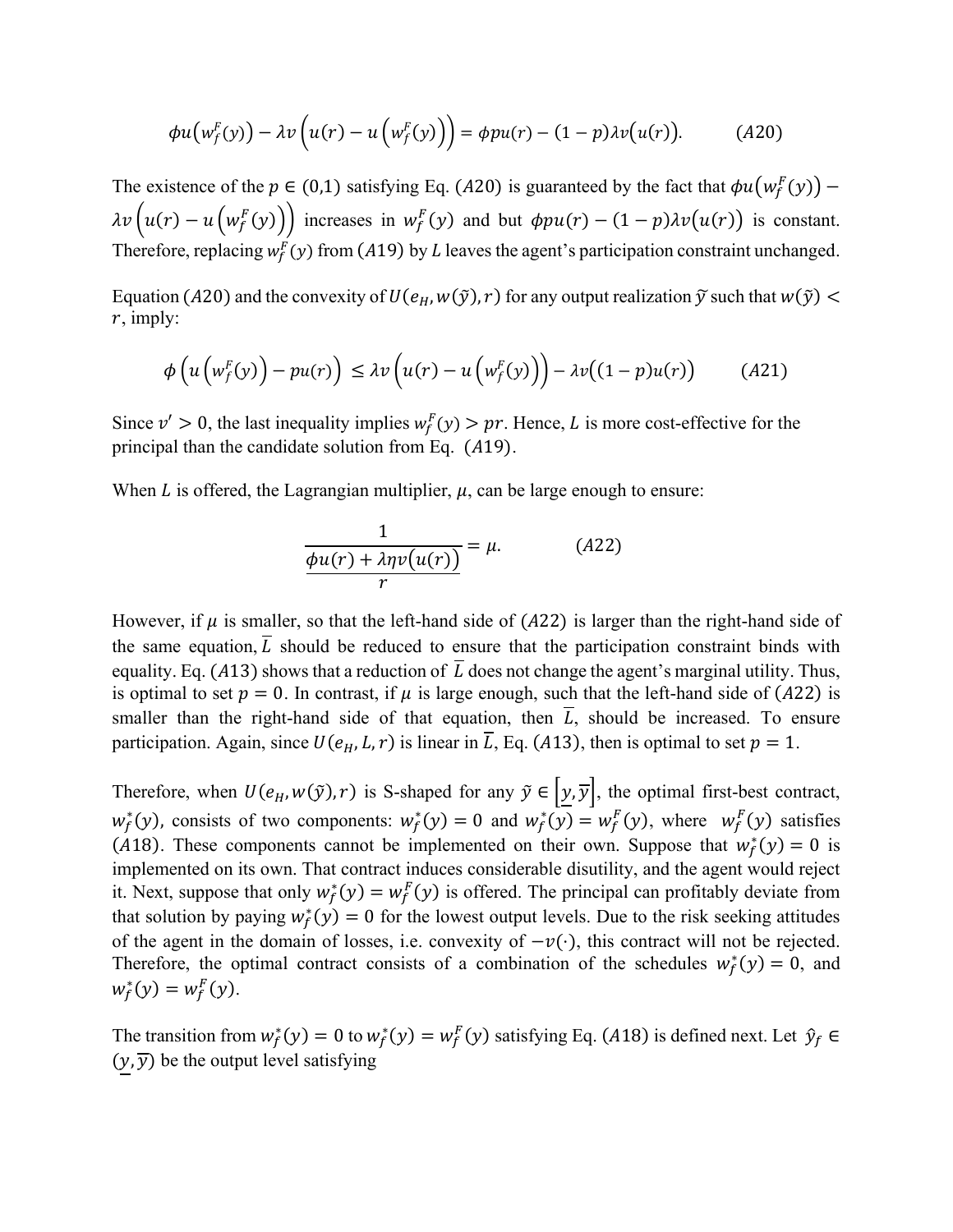$$\phi u\left(w_f^F(y)\right) - \lambda v\left(u(r) - u\left(w_f^F(y)\right)\right) = \phi p u(r) - (1-p)\lambda v\big(u(r)\big). \qquad (A20)$$

The existence of the $p \in (0,1)$ satisfying Eq. $(A20)$ is guaranteed by the fact that $\phi u\left(w_f^F(y)\right) - \lambda v\left(u(r) - u\left(w_f^F(y)\right)\right)$ increases in $w_f^F(y)$ and but $\phi p u(r) - (1-p)\lambda v\big(u(r)\big)$ is constant. Therefore, replacing $w_f^F(y)$ from $(A19)$ by $L$ leaves the agent's participation constraint unchanged.

Equation $(A20)$ and the convexity of $U(e_H, w(\tilde{y}), r)$ for any output realization $\tilde{y}$ such that $w(\tilde{y}) < r$, imply:

$$\phi\left(u\left(w_f^F(y)\right) - p u(r)\right) \leq \lambda v\left(u(r) - u\left(w_f^F(y)\right)\right) - \lambda v\big((1-p)u(r)\big) \qquad (A21)$$

Since $v' > 0$, the last inequality implies $w_f^F(y) > pr$. Hence, $L$ is more cost-effective for the principal than the candidate solution from Eq. $(A19)$.

When $L$ is offered, the Lagrangian multiplier, $\mu$, can be large enough to ensure:

$$\frac{1}{\dfrac{\phi u(r) + \lambda \eta v\big(u(r)\big)}{r}} = \mu. \qquad (A22)$$

However, if $\mu$ is smaller, so that the left-hand side of $(A22)$ is larger than the right-hand side of the same equation, $\overline{L}$ should be reduced to ensure that the participation constraint binds with equality. Eq. $(A13)$ shows that a reduction of $\overline{L}$ does not change the agent's marginal utility. Thus, is optimal to set $p = 0$. In contrast, if $\mu$ is large enough, such that the left-hand side of $(A22)$ is smaller than the right-hand side of that equation, then $\overline{L}$, should be increased. To ensure participation. Again, since $U(e_H, L, r)$ is linear in $\overline{L}$, Eq. $(A13)$, then is optimal to set $p = 1$.

Therefore, when $U(e_H, w(\tilde{y}), r)$ is S-shaped for any $\tilde{y} \in \left[\underline{y}, \overline{y}\right]$, the optimal first-best contract, $w_f^*(y)$, consists of two components: $w_f^*(y) = 0$ and $w_f^*(y) = w_f^F(y)$, where $w_f^F(y)$ satisfies $(A18)$. These components cannot be implemented on their own. Suppose that $w_f^*(y) = 0$ is implemented on its own. That contract induces considerable disutility, and the agent would reject it. Next, suppose that only $w_f^*(y) = w_f^F(y)$ is offered. The principal can profitably deviate from that solution by paying $w_f^*(y) = 0$ for the lowest output levels. Due to the risk seeking attitudes of the agent in the domain of losses, i.e. convexity of $-v(\cdot)$, this contract will not be rejected. Therefore, the optimal contract consists of a combination of the schedules $w_f^*(y) = 0$, and $w_f^*(y) = w_f^F(y)$.

The transition from $w_f^*(y) = 0$ to $w_f^*(y) = w_f^F(y)$ satisfying Eq. $(A18)$ is defined next. Let $\hat{y}_f \in (\underline{y}, \overline{y})$ be the output level satisfying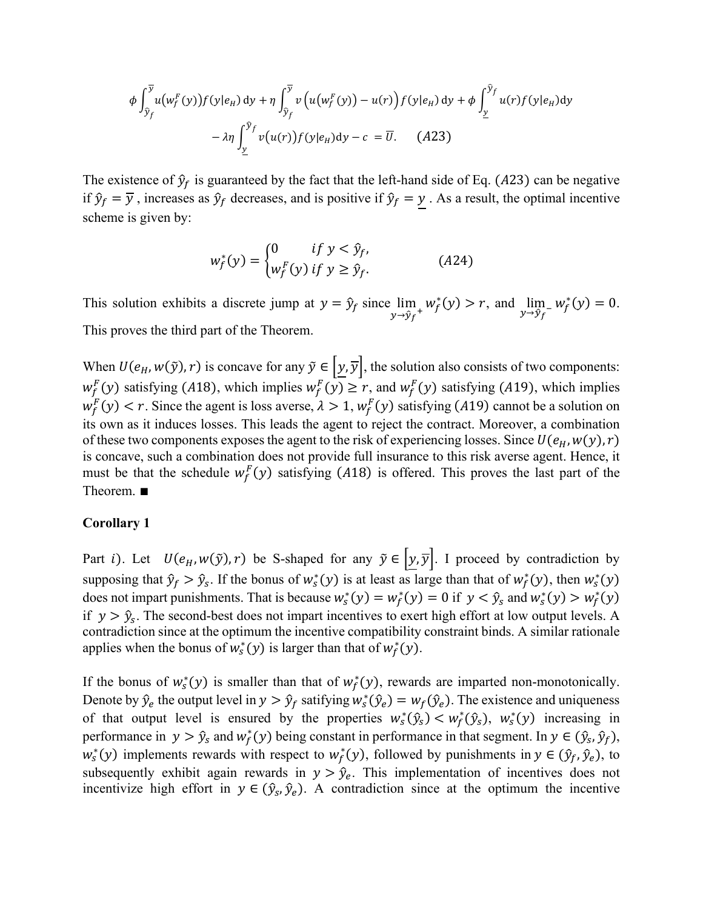$$\phi \int_{\hat{y}_f}^{\overline{y}} u(w_f^F(y)) f(y|e_H)\,\mathrm{d}y + \eta \int_{\hat{y}_f}^{\overline{y}} v\left(u(w_f^F(y)) - u(r)\right) f(y|e_H)\,\mathrm{d}y + \phi \int_{\underline{y}}^{\hat{y}_f} u(r) f(y|e_H)\mathrm{d}y$$
$$- \lambda\eta \int_{\underline{y}}^{\hat{y}_f} v(u(r)) f(y|e_H)\mathrm{d}y - c \;= \overline{U}. \qquad (A23)$$

The existence of $\hat{y}_f$ is guaranteed by the fact that the left-hand side of Eq. $(A23)$ can be negative if $\hat{y}_f = \overline{y}$ , increases as $\hat{y}_f$ decreases, and is positive if $\hat{y}_f = \underline{y}$ . As a result, the optimal incentive scheme is given by:

$$w_f^*(y) = \begin{cases} 0 & if\ y < \hat{y}_f, \\ w_f^F(y) & if\ y \geq \hat{y}_f. \end{cases} \qquad (A24)$$

This solution exhibits a discrete jump at $y = \hat{y}_f$ since $\lim_{y \to \hat{y}_f^+} w_f^*(y) > r$, and $\lim_{y \to \hat{y}_f^-} w_f^*(y) = 0$. This proves the third part of the Theorem.

When $U(e_H, w(\tilde{y}), r)$ is concave for any $\tilde{y} \in \left[\underline{y}, \overline{y}\right]$, the solution also consists of two components: $w_f^F(y)$ satisfying $(A18)$, which implies $w_f^F(y) \geq r$, and $w_f^F(y)$ satisfying $(A19)$, which implies $w_f^F(y) < r$. Since the agent is loss averse, $\lambda > 1$, $w_f^F(y)$ satisfying $(A19)$ cannot be a solution on its own as it induces losses. This leads the agent to reject the contract. Moreover, a combination of these two components exposes the agent to the risk of experiencing losses. Since $U(e_H, w(y), r)$ is concave, such a combination does not provide full insurance to this risk averse agent. Hence, it must be that the schedule $w_f^F(y)$ satisfying $(A18)$ is offered. This proves the last part of the Theorem. ■

**Corollary 1**

Part $i$). Let $U(e_H, w(\tilde{y}), r)$ be S-shaped for any $\tilde{y} \in \left[\underline{y}, \overline{y}\right]$. I proceed by contradiction by supposing that $\hat{y}_f > \hat{y}_s$. If the bonus of $w_s^*(y)$ is at least as large than that of $w_f^*(y)$, then $w_s^*(y)$ does not impart punishments. That is because $w_s^*(y) = w_f^*(y) = 0$ if $y < \hat{y}_s$ and $w_s^*(y) > w_f^*(y)$ if $y > \hat{y}_s$. The second-best does not impart incentives to exert high effort at low output levels. A contradiction since at the optimum the incentive compatibility constraint binds. A similar rationale applies when the bonus of $w_s^*(y)$ is larger than that of $w_f^*(y)$.

If the bonus of $w_s^*(y)$ is smaller than that of $w_f^*(y)$, rewards are imparted non-monotonically. Denote by $\hat{y}_e$ the output level in $y > \hat{y}_f$ satisfying $w_s^*(\hat{y}_e) = w_f(\hat{y}_e)$. The existence and uniqueness of that output level is ensured by the properties $w_s^*(\hat{y}_s) < w_f^*(\hat{y}_s)$, $w_s^*(y)$ increasing in performance in $y > \hat{y}_s$ and $w_f^*(y)$ being constant in performance in that segment. In $y \in (\hat{y}_s, \hat{y}_f)$, $w_s^*(y)$ implements rewards with respect to $w_f^*(y)$, followed by punishments in $y \in (\hat{y}_f, \hat{y}_e)$, to subsequently exhibit again rewards in $y > \hat{y}_e$. This implementation of incentives does not incentivize high effort in $y \in (\hat{y}_s, \hat{y}_e)$. A contradiction since at the optimum the incentive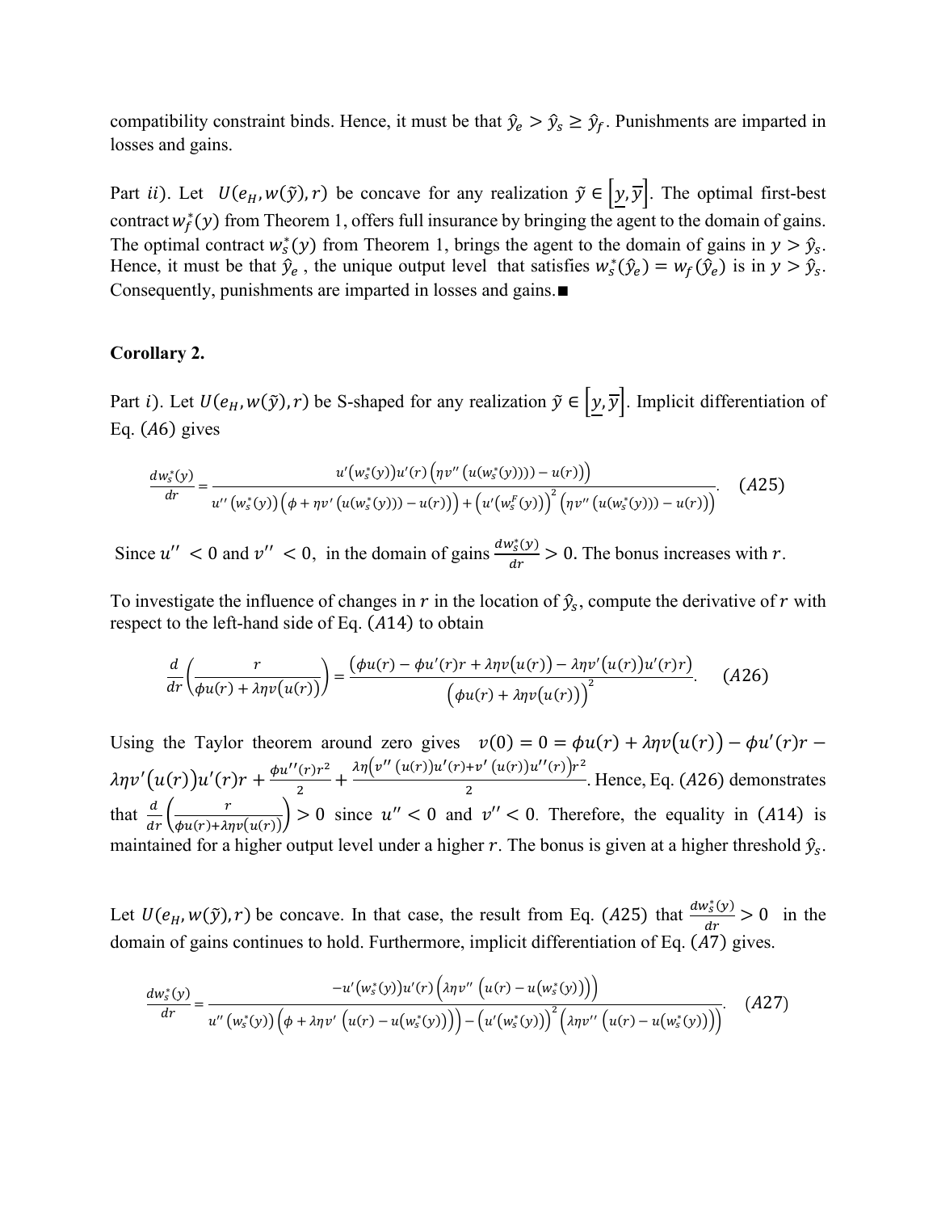compatibility constraint binds. Hence, it must be that $\hat{y}_e > \hat{y}_s \geq \hat{y}_f$. Punishments are imparted in losses and gains.

Part $ii$). Let $U(e_H, w(\tilde{y}), r)$ be concave for any realization $\tilde{y} \in [\underline{y}, \overline{y}]$. The optimal first-best contract $w_f^*(y)$ from Theorem 1, offers full insurance by bringing the agent to the domain of gains. The optimal contract $w_s^*(y)$ from Theorem 1, brings the agent to the domain of gains in $y > \hat{y}_s$. Hence, it must be that $\hat{y}_e$ , the unique output level that satisfies $w_s^*(\hat{y}_e) = w_f(\hat{y}_e)$ is in $y > \hat{y}_s$. Consequently, punishments are imparted in losses and gains.■

**Corollary 2.**

Part $i$). Let $U(e_H, w(\tilde{y}), r)$ be S-shaped for any realization $\tilde{y} \in [\underline{y}, \overline{y}]$. Implicit differentiation of Eq. $(A6)$ gives

$$\frac{dw_s^*(y)}{dr} = \frac{u'(w_s^*(y))u'(r)\left(\eta v''\left(u(w_s^*(y))) - u(r)\right)\right)}{u''\left(w_s^*(y)\right)\left(\phi + \eta v'\left(u(w_s^*(y))) - u(r)\right)\right) + \left(u'\left(w_s^F(y)\right)\right)^2\left(\eta v''\left(u(w_s^*(y))) - u(r)\right)\right)}. \quad (A25)$$

Since $u'' < 0$ and $v'' < 0$, in the domain of gains $\frac{dw_s^*(y)}{dr} > 0$. The bonus increases with $r$.

To investigate the influence of changes in $r$ in the location of $\hat{y}_s$, compute the derivative of $r$ with respect to the left-hand side of Eq. $(A14)$ to obtain

$$\frac{d}{dr}\left(\frac{r}{\phi u(r) + \lambda \eta v(u(r))}\right) = \frac{\left(\phi u(r) - \phi u'(r)r + \lambda \eta v(u(r)) - \lambda \eta v'(u(r))u'(r)r\right)}{\left(\phi u(r) + \lambda \eta v(u(r))\right)^2}. \quad (A26)$$

Using the Taylor theorem around zero gives $v(0) = 0 = \phi u(r) + \lambda \eta v(u(r)) - \phi u'(r)r - \lambda \eta v'(u(r))u'(r)r + \frac{\phi u''(r)r^2}{2} + \frac{\lambda \eta\left(v''(u(r))u'(r) + v'(u(r))u''(r)\right)r^2}{2}$. Hence, Eq. $(A26)$ demonstrates that $\frac{d}{dr}\left(\frac{r}{\phi u(r) + \lambda \eta v(u(r))}\right) > 0$ since $u'' < 0$ and $v'' < 0$. Therefore, the equality in $(A14)$ is maintained for a higher output level under a higher $r$. The bonus is given at a higher threshold $\hat{y}_s$.

Let $U(e_H, w(\tilde{y}), r)$ be concave. In that case, the result from Eq. $(A25)$ that $\frac{dw_s^*(y)}{dr} > 0$ in the domain of gains continues to hold. Furthermore, implicit differentiation of Eq. $(A7)$ gives.

$$\frac{dw_s^*(y)}{dr} = \frac{-u'\left(w_s^*(y)\right)u'(r)\left(\lambda \eta v''\left(u(r) - u\left(w_s^*(y)\right)\right)\right)}{u''\left(w_s^*(y)\right)\left(\phi + \lambda \eta v'\left(u(r) - u\left(w_s^*(y)\right)\right)\right) - \left(u'\left(w_s^*(y)\right)\right)^2\left(\lambda \eta v''\left(u(r) - u\left(w_s^*(y)\right)\right)\right)}. \quad (A27)$$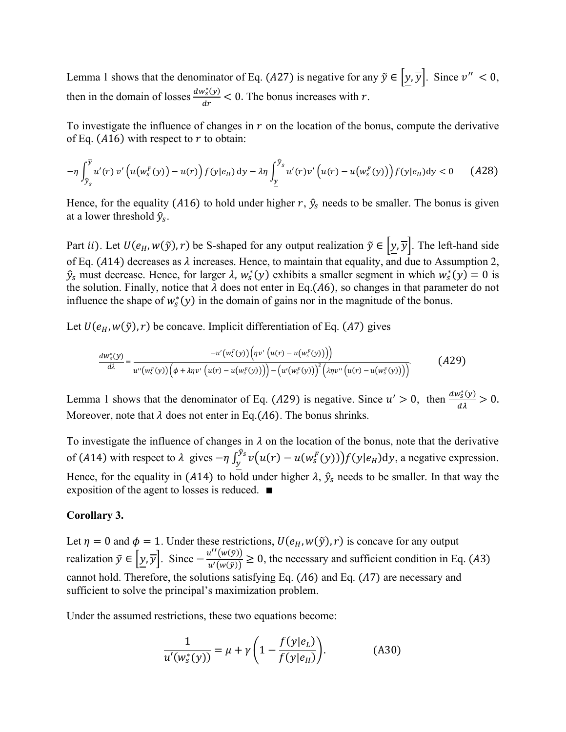Lemma 1 shows that the denominator of Eq. $(A27)$ is negative for any $\tilde{y} \in [\underline{y}, \overline{y}]$. Since $v'' < 0$, then in the domain of losses $\frac{dw_s^*(y)}{dr} < 0$. The bonus increases with $r$.

To investigate the influence of changes in $r$ on the location of the bonus, compute the derivative of Eq. $(A16)$ with respect to $r$ to obtain:

$$-\eta \int_{\hat{y}_s}^{\overline{y}} u'(r)\, v'\left(u\left(w_s^F(y)\right) - u(r)\right) f(y|e_H)\, \mathrm{d}y - \lambda\eta \int_{\underline{y}}^{\hat{y}_s} u'(r) v'\left(u(r) - u\left(w_s^F(y)\right)\right) f(y|e_H) \mathrm{d}y < 0 \qquad (A28)$$

Hence, for the equality $(A16)$ to hold under higher $r$, $\hat{y}_s$ needs to be smaller. The bonus is given at a lower threshold $\hat{y}_s$.

Part $ii$). Let $U(e_H, w(\tilde{y}), r)$ be S-shaped for any output realization $\tilde{y} \in [\underline{y}, \overline{y}]$. The left-hand side of Eq. $(A14)$ decreases as $\lambda$ increases. Hence, to maintain that equality, and due to Assumption 2, $\hat{y}_s$ must decrease. Hence, for larger $\lambda$, $w_s^*(y)$ exhibits a smaller segment in which $w_s^*(y) = 0$ is the solution. Finally, notice that $\lambda$ does not enter in Eq.$(A6)$, so changes in that parameter do not influence the shape of $w_s^*(y)$ in the domain of gains nor in the magnitude of the bonus.

Let $U(e_H, w(\tilde{y}), r)$ be concave. Implicit differentiation of Eq. $(A7)$ gives

$$\frac{dw_s^*(y)}{d\lambda} = \frac{-u'\left(w_s^F(y)\right)\left(\eta v'\left(u(r) - u\left(w_s^F(y)\right)\right)\right)}{u''\left(w_s^F(y)\right)\left(\phi + \lambda\eta v'\left(u(r) - u\left(w_s^F(y)\right)\right)\right) - \left(u'\left(w_s^F(y)\right)\right)^2\left(\lambda\eta v''\left(u(r) - u\left(w_s^F(y)\right)\right)\right)}. \qquad (A29)$$

Lemma 1 shows that the denominator of Eq. $(A29)$ is negative. Since $u' > 0$, then $\frac{dw_s^*(y)}{d\lambda} > 0$. Moreover, note that $\lambda$ does not enter in Eq.$(A6)$. The bonus shrinks.

To investigate the influence of changes in $\lambda$ on the location of the bonus, note that the derivative of $(A14)$ with respect to $\lambda$ gives $-\eta \int_{\underline{y}}^{\hat{y}_s} v\left(u(r) - u(w_s^F(y))\right) f(y|e_H) \mathrm{d}y$, a negative expression. Hence, for the equality in $(A14)$ to hold under higher $\lambda$, $\hat{y}_s$ needs to be smaller. In that way the exposition of the agent to losses is reduced. ■

**Corollary 3.**

Let $\eta = 0$ and $\phi = 1$. Under these restrictions, $U(e_H, w(\tilde{y}), r)$ is concave for any output realization $\tilde{y} \in [\underline{y}, \overline{y}]$. Since $-\frac{u''(w(\tilde{y}))}{u'(w(\tilde{y}))} \geq 0$, the necessary and sufficient condition in Eq. $(A3)$ cannot hold. Therefore, the solutions satisfying Eq. $(A6)$ and Eq. $(A7)$ are necessary and sufficient to solve the principal's maximization problem.

Under the assumed restrictions, these two equations become:

$$\frac{1}{u'(w_s^*(y))} = \mu + \gamma\left(1 - \frac{f(y|e_L)}{f(y|e_H)}\right). \qquad (A30)$$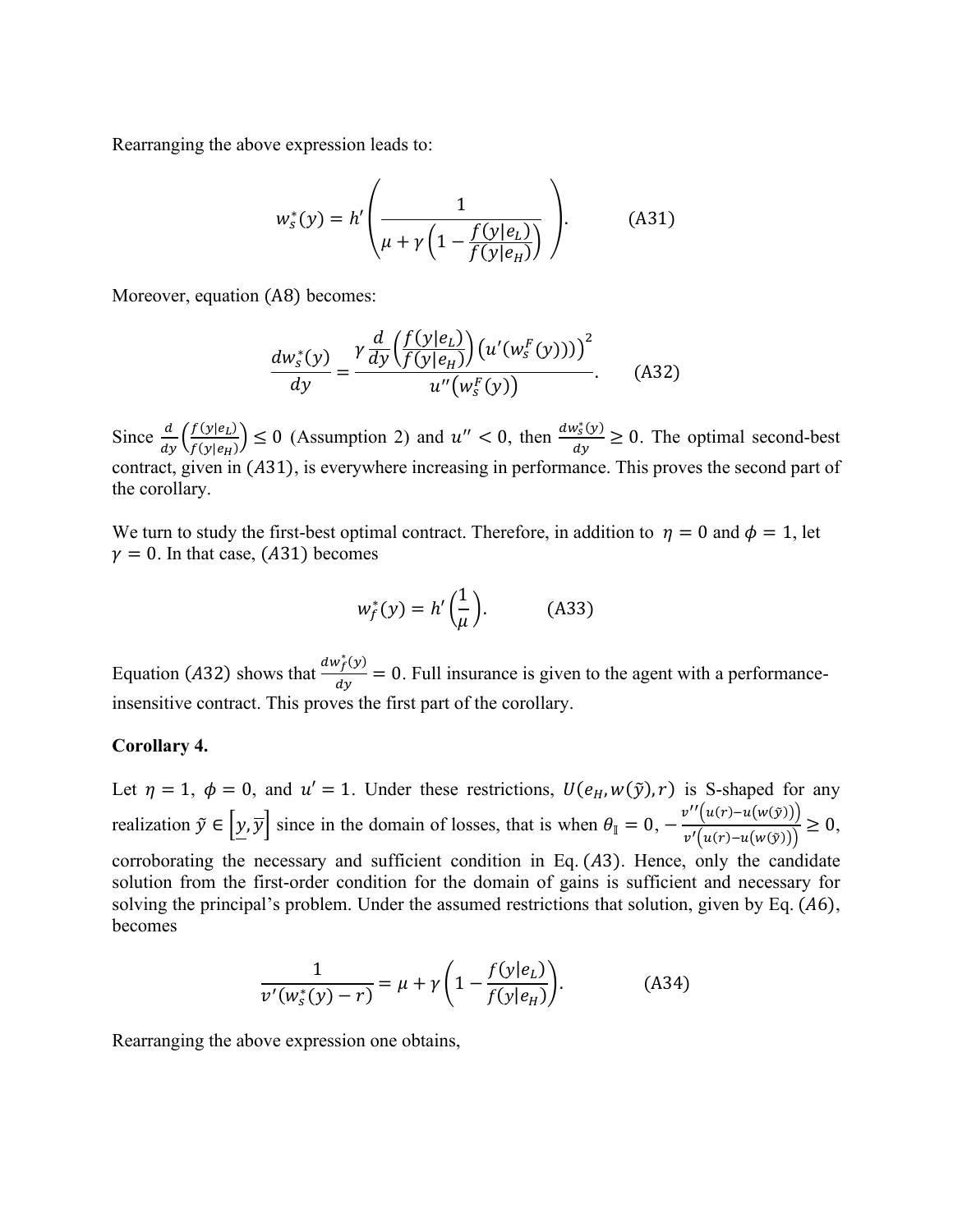Rearranging the above expression leads to:

$$w_s^*(y) = h'\left(\frac{1}{\mu + \gamma\left(1 - \frac{f(y|e_L)}{f(y|e_H)}\right)}\right). \qquad \text{(A31)}$$

Moreover, equation (A8) becomes:

$$\frac{dw_s^*(y)}{dy} = \frac{\gamma \frac{d}{dy}\left(\frac{f(y|e_L)}{f(y|e_H)}\right)\left(u'(w_s^F(y))\right)^2}{u''\left(w_s^F(y)\right)}. \qquad \text{(A32)}$$

Since $\frac{d}{dy}\left(\frac{f(y|e_L)}{f(y|e_H)}\right) \leq 0$ (Assumption 2) and $u'' < 0$, then $\frac{dw_s^*(y)}{dy} \geq 0$. The optimal second-best contract, given in $(A31)$, is everywhere increasing in performance. This proves the second part of the corollary.

We turn to study the first-best optimal contract. Therefore, in addition to $\eta = 0$ and $\phi = 1$, let $\gamma = 0$. In that case, $(A31)$ becomes

$$w_f^*(y) = h'\left(\frac{1}{\mu}\right). \qquad \text{(A33)}$$

Equation $(A32)$ shows that $\frac{dw_f^*(y)}{dy} = 0$. Full insurance is given to the agent with a performance-insensitive contract. This proves the first part of the corollary.

**Corollary 4.**

Let $\eta = 1$, $\phi = 0$, and $u' = 1$. Under these restrictions, $U(e_H, w(\tilde{y}), r)$ is S-shaped for any realization $\tilde{y} \in \left[\underline{y}, \overline{y}\right]$ since in the domain of losses, that is when $\theta_{\mathbb{I}} = 0$, $-\frac{v''\left(u(r) - u(w(\tilde{y}))\right)}{v'\left(u(r) - u(w(\tilde{y}))\right)} \geq 0$, corroborating the necessary and sufficient condition in Eq. $(A3)$. Hence, only the candidate solution from the first-order condition for the domain of gains is sufficient and necessary for solving the principal's problem. Under the assumed restrictions that solution, given by Eq. $(A6)$, becomes

$$\frac{1}{v'(w_s^*(y) - r)} = \mu + \gamma\left(1 - \frac{f(y|e_L)}{f(y|e_H)}\right). \qquad \text{(A34)}$$

Rearranging the above expression one obtains,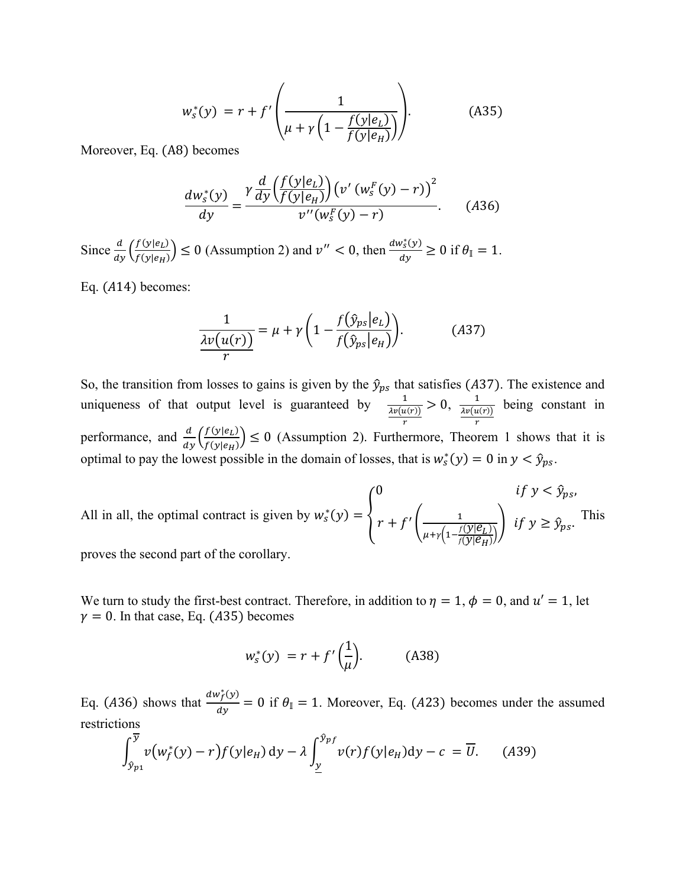$$w_s^*(y) = r + f'\left(\frac{1}{\mu + \gamma\left(1 - \frac{f(y|e_L)}{f(y|e_H)}\right)}\right). \qquad \text{(A35)}$$

Moreover, Eq. (A8) becomes

$$\frac{dw_s^*(y)}{dy} = \frac{\gamma \frac{d}{dy}\left(\frac{f(y|e_L)}{f(y|e_H)}\right)\left(v'\left(w_s^F(y) - r\right)\right)^2}{v''(w_s^F(y) - r)}. \qquad (A36)$$

Since $\frac{d}{dy}\left(\frac{f(y|e_L)}{f(y|e_H)}\right) \leq 0$ (Assumption 2) and $v'' < 0$, then $\frac{dw_s^*(y)}{dy} \geq 0$ if $\theta_{\mathbb{I}} = 1$.

Eq. $(A14)$ becomes:

$$\frac{1}{\frac{\lambda v(u(r))}{r}} = \mu + \gamma\left(1 - \frac{f(\hat{y}_{ps}|e_L)}{f(\hat{y}_{ps}|e_H)}\right). \qquad (A37)$$

So, the transition from losses to gains is given by the $\hat{y}_{ps}$ that satisfies $(A37)$. The existence and uniqueness of that output level is guaranteed by $\frac{1}{\frac{\lambda v(u(r))}{r}} > 0$, $\frac{1}{\frac{\lambda v(u(r))}{r}}$ being constant in performance, and $\frac{d}{dy}\left(\frac{f(y|e_L)}{f(y|e_H)}\right) \leq 0$ (Assumption 2). Furthermore, Theorem 1 shows that it is optimal to pay the lowest possible in the domain of losses, that is $w_s^*(y) = 0$ in $y < \hat{y}_{ps}$.

All in all, the optimal contract is given by $w_s^*(y) = \begin{cases} 0 & if\ y < \hat{y}_{ps}, \\ r + f'\left(\frac{1}{\mu + \gamma\left(1 - \frac{f(y|e_L)}{f(y|e_H)}\right)}\right) & if\ y \geq \hat{y}_{ps}. \end{cases}$ This proves the second part of the corollary.

We turn to study the first-best contract. Therefore, in addition to $\eta = 1$, $\phi = 0$, and $u' = 1$, let $\gamma = 0$. In that case, Eq. $(A35)$ becomes

$$w_s^*(y) = r + f'\left(\frac{1}{\mu}\right). \qquad \text{(A38)}$$

Eq. $(A36)$ shows that $\frac{dw_f^*(y)}{dy} = 0$ if $\theta_{\mathbb{I}} = 1$. Moreover, Eq. $(A23)$ becomes under the assumed restrictions

$$\int_{\hat{y}_{p1}}^{\overline{y}} v\left(w_f^*(y) - r\right) f(y|e_H)\,\mathrm{d}y - \lambda \int_{\underline{y}}^{\hat{y}_{pf}} v(r) f(y|e_H)\mathrm{d}y - c = \overline{U}. \qquad (A39)$$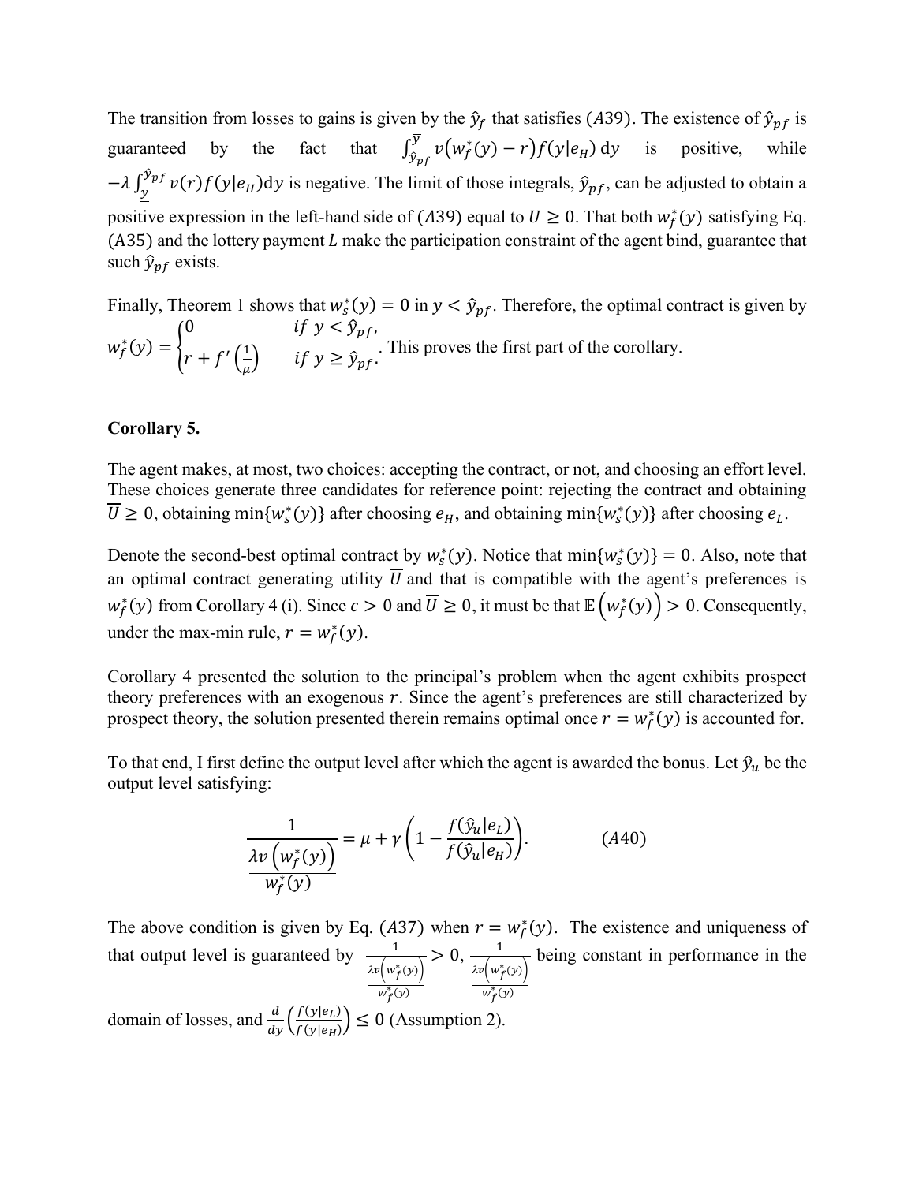The transition from losses to gains is given by the $\hat{y}_f$ that satisfies $(A39)$. The existence of $\hat{y}_{pf}$ is guaranteed by the fact that $\int_{\hat{y}_{pf}}^{\overline{y}} v\big(w_f^*(y) - r\big) f(y|e_H)\, \mathrm{d}y$ is positive, while $-\lambda \int_{\underline{y}}^{\hat{y}_{pf}} v(r) f(y|e_H) \mathrm{d}y$ is negative. The limit of those integrals, $\hat{y}_{pf}$, can be adjusted to obtain a positive expression in the left-hand side of $(A39)$ equal to $\overline{U} \geq 0$. That both $w_f^*(y)$ satisfying Eq. (A35) and the lottery payment $L$ make the participation constraint of the agent bind, guarantee that such $\hat{y}_{pf}$ exists.

Finally, Theorem 1 shows that $w_s^*(y) = 0$ in $y < \hat{y}_{pf}$. Therefore, the optimal contract is given by $w_f^*(y) = \begin{cases} 0 & if\ y < \hat{y}_{pf}, \\ r + f'\left(\frac{1}{\mu}\right) & if\ y \geq \hat{y}_{pf}. \end{cases}$ This proves the first part of the corollary.

**Corollary 5.**

The agent makes, at most, two choices: accepting the contract, or not, and choosing an effort level. These choices generate three candidates for reference point: rejecting the contract and obtaining $\overline{U} \geq 0$, obtaining $\min\{w_s^*(y)\}$ after choosing $e_H$, and obtaining $\min\{w_s^*(y)\}$ after choosing $e_L$.

Denote the second-best optimal contract by $w_s^*(y)$. Notice that $\min\{w_s^*(y)\} = 0$. Also, note that an optimal contract generating utility $\overline{U}$ and that is compatible with the agent's preferences is $w_f^*(y)$ from Corollary 4 (i). Since $c > 0$ and $\overline{U} \geq 0$, it must be that $\mathbb{E}\left(w_f^*(y)\right) > 0$. Consequently, under the max-min rule, $r = w_f^*(y)$.

Corollary 4 presented the solution to the principal's problem when the agent exhibits prospect theory preferences with an exogenous $r$. Since the agent's preferences are still characterized by prospect theory, the solution presented therein remains optimal once $r = w_f^*(y)$ is accounted for.

To that end, I first define the output level after which the agent is awarded the bonus. Let $\hat{y}_u$ be the output level satisfying:

$$\frac{1}{\frac{\lambda v\left(w_f^*(y)\right)}{w_f^*(y)}} = \mu + \gamma\left(1 - \frac{f(\hat{y}_u|e_L)}{f(\hat{y}_u|e_H)}\right). \qquad (A40)$$

The above condition is given by Eq. $(A37)$ when $r = w_f^*(y)$. The existence and uniqueness of that output level is guaranteed by $\frac{1}{\frac{\lambda v\left(w_f^*(y)\right)}{w_f^*(y)}} > 0$, $\frac{1}{\frac{\lambda v\left(w_f^*(y)\right)}{w_f^*(y)}}$ being constant in performance in the domain of losses, and $\frac{d}{dy}\left(\frac{f(y|e_L)}{f(y|e_H)}\right) \leq 0$ (Assumption 2).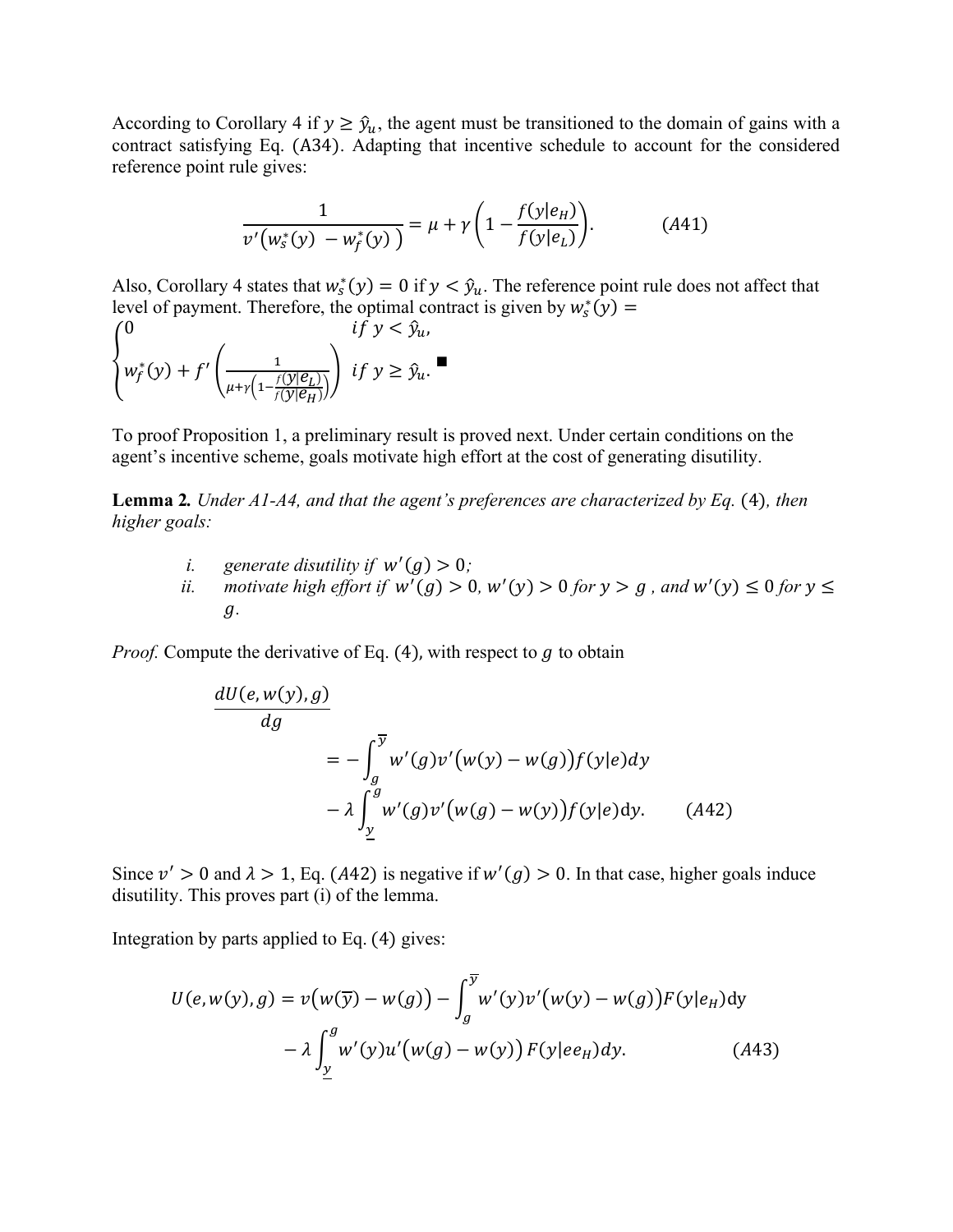According to Corollary 4 if $y \geq \hat{y}_u$, the agent must be transitioned to the domain of gains with a contract satisfying Eq. (A34). Adapting that incentive schedule to account for the considered reference point rule gives:

$$\frac{1}{v'\left(w_s^*(y) - w_f^*(y)\right)} = \mu + \gamma\left(1 - \frac{f(y|e_H)}{f(y|e_L)}\right). \qquad (A41)$$

Also, Corollary 4 states that $w_s^*(y) = 0$ if $y < \hat{y}_u$. The reference point rule does not affect that level of payment. Therefore, the optimal contract is given by $w_s^*(y) =$

$$\begin{cases} 0 & if\ y < \hat{y}_u, \\ w_f^*(y) + f'\left(\frac{1}{\mu+\gamma\left(1-\frac{f(y|e_L)}{f(y|e_H)}\right)}\right) & if\ y \geq \hat{y}_u. \end{cases}$$ ■

To proof Proposition 1, a preliminary result is proved next. Under certain conditions on the agent's incentive scheme, goals motivate high effort at the cost of generating disutility.

**Lemma 2.** *Under A1-A4, and that the agent's preferences are characterized by Eq.* (4)*, then higher goals:*

*i. generate disutility if* $w'(g) > 0$*;*
*ii. motivate high effort if* $w'(g) > 0$*,* $w'(y) > 0$ *for* $y > g$ *, and* $w'(y) \leq 0$ *for* $y \leq g$*.*

*Proof.* Compute the derivative of Eq. (4), with respect to $g$ to obtain

$$\frac{dU(e,w(y),g)}{dg} = -\int_g^{\overline{y}} w'(g)v'\big(w(y) - w(g)\big)f(y|e)dy - \lambda\int_{\underline{y}}^{g} w'(g)v'\big(w(g) - w(y)\big)f(y|e)\text{d}y. \qquad (A42)$$

Since $v' > 0$ and $\lambda > 1$, Eq. $(A42)$ is negative if $w'(g) > 0$. In that case, higher goals induce disutility. This proves part (i) of the lemma.

Integration by parts applied to Eq. (4) gives:

$$U(e,w(y),g) = v\big(w(\overline{y}) - w(g)\big) - \int_g^{\overline{y}} w'(y)v'\big(w(y) - w(g)\big)F(y|e_H)\text{d}y - \lambda\int_{\underline{y}}^{g} w'(y)u'\big(w(g) - w(y)\big)\,F(y|ee_H)dy. \qquad (A43)$$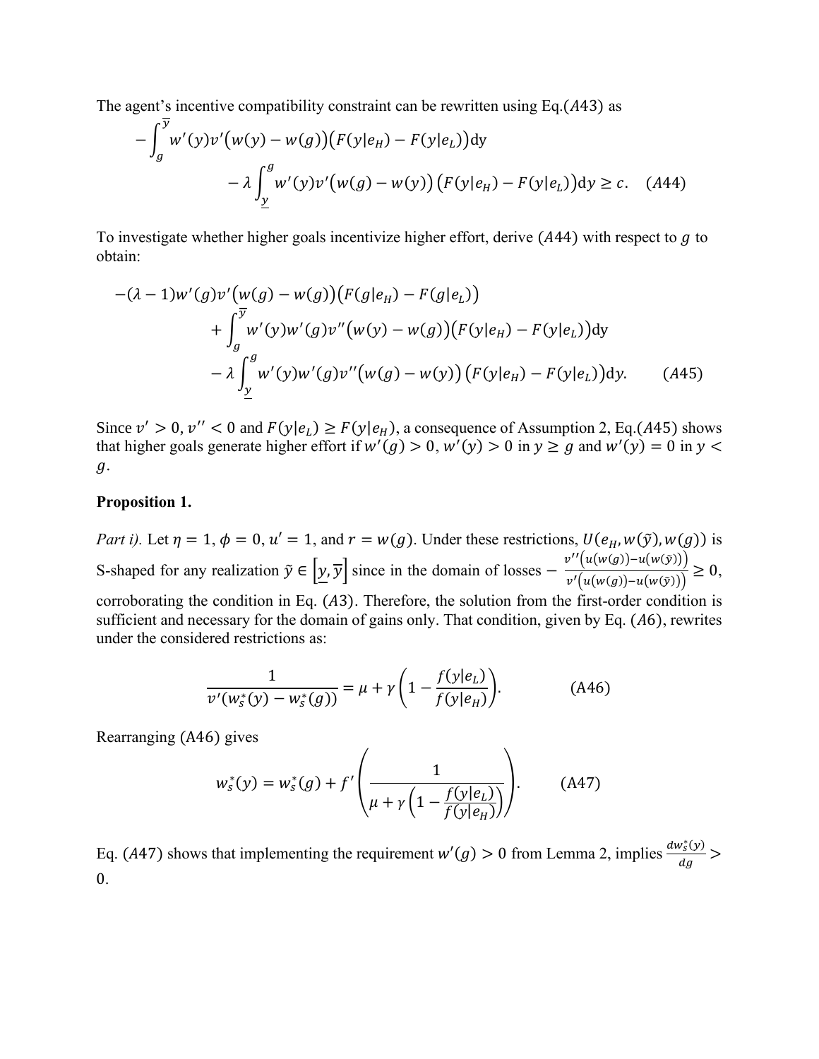The agent's incentive compatibility constraint can be rewritten using Eq.$(A43)$ as

$$-\int_{g}^{\overline{y}} w'(y)v'(w(y)-w(g))\big(F(y|e_H)-F(y|e_L)\big)\mathrm{d}y$$
$$-\lambda\int_{\underline{y}}^{g} w'(y)v'(w(g)-w(y))\big(F(y|e_H)-F(y|e_L)\big)\mathrm{d}y \geq c. \quad (A44)$$

To investigate whether higher goals incentivize higher effort, derive $(A44)$ with respect to $g$ to obtain:

$$-(\lambda-1)w'(g)v'(w(g)-w(g))\big(F(g|e_H)-F(g|e_L)\big)$$
$$+\int_{g}^{\overline{y}} w'(y)w'(g)v''(w(y)-w(g))\big(F(y|e_H)-F(y|e_L)\big)\mathrm{d}y$$
$$-\lambda\int_{\underline{y}}^{g} w'(y)w'(g)v''(w(g)-w(y))\big(F(y|e_H)-F(y|e_L)\big)\mathrm{d}y. \qquad (A45)$$

Since $v'>0$, $v''<0$ and $F(y|e_L)\geq F(y|e_H)$, a consequence of Assumption 2, Eq.$(A45)$ shows that higher goals generate higher effort if $w'(g)>0$, $w'(y)>0$ in $y\geq g$ and $w'(y)=0$ in $y<g$.

**Proposition 1.**

*Part i).* Let $\eta=1$, $\phi=0$, $u'=1$, and $r=w(g)$. Under these restrictions, $U(e_H,w(\tilde{y}),w(g))$ is S-shaped for any realization $\tilde{y}\in[\underline{y},\overline{y}]$ since in the domain of losses $-\frac{v''(u(w(g))-u(w(\tilde{y})))}{v'(u(w(g))-u(w(\tilde{y})))}\geq 0$, corroborating the condition in Eq. $(A3)$. Therefore, the solution from the first-order condition is sufficient and necessary for the domain of gains only. That condition, given by Eq. $(A6)$, rewrites under the considered restrictions as:

$$\frac{1}{v'(w_s^*(y)-w_s^*(g))}=\mu+\gamma\left(1-\frac{f(y|e_L)}{f(y|e_H)}\right). \qquad \text{(A46)}$$

Rearranging (A46) gives

$$w_s^*(y)=w_s^*(g)+f'\left(\frac{1}{\mu+\gamma\left(1-\frac{f(y|e_L)}{f(y|e_H)}\right)}\right). \qquad \text{(A47)}$$

Eq. $(A47)$ shows that implementing the requirement $w'(g)>0$ from Lemma 2, implies $\frac{dw_s^*(y)}{dg}>0$.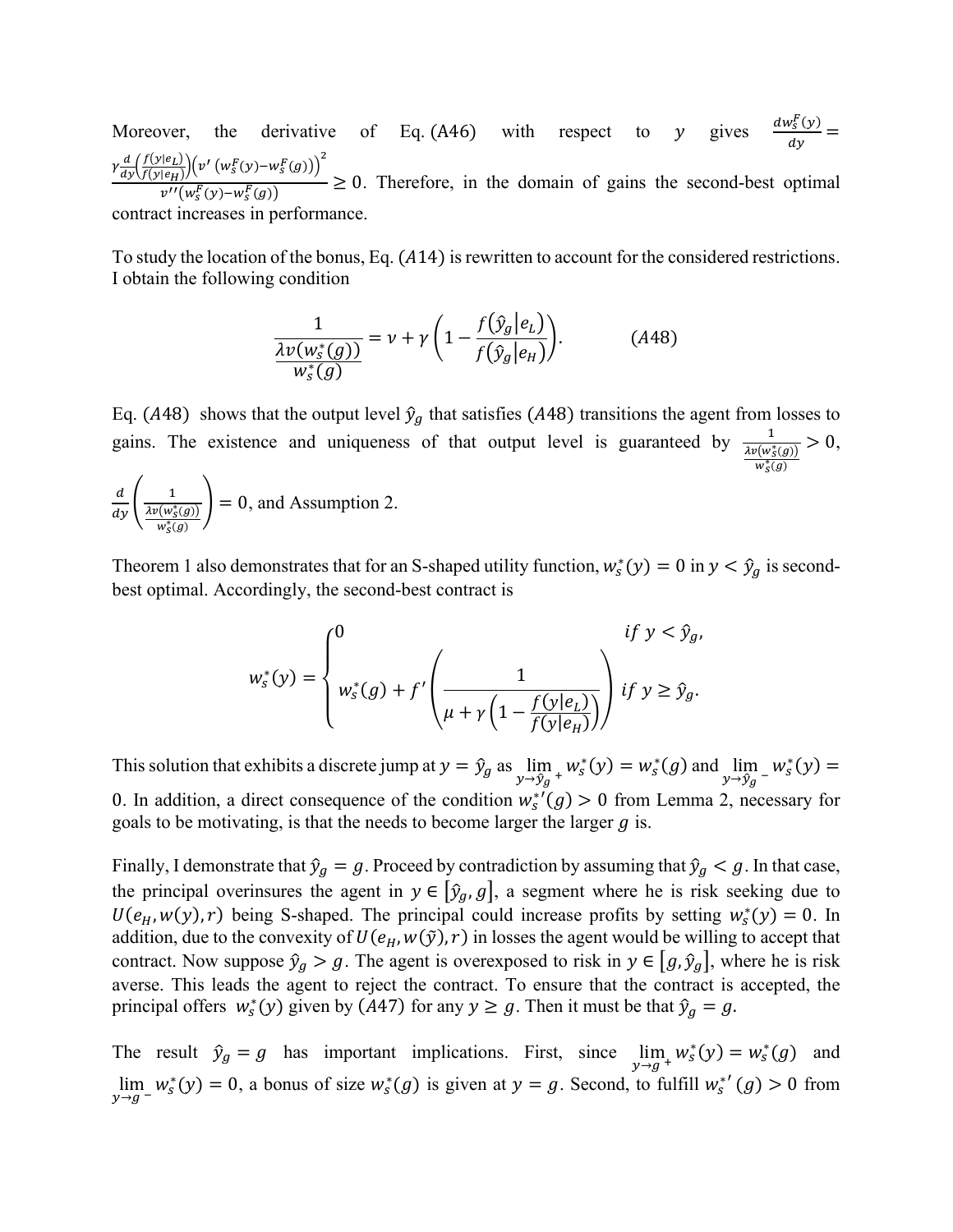Moreover, the derivative of Eq. (A46) with respect to $y$ gives $\frac{dw_S^F(y)}{dy} = \frac{\gamma \frac{d}{dy}\left(\frac{f(y|e_L)}{f(y|e_H)}\right)\left(v'\left(w_S^F(y) - w_S^F(g)\right)\right)^2}{v''\left(w_S^F(y) - w_S^F(g)\right)} \geq 0$. Therefore, in the domain of gains the second-best optimal contract increases in performance.

To study the location of the bonus, Eq. $(A14)$ is rewritten to account for the considered restrictions. I obtain the following condition

$$\frac{1}{\frac{\lambda v(w_S^*(g))}{w_S^*(g)}} = \nu + \gamma\left(1 - \frac{f(\hat{y}_g|e_L)}{f(\hat{y}_g|e_H)}\right). \qquad (A48)$$

Eq. $(A48)$ shows that the output level $\hat{y}_g$ that satisfies $(A48)$ transitions the agent from losses to gains. The existence and uniqueness of that output level is guaranteed by $\frac{1}{\frac{\lambda v(w_S^*(g))}{w_S^*(g)}} > 0$, $\frac{d}{dy}\left(\frac{1}{\frac{\lambda v(w_S^*(g))}{w_S^*(g)}}\right) = 0$, and Assumption 2.

Theorem 1 also demonstrates that for an S-shaped utility function, $w_S^*(y) = 0$ in $y < \hat{y}_g$ is second-best optimal. Accordingly, the second-best contract is

$$w_S^*(y) = \begin{cases} 0 & if\ y < \hat{y}_g, \\ w_S^*(g) + f'\left(\frac{1}{\mu + \gamma\left(1 - \frac{f(y|e_L)}{f(y|e_H)}\right)}\right) & if\ y \geq \hat{y}_g. \end{cases}$$

This solution that exhibits a discrete jump at $y = \hat{y}_g$ as $\lim_{y \to \hat{y}_g^+} w_S^*(y) = w_S^*(g)$ and $\lim_{y \to \hat{y}_g^-} w_S^*(y) = 0$. In addition, a direct consequence of the condition $w_S^{*\prime}(g) > 0$ from Lemma 2, necessary for goals to be motivating, is that the needs to become larger the larger $g$ is.

Finally, I demonstrate that $\hat{y}_g = g$. Proceed by contradiction by assuming that $\hat{y}_g < g$. In that case, the principal overinsures the agent in $y \in [\hat{y}_g, g]$, a segment where he is risk seeking due to $U(e_H, w(y), r)$ being S-shaped. The principal could increase profits by setting $w_S^*(y) = 0$. In addition, due to the convexity of $U(e_H, w(\tilde{y}), r)$ in losses the agent would be willing to accept that contract. Now suppose $\hat{y}_g > g$. The agent is overexposed to risk in $y \in [g, \hat{y}_g]$, where he is risk averse. This leads the agent to reject the contract. To ensure that the contract is accepted, the principal offers $w_S^*(y)$ given by $(A47)$ for any $y \geq g$. Then it must be that $\hat{y}_g = g$.

The result $\hat{y}_g = g$ has important implications. First, since $\lim_{y \to g^+} w_S^*(y) = w_S^*(g)$ and $\lim_{y \to g^-} w_S^*(y) = 0$, a bonus of size $w_S^*(g)$ is given at $y = g$. Second, to fulfill $w_S^{*\prime}(g) > 0$ from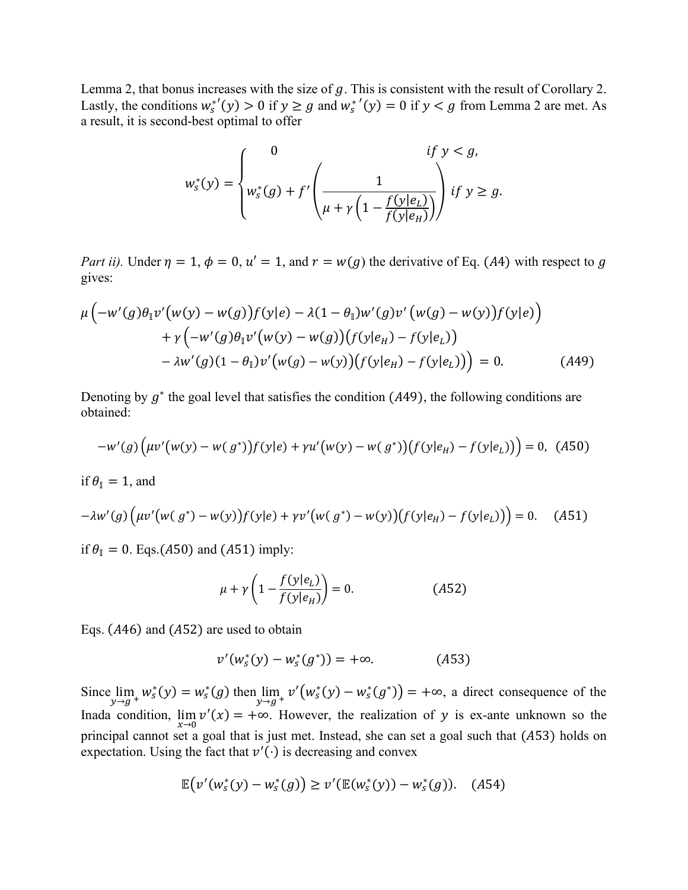Lemma 2, that bonus increases with the size of $g$. This is consistent with the result of Corollary 2. Lastly, the conditions $w_s^{*\prime}(y) > 0$ if $y \geq g$ and $w_s^{*\prime}(y) = 0$ if $y < g$ from Lemma 2 are met. As a result, it is second-best optimal to offer

$$w_s^*(y) = \begin{cases} 0 & if\ y < g, \\ w_s^*(g) + f'\left(\dfrac{1}{\mu + \gamma\left(1 - \dfrac{f(y|e_L)}{f(y|e_H)}\right)}\right) & if\ y \geq g. \end{cases}$$

*Part ii).* Under $\eta = 1$, $\phi = 0$, $u' = 1$, and $r = w(g)$ the derivative of Eq. $(A4)$ with respect to $g$ gives:

$$\mu\left(-w'(g)\theta_{\mathbb{I}}v'\big(w(y) - w(g)\big)f(y|e) - \lambda(1-\theta_{\mathbb{I}})w'(g)v'\big(w(g) - w(y)\big)f(y|e)\right)$$
$$+ \gamma\left(-w'(g)\theta_{\mathbb{I}}v'\big(w(y) - w(g)\big)\big(f(y|e_H) - f(y|e_L)\big)\right.$$
$$\left. - \lambda w'(g)(1-\theta_{\mathbb{I}})v'\big(w(g) - w(y)\big)\big(f(y|e_H) - f(y|e_L)\big)\right) = 0. \qquad (A49)$$

Denoting by $g^*$ the goal level that satisfies the condition $(A49)$, the following conditions are obtained:

$$-w'(g)\left(\mu v'\big(w(y) - w(g^*)\big)f(y|e) + \gamma u'\big(w(y) - w(g^*)\big)\big(f(y|e_H) - f(y|e_L)\big)\right) = 0, \quad (A50)$$

if $\theta_{\mathbb{I}} = 1$, and

$$-\lambda w'(g)\left(\mu v'\big(w(g^*) - w(y)\big)f(y|e) + \gamma v'\big(w(g^*) - w(y)\big)\big(f(y|e_H) - f(y|e_L)\big)\right) = 0. \quad (A51)$$

if $\theta_{\mathbb{I}} = 0$. Eqs.$(A50)$ and $(A51)$ imply:

$$\mu + \gamma\left(1 - \frac{f(y|e_L)}{f(y|e_H)}\right) = 0. \qquad (A52)$$

Eqs. $(A46)$ and $(A52)$ are used to obtain

$$v'\big(w_s^*(y) - w_s^*(g^*)\big) = +\infty. \qquad (A53)$$

Since $\lim_{y \to g^+} w_s^*(y) = w_s^*(g)$ then $\lim_{y \to g^+} v'\big(w_s^*(y) - w_s^*(g^*)\big) = +\infty$, a direct consequence of the Inada condition, $\lim_{x \to 0} v'(x) = +\infty$. However, the realization of $y$ is ex-ante unknown so the principal cannot set a goal that is just met. Instead, she can set a goal such that $(A53)$ holds on expectation. Using the fact that $v'(\cdot)$ is decreasing and convex

$$\mathbb{E}\big(v'(w_s^*(y) - w_s^*(g)\big) \geq v'(\mathbb{E}(w_s^*(y)) - w_s^*(g)). \quad (A54)$$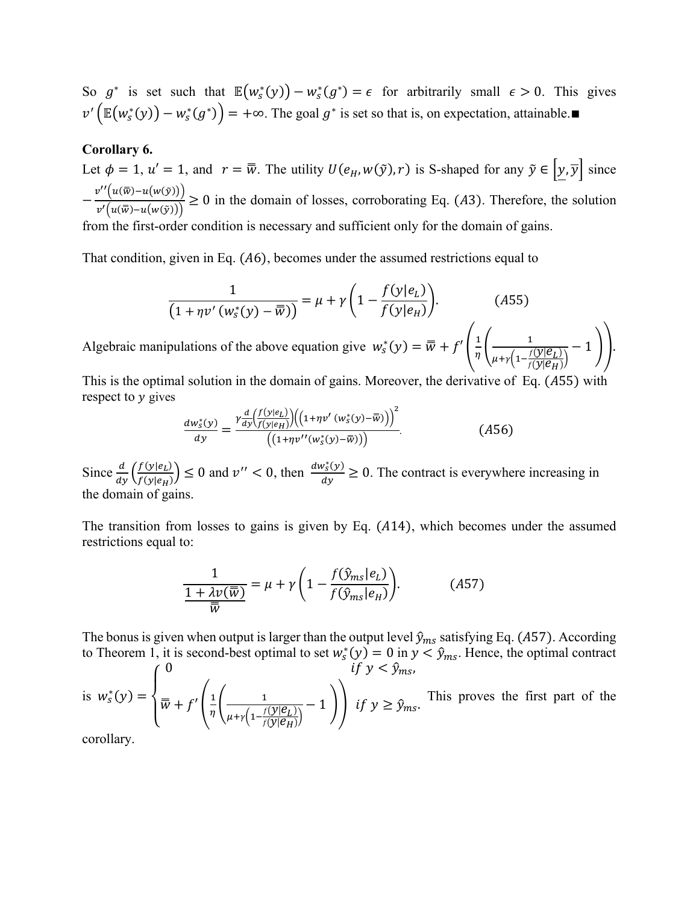So $g^*$ is set such that $\mathbb{E}(w_s^*(y)) - w_s^*(g^*) = \epsilon$ for arbitrarily small $\epsilon > 0$. This gives $v'\left(\mathbb{E}(w_s^*(y)) - w_s^*(g^*)\right) = +\infty$. The goal $g^*$ is set so that is, on expectation, attainable.■

**Corollary 6.**

Let $\phi = 1$, $u' = 1$, and $r = \bar{\bar{w}}$. The utility $U(e_H, w(\tilde{y}), r)$ is S-shaped for any $\tilde{y} \in [\underline{y}, \bar{y}]$ since $-\frac{v''\left(u(\bar{\bar{w}}) - u(w(\tilde{y}))\right)}{v'\left(u(\bar{\bar{w}}) - u(w(\tilde{y}))\right)} \geq 0$ in the domain of losses, corroborating Eq. $(A3)$. Therefore, the solution from the first-order condition is necessary and sufficient only for the domain of gains.

That condition, given in Eq. $(A6)$, becomes under the assumed restrictions equal to

$$\frac{1}{\left(1 + \eta v'\left(w_s^*(y) - \bar{\bar{w}}\right)\right)} = \mu + \gamma\left(1 - \frac{f(y|e_L)}{f(y|e_H)}\right). \qquad (A55)$$

Algebraic manipulations of the above equation give $w_s^*(y) = \bar{\bar{w}} + f'\left(\frac{1}{\eta}\left(\frac{1}{\mu + \gamma\left(1 - \frac{f(y|e_L)}{f(y|e_H)}\right)} - 1\right)\right)$.

This is the optimal solution in the domain of gains. Moreover, the derivative of Eq. $(A55)$ with respect to $y$ gives

$$\frac{dw_s^*(y)}{dy} = \frac{\gamma \frac{d}{dy}\left(\frac{f(y|e_L)}{f(y|e_H)}\right)\left(\left(1 + \eta v'\left(w_s^*(y) - \bar{\bar{w}}\right)\right)\right)^2}{\left(\left(1 + \eta v''\left(w_s^*(y) - \bar{\bar{w}}\right)\right)\right)}. \qquad (A56)$$

Since $\frac{d}{dy}\left(\frac{f(y|e_L)}{f(y|e_H)}\right) \leq 0$ and $v'' < 0$, then $\frac{dw_s^*(y)}{dy} \geq 0$. The contract is everywhere increasing in the domain of gains.

The transition from losses to gains is given by Eq. $(A14)$, which becomes under the assumed restrictions equal to:

$$\frac{1}{\frac{1 + \lambda v(\bar{\bar{w}})}{\bar{\bar{w}}}} = \mu + \gamma\left(1 - \frac{f(\hat{y}_{ms}|e_L)}{f(\hat{y}_{ms}|e_H)}\right). \qquad (A57)$$

The bonus is given when output is larger than the output level $\hat{y}_{ms}$ satisfying Eq. $(A57)$. According to Theorem 1, it is second-best optimal to set $w_s^*(y) = 0$ in $y < \hat{y}_{ms}$. Hence, the optimal contract is $w_s^*(y) = \begin{cases} 0 & \text{if } y < \hat{y}_{ms}, \\ \bar{\bar{w}} + f'\left(\frac{1}{\eta}\left(\frac{1}{\mu + \gamma\left(1 - \frac{f(y|e_L)}{f(y|e_H)}\right)} - 1\right)\right) & \text{if } y \geq \hat{y}_{ms}. \end{cases}$ This proves the first part of the corollary.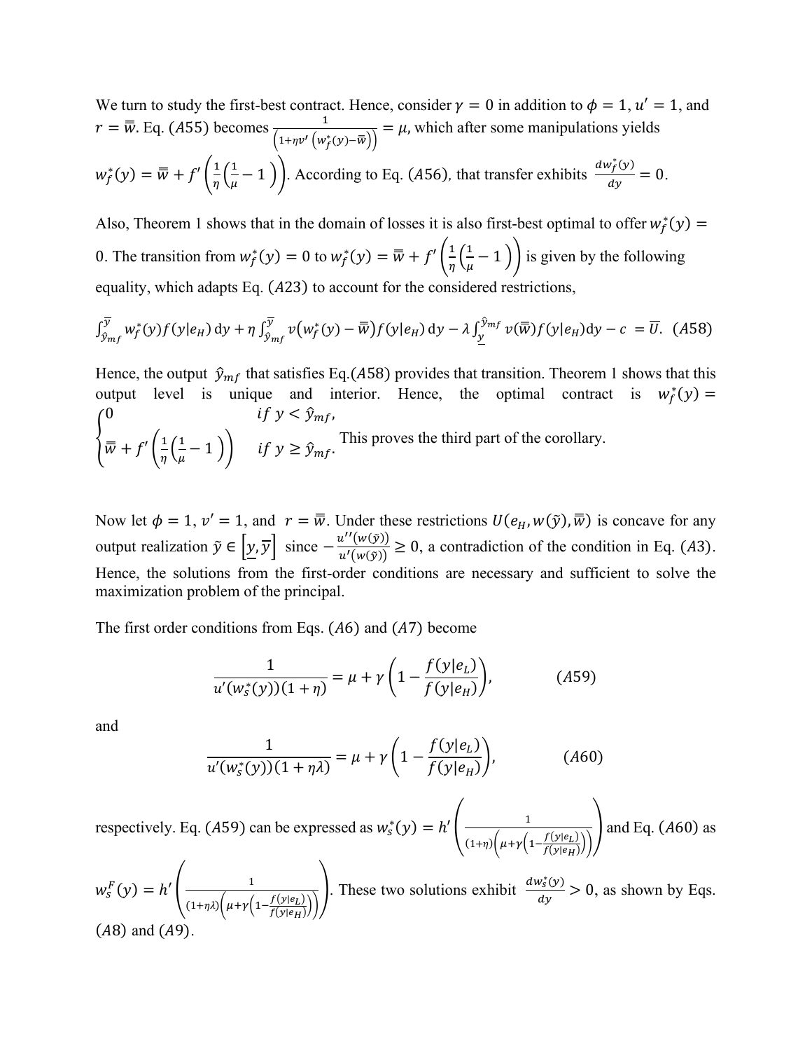We turn to study the first-best contract. Hence, consider $\gamma = 0$ in addition to $\phi = 1$, $u' = 1$, and $r = \bar{\bar{w}}$. Eq. $(A55)$ becomes $\frac{1}{\left(1+\eta v'\left(w_f^*(y)-\bar{\bar{w}}\right)\right)} = \mu$, which after some manipulations yields $w_f^*(y) = \bar{\bar{w}} + f'\left(\frac{1}{\eta}\left(\frac{1}{\mu} - 1\right)\right)$. According to Eq. $(A56)$, that transfer exhibits $\frac{dw_f^*(y)}{dy} = 0$.

Also, Theorem 1 shows that in the domain of losses it is also first-best optimal to offer $w_f^*(y) = 0$. The transition from $w_f^*(y) = 0$ to $w_f^*(y) = \bar{\bar{w}} + f'\left(\frac{1}{\eta}\left(\frac{1}{\mu} - 1\right)\right)$ is given by the following equality, which adapts Eq. $(A23)$ to account for the considered restrictions,

$$\int_{\hat{y}_{mf}}^{\bar{y}} w_f^*(y) f(y|e_H)\,\mathrm{d}y + \eta \int_{\hat{y}_{mf}}^{\bar{y}} v\left(w_f^*(y) - \bar{\bar{w}}\right) f(y|e_H)\,\mathrm{d}y - \lambda \int_{\underline{y}}^{\hat{y}_{mf}} v(\bar{\bar{w}}) f(y|e_H)\mathrm{d}y - c = \bar{U}. \quad (A58)$$

Hence, the output $\hat{y}_{mf}$ that satisfies Eq.$(A58)$ provides that transition. Theorem 1 shows that this output level is unique and interior. Hence, the optimal contract is $w_f^*(y) = \begin{cases} 0 & if\ y < \hat{y}_{mf}, \\ \bar{\bar{w}} + f'\left(\frac{1}{\eta}\left(\frac{1}{\mu} - 1\right)\right) & if\ y \geq \hat{y}_{mf}. \end{cases}$ This proves the third part of the corollary.

Now let $\phi = 1$, $v' = 1$, and $r = \bar{\bar{w}}$. Under these restrictions $U(e_H, w(\tilde{y}), \bar{\bar{w}})$ is concave for any output realization $\tilde{y} \in [\underline{y}, \bar{y}]$ since $-\frac{u''(w(\tilde{y}))}{u'(w(\tilde{y}))} \geq 0$, a contradiction of the condition in Eq. $(A3)$. Hence, the solutions from the first-order conditions are necessary and sufficient to solve the maximization problem of the principal.

The first order conditions from Eqs. $(A6)$ and $(A7)$ become

$$\frac{1}{u'(w_s^*(y))(1+\eta)} = \mu + \gamma\left(1 - \frac{f(y|e_L)}{f(y|e_H)}\right), \qquad (A59)$$

and

$$\frac{1}{u'(w_s^*(y))(1+\eta\lambda)} = \mu + \gamma\left(1 - \frac{f(y|e_L)}{f(y|e_H)}\right), \qquad (A60)$$

respectively. Eq. $(A59)$ can be expressed as $w_s^*(y) = h'\left(\frac{1}{(1+\eta)\left(\mu+\gamma\left(1-\frac{f(y|e_L)}{f(y|e_H)}\right)\right)}\right)$ and Eq. $(A60)$ as $w_s^F(y) = h'\left(\frac{1}{(1+\eta\lambda)\left(\mu+\gamma\left(1-\frac{f(y|e_L)}{f(y|e_H)}\right)\right)}\right)$. These two solutions exhibit $\frac{dw_s^*(y)}{dy} > 0$, as shown by Eqs. $(A8)$ and $(A9)$.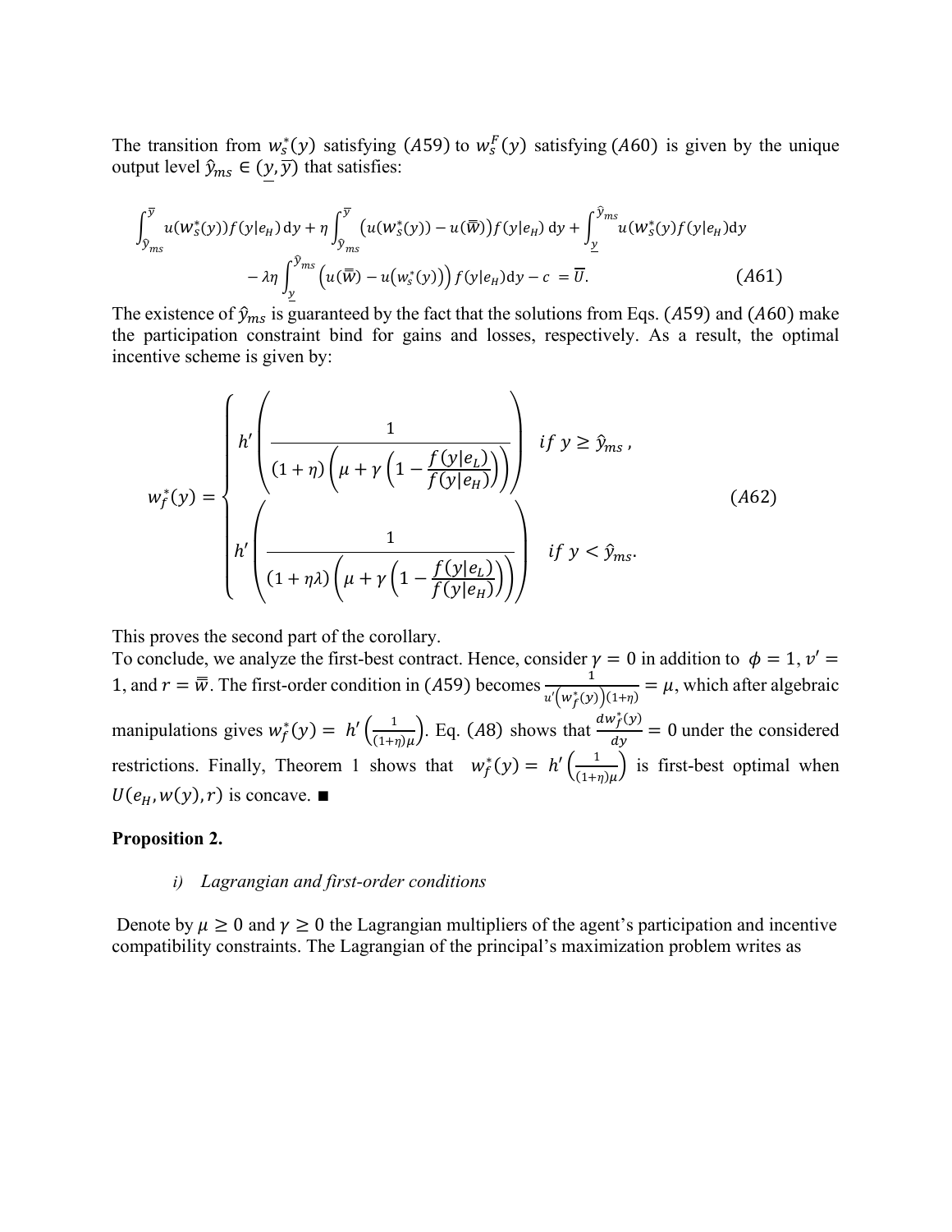The transition from $w_s^*(y)$ satisfying $(A59)$ to $w_s^F(y)$ satisfying $(A60)$ is given by the unique output level $\hat{y}_{ms} \in (\underline{y}, \overline{y})$ that satisfies:

$$\int_{\hat{y}_{ms}}^{\overline{y}} u(w_s^*(y)) f(y|e_H)\,\mathrm{d}y + \eta \int_{\hat{y}_{ms}}^{\overline{y}} \left(u(w_s^*(y)) - u(\overline{\overline{w}})\right) f(y|e_H)\,\mathrm{d}y + \int_{\underline{y}}^{\hat{y}_{ms}} u(w_s^*(y) f(y|e_H)\mathrm{d}y$$
$$- \lambda\eta \int_{\underline{y}}^{\hat{y}_{ms}} \left(u(\overline{\overline{w}}) - u\left(w_s^*(y)\right)\right) f(y|e_H)\mathrm{d}y - c\ = \overline{U}. \qquad (A61)$$

The existence of $\hat{y}_{ms}$ is guaranteed by the fact that the solutions from Eqs. $(A59)$ and $(A60)$ make the participation constraint bind for gains and losses, respectively. As a result, the optimal incentive scheme is given by:

$$w_f^*(y) = \begin{cases} h'\left(\dfrac{1}{(1+\eta)\left(\mu + \gamma\left(1 - \dfrac{f(y|e_L)}{f(y|e_H)}\right)\right)}\right) & if\ y \geq \hat{y}_{ms}\,, \\ h'\left(\dfrac{1}{(1+\eta\lambda)\left(\mu + \gamma\left(1 - \dfrac{f(y|e_L)}{f(y|e_H)}\right)\right)}\right) & if\ y < \hat{y}_{ms}. \end{cases} \qquad (A62)$$

This proves the second part of the corollary.
To conclude, we analyze the first-best contract. Hence, consider $\gamma = 0$ in addition to $\phi = 1, v' = 1$, and $r = \overline{\overline{w}}$. The first-order condition in $(A59)$ becomes $\frac{1}{u'\left(w_f^*(y)\right)(1+\eta)} = \mu$, which after algebraic manipulations gives $w_f^*(y) = h'\left(\frac{1}{(1+\eta)\mu}\right)$. Eq. $(A8)$ shows that $\frac{dw_f^*(y)}{dy} = 0$ under the considered restrictions. Finally, Theorem 1 shows that $w_f^*(y) = h'\left(\frac{1}{(1+\eta)\mu}\right)$ is first-best optimal when $U(e_H, w(y), r)$ is concave. ■

**Proposition 2.**

*i) Lagrangian and first-order conditions*

Denote by $\mu \geq 0$ and $\gamma \geq 0$ the Lagrangian multipliers of the agent's participation and incentive compatibility constraints. The Lagrangian of the principal's maximization problem writes as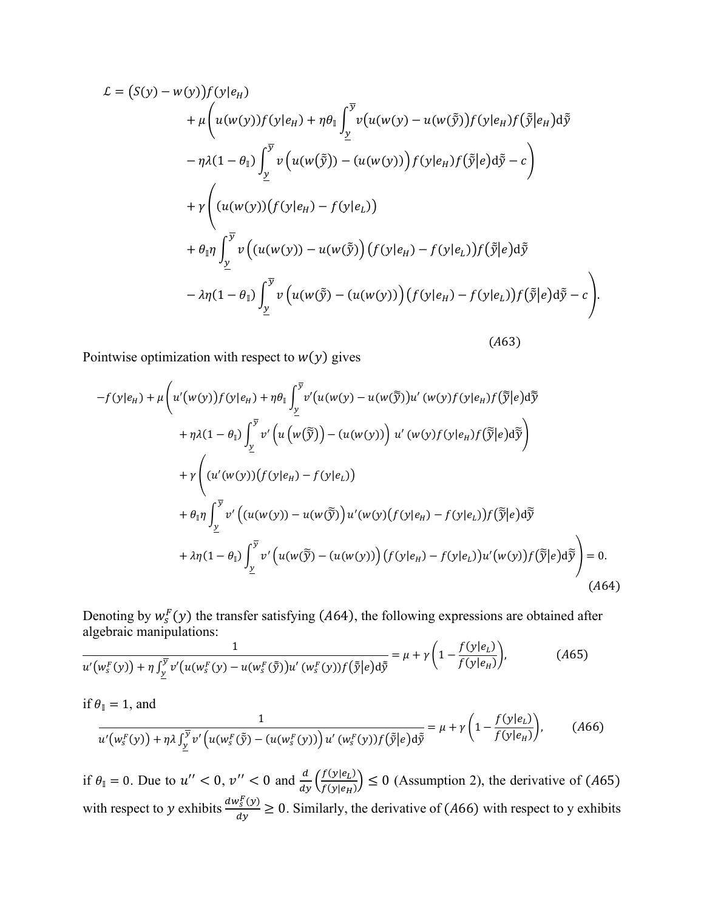$$
\begin{aligned}
\mathcal{L} = \big(S(y) - w(y)\big)f(y|e_H) \\
&+ \mu\Bigg(u(w(y))f(y|e_H) + \eta\theta_{\mathbb{I}}\int_{\underline{y}}^{\overline{y}} v\big(u(w(y) - u(w(\tilde{y}))\big)f(y|e_H)f(\tilde{y}|e_H)\mathrm{d}\tilde{y} \\
&- \eta\lambda(1-\theta_{\mathbb{I}})\int_{\underline{y}}^{\overline{y}} v\Big(u\big(w(\tilde{y})\big) - \big(u(w(y)\big)\Big)f(y|e_H)f(\tilde{y}|e)\mathrm{d}\tilde{y} - c\Bigg) \\
&+ \gamma\Bigg(\big(u(w(y)\big)\big(f(y|e_H) - f(y|e_L)\big) \\
&+ \theta_{\mathbb{I}}\eta\int_{\underline{y}}^{\overline{y}} v\Big(\big(u(w(y)\big) - u(w(\tilde{y})\Big)\big(f(y|e_H) - f(y|e_L)\big)f(\tilde{y}|e)\mathrm{d}\tilde{y} \\
&- \lambda\eta(1-\theta_{\mathbb{I}})\int_{\underline{y}}^{\overline{y}} v\Big(u\big(w(\tilde{y}) - \big(u(w(y)\big)\Big)\big(f(y|e_H) - f(y|e_L)\big)f(\tilde{y}|e)\mathrm{d}\tilde{y} - c\Bigg).
\end{aligned}
\tag{A63}
$$

Pointwise optimization with respect to $w(y)$ gives

$$
\begin{aligned}
-f(y|e_H) + \mu\Bigg(u'\big(w(y)\big)f(y|e_H) + \eta\theta_{\mathbb{I}}\int_{\underline{y}}^{\overline{y}} v'\big(u(w(y) - u(w(\tilde{\tilde{y}}))\big)u'\,(w(y)f(y|e_H)f(\tilde{\tilde{y}}|e)\mathrm{d}\tilde{\tilde{y}} \\
&+ \eta\lambda(1-\theta_{\mathbb{I}})\int_{\underline{y}}^{\overline{y}} v'\Big(u\Big(w\big(\tilde{\tilde{y}}\big)\Big) - \big(u(w(y)\big)\Big)\,u'\,(w(y)f(y|e_H)f(\tilde{\tilde{y}}|e)\mathrm{d}\tilde{\tilde{y}}\Bigg) \\
&+ \gamma\Bigg(\big(u'(w(y)\big)\big(f(y|e_H) - f(y|e_L)\big) \\
&+ \theta_{\mathbb{I}}\eta\int_{\underline{y}}^{\overline{y}} v'\Big(\big(u(w(y)\big) - u(w(\tilde{\tilde{y}})\Big)u'(w(y)\big(f(y|e_H) - f(y|e_L)\big)f(\tilde{\tilde{y}}|e)\mathrm{d}\tilde{\tilde{y}} \\
&+ \lambda\eta(1-\theta_{\mathbb{I}})\int_{\underline{y}}^{\overline{y}} v'\Big(u(w(\tilde{\tilde{y}}) - \big(u(w(y)\big)\Big)\big(f(y|e_H) - f(y|e_L)\big)u'\big(w(y)\big)f(\tilde{\tilde{y}}|e)\mathrm{d}\tilde{\tilde{y}}\Bigg) = 0.
\end{aligned}
\tag{A64}
$$

Denoting by $w_s^F(y)$ the transfer satisfying $(A64)$, the following expressions are obtained after algebraic manipulations:

$$
\frac{1}{u'\big(w_s^F(y)\big) + \eta\int_{\underline{y}}^{\overline{y}} v'\big(u(w_s^F(y) - u(w_s^F(\tilde{y}))\big)u'\,(w_s^F(y))f(\tilde{y}|e)\mathrm{d}\tilde{y}} = \mu + \gamma\left(1 - \frac{f(y|e_L)}{f(y|e_H)}\right), \tag{A65}
$$

if $\theta_{\mathbb{I}} = 1$, and

$$
\frac{1}{u'\big(w_s^F(y)\big) + \eta\lambda\int_{\underline{y}}^{\overline{y}} v'\Big(u(w_s^F(\tilde{y}) - \big(u(w_s^F(y)\big)\Big)\,u'\,(w_s^F(y))f(\tilde{y}|e)\mathrm{d}\tilde{y}} = \mu + \gamma\left(1 - \frac{f(y|e_L)}{f(y|e_H)}\right), \tag{A66}
$$

if $\theta_{\mathbb{I}} = 0$. Due to $u'' < 0$, $v'' < 0$ and $\frac{d}{dy}\left(\frac{f(y|e_L)}{f(y|e_H)}\right) \leq 0$ (Assumption 2), the derivative of $(A65)$ with respect to $y$ exhibits $\frac{dw_s^F(y)}{dy} \geq 0$. Similarly, the derivative of $(A66)$ with respect to y exhibits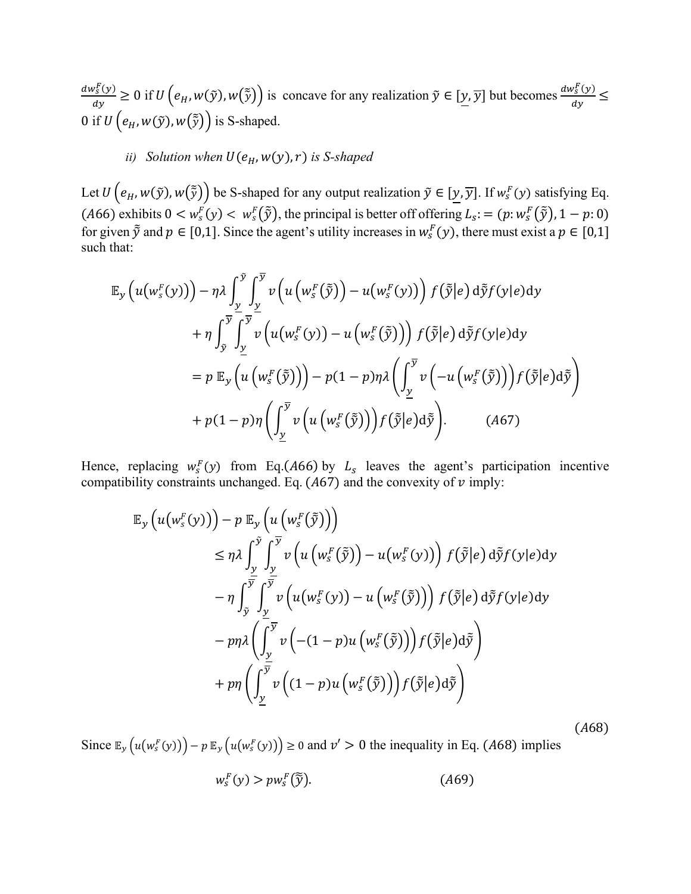$\frac{dw_s^F(y)}{dy} \geq 0$ if $U\left(e_H, w(\tilde{y}), w(\tilde{\tilde{y}})\right)$ is concave for any realization $\tilde{y} \in [\underline{y}, \overline{y}]$ but becomes $\frac{dw_s^F(y)}{dy} \leq 0$ if $U\left(e_H, w(\tilde{y}), w(\tilde{\tilde{y}})\right)$ is S-shaped.

*ii) Solution when $U(e_H, w(y), r)$ is S-shaped*

Let $U\left(e_H, w(\tilde{y}), w(\tilde{\tilde{y}})\right)$ be S-shaped for any output realization $\tilde{y} \in [\underline{y}, \overline{y}]$. If $w_s^F(y)$ satisfying Eq. $(A66)$ exhibits $0 < w_s^F(y) < w_s^F(\tilde{\tilde{y}})$, the principal is better off offering $L_s := (p: w_s^F(\tilde{\tilde{y}}), 1-p: 0)$ for given $\tilde{\tilde{y}}$ and $p \in [0,1]$. Since the agent's utility increases in $w_s^F(y)$, there must exist a $p \in [0,1]$ such that:

$$
\begin{aligned}
\mathbb{E}_y\left(u\left(w_s^F(y)\right)\right) &- \eta\lambda \int_{\underline{y}}^{\tilde{y}} \int_{\underline{y}}^{\overline{y}} v\left(u\left(w_s^F(\tilde{\tilde{y}})\right) - u\left(w_s^F(y)\right)\right) f\left(\tilde{\tilde{y}}\middle|e\right) \mathrm{d}\tilde{\tilde{y}} f(y|e) \mathrm{d}y \\
&+ \eta \int_{\tilde{y}}^{\overline{y}} \int_{\underline{y}}^{\overline{y}} v\left(u\left(w_s^F(y)\right) - u\left(w_s^F(\tilde{\tilde{y}})\right)\right) f\left(\tilde{\tilde{y}}\middle|e\right) \mathrm{d}\tilde{\tilde{y}} f(y|e) \mathrm{d}y \\
&= p\, \mathbb{E}_y\left(u\left(w_s^F(\tilde{\tilde{y}})\right)\right) - p(1-p)\eta\lambda\left(\int_{\underline{y}}^{\overline{y}} v\left(-u\left(w_s^F(\tilde{\tilde{y}})\right)\right) f\left(\tilde{\tilde{y}}\middle|e\right) \mathrm{d}\tilde{\tilde{y}}\right) \\
&+ p(1-p)\eta\left(\int_{\underline{y}}^{\overline{y}} v\left(u\left(w_s^F(\tilde{\tilde{y}})\right)\right) f\left(\tilde{\tilde{y}}\middle|e\right) \mathrm{d}\tilde{\tilde{y}}\right). \qquad (A67)
\end{aligned}
$$

Hence, replacing $w_s^F(y)$ from Eq.$(A66)$ by $L_s$ leaves the agent's participation incentive compatibility constraints unchanged. Eq. $(A67)$ and the convexity of $v$ imply:

$$
\begin{aligned}
\mathbb{E}_y\left(u\left(w_s^F(y)\right)\right) &- p\, \mathbb{E}_y\left(u\left(w_s^F(\tilde{\tilde{y}})\right)\right) \\
&\leq \eta\lambda \int_{\underline{y}}^{\tilde{y}} \int_{\underline{y}}^{\overline{y}} v\left(u\left(w_s^F(\tilde{\tilde{y}})\right) - u\left(w_s^F(y)\right)\right) f\left(\tilde{\tilde{y}}\middle|e\right) \mathrm{d}\tilde{\tilde{y}} f(y|e) \mathrm{d}y \\
&- \eta \int_{\tilde{y}}^{\overline{y}} \int_{\underline{y}}^{\overline{y}} v\left(u\left(w_s^F(y)\right) - u\left(w_s^F(\tilde{\tilde{y}})\right)\right) f\left(\tilde{\tilde{y}}\middle|e\right) \mathrm{d}\tilde{\tilde{y}} f(y|e) \mathrm{d}y \\
&- p\eta\lambda\left(\int_{\underline{y}}^{\overline{y}} v\left(-(1-p)u\left(w_s^F(\tilde{\tilde{y}})\right)\right) f\left(\tilde{\tilde{y}}\middle|e\right) \mathrm{d}\tilde{\tilde{y}}\right) \\
&+ p\eta\left(\int_{\underline{y}}^{\overline{y}} v\left((1-p)u\left(w_s^F(\tilde{\tilde{y}})\right)\right) f\left(\tilde{\tilde{y}}\middle|e\right) \mathrm{d}\tilde{\tilde{y}}\right)
\end{aligned}
\qquad (A68)
$$

Since $\mathbb{E}_y\left(u\left(w_s^F(y)\right)\right) - p\, \mathbb{E}_y\left(u\left(w_s^F(y)\right)\right) \geq 0$ and $v' > 0$ the inequality in Eq. $(A68)$ implies

$$
w_s^F(y) > p w_s^F(\tilde{\tilde{y}}). \qquad (A69)
$$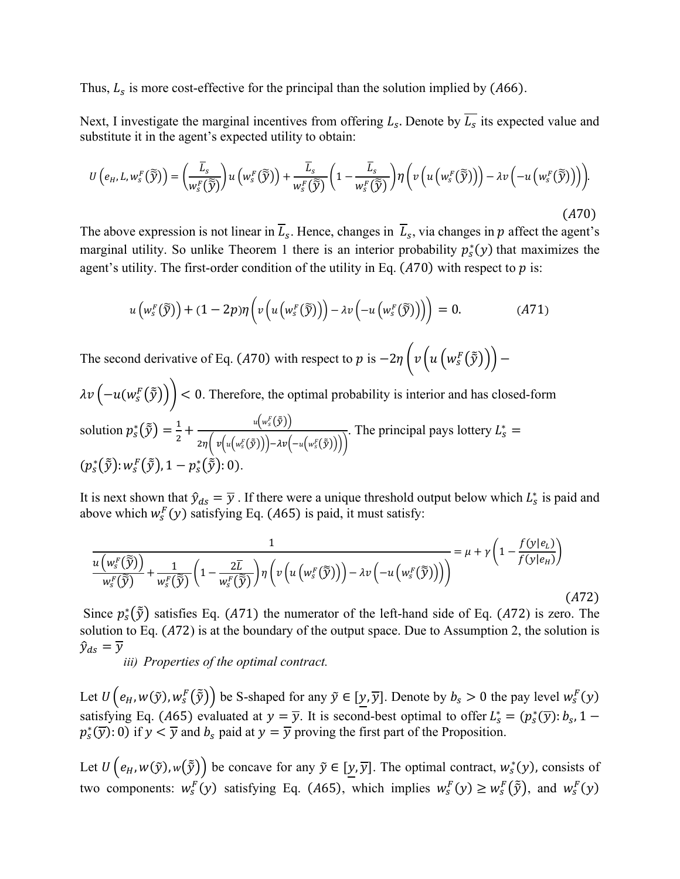Thus, $L_s$ is more cost-effective for the principal than the solution implied by $(A66)$.

Next, I investigate the marginal incentives from offering $L_s$. Denote by $\overline{L_s}$ its expected value and substitute it in the agent's expected utility to obtain:

$$U\left(e_H, L, w_s^F(\tilde{\tilde{y}})\right) = \left(\frac{\overline{L_s}}{w_s^F(\tilde{\tilde{y}})}\right) u\left(w_s^F(\tilde{\tilde{y}})\right) + \frac{\overline{L_s}}{w_s^F(\tilde{\tilde{y}})}\left(1 - \frac{\overline{L_s}}{w_s^F(\tilde{\tilde{y}})}\right) \eta \left(v\left(u\left(w_s^F(\tilde{\tilde{y}})\right)\right) - \lambda v\left(-u\left(w_s^F(\tilde{\tilde{y}})\right)\right)\right). \qquad (A70)$$

The above expression is not linear in $\overline{L_s}$. Hence, changes in $\overline{L_s}$, via changes in $p$ affect the agent's marginal utility. So unlike Theorem 1 there is an interior probability $p_s^*(y)$ that maximizes the agent's utility. The first-order condition of the utility in Eq. $(A70)$ with respect to $p$ is:

$$u\left(w_s^F(\tilde{\tilde{y}})\right) + (1-2p)\eta\left(v\left(u\left(w_s^F(\tilde{\tilde{y}})\right)\right) - \lambda v\left(-u\left(w_s^F(\tilde{\tilde{y}})\right)\right)\right) = 0. \qquad (A71)$$

The second derivative of Eq. $(A70)$ with respect to $p$ is $-2\eta\left(v\left(u\left(w_s^F(\tilde{\tilde{y}})\right)\right) - \lambda v\left(-u(w_s^F(\tilde{\tilde{y}}))\right)\right) < 0$. Therefore, the optimal probability is interior and has closed-form solution $p_s^*(\tilde{\tilde{y}}) = \frac{1}{2} + \frac{u\left(w_s^F(\tilde{\tilde{y}})\right)}{2\eta\left(v\left(u\left(w_s^F(\tilde{\tilde{y}})\right)\right) - \lambda v\left(-u\left(w_s^F(\tilde{\tilde{y}})\right)\right)\right)}$. The principal pays lottery $L_s^* = (p_s^*(\tilde{\tilde{y}}): w_s^F(\tilde{\tilde{y}}), 1 - p_s^*(\tilde{\tilde{y}}): 0)$.

It is next shown that $\hat{y}_{ds} = \overline{y}$ . If there were a unique threshold output below which $L_s^*$ is paid and above which $w_s^F(y)$ satisfying Eq. $(A65)$ is paid, it must satisfy:

$$\frac{1}{\frac{u\left(w_s^F(\tilde{\tilde{y}})\right)}{w_s^F(\tilde{\tilde{y}})} + \frac{1}{w_s^F(\tilde{\tilde{y}})}\left(1 - \frac{2\overline{L}}{w_s^F(\tilde{\tilde{y}})}\right)\eta\left(v\left(u\left(w_s^F(\tilde{\tilde{y}})\right)\right) - \lambda v\left(-u\left(w_s^F(\tilde{\tilde{y}})\right)\right)\right)} = \mu + \gamma\left(1 - \frac{f(y|e_L)}{f(y|e_H)}\right) \qquad (A72)$$

Since $p_s^*(\tilde{\tilde{y}})$ satisfies Eq. $(A71)$ the numerator of the left-hand side of Eq. $(A72)$ is zero. The solution to Eq. $(A72)$ is at the boundary of the output space. Due to Assumption 2, the solution is $\hat{y}_{ds} = \overline{y}$

*iii) Properties of the optimal contract.*

Let $U\left(e_H, w(\tilde{y}), w_s^F(\tilde{\tilde{y}})\right)$ be S-shaped for any $\tilde{y} \in [\underline{y}, \overline{y}]$. Denote by $b_s > 0$ the pay level $w_s^F(y)$ satisfying Eq. $(A65)$ evaluated at $y = \overline{y}$. It is second-best optimal to offer $L_s^* = (p_s^*(\overline{y}): b_s, 1 - p_s^*(\overline{y}): 0)$ if $y < \overline{y}$ and $b_s$ paid at $y = \overline{y}$ proving the first part of the Proposition.

Let $U\left(e_H, w(\tilde{y}), w(\tilde{\tilde{y}})\right)$ be concave for any $\tilde{y} \in [\underline{y}, \overline{y}]$. The optimal contract, $w_s^*(y)$, consists of two components: $w_s^F(y)$ satisfying Eq. $(A65)$, which implies $w_s^F(y) \geq w_s^F(\tilde{\tilde{y}})$, and $w_s^F(y)$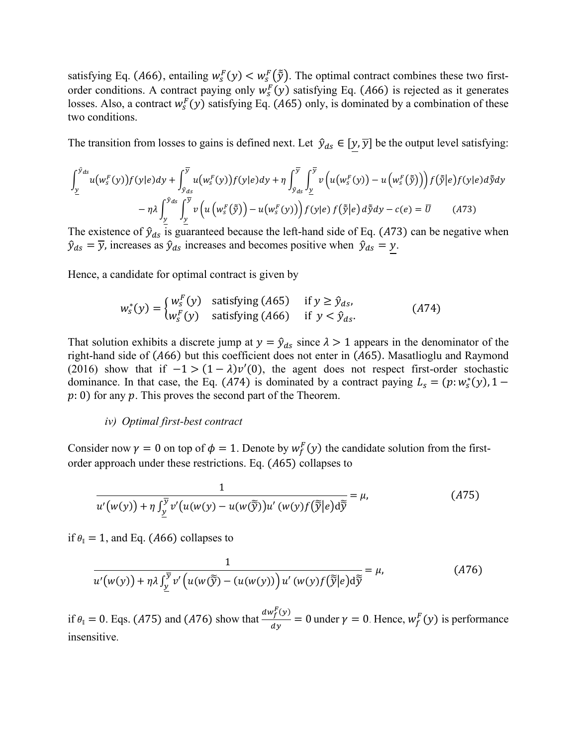satisfying Eq. $(A66)$, entailing $w_s^F(y) < w_s^F(\tilde{\tilde{y}})$. The optimal contract combines these two first-order conditions. A contract paying only $w_s^F(y)$ satisfying Eq. $(A66)$ is rejected as it generates losses. Also, a contract $w_s^F(y)$ satisfying Eq. $(A65)$ only, is dominated by a combination of these two conditions.

The transition from losses to gains is defined next. Let $\hat{y}_{ds} \in [\underline{y}, \overline{y}]$ be the output level satisfying:

$$\int_{\underline{y}}^{\hat{y}_{ds}} u\left(w_s^F(y)\right) f(y|e) dy + \int_{\hat{y}_{ds}}^{\overline{y}} u\left(w_s^F(y)\right) f(y|e) dy + \eta \int_{\hat{y}_{ds}}^{\overline{y}} \int_{\underline{y}}^{\overline{y}} v\left(u\left(w_s^F(y)\right) - u\left(w_s^F(\tilde{\tilde{y}})\right)\right) f(\tilde{\tilde{y}}|e) f(y|e) d\tilde{\tilde{y}} dy$$
$$- \eta\lambda \int_{\underline{y}}^{\hat{y}_{ds}} \int_{\underline{y}}^{\overline{y}} v\left(u\left(w_s^F(\tilde{\tilde{y}})\right) - u\left(w_s^F(y)\right)\right) f(y|e)\, f(\tilde{\tilde{y}}|e)\, d\tilde{\tilde{y}} dy - c(e) = \overline{U} \qquad (A73)$$

The existence of $\hat{y}_{ds}$ is guaranteed because the left-hand side of Eq. $(A73)$ can be negative when $\hat{y}_{ds} = \overline{y}$, increases as $\hat{y}_{ds}$ increases and becomes positive when $\hat{y}_{ds} = \underline{y}$.

Hence, a candidate for optimal contract is given by

$$w_s^*(y) = \begin{cases} w_s^F(y) & \text{satisfying } (A65) & \text{if } y \geq \hat{y}_{ds}, \\ w_s^F(y) & \text{satisfying } (A66) & \text{if } y < \hat{y}_{ds}. \end{cases} \qquad (A74)$$

That solution exhibits a discrete jump at $y = \hat{y}_{ds}$ since $\lambda > 1$ appears in the denominator of the right-hand side of $(A66)$ but this coefficient does not enter in $(A65)$. Masatlioglu and Raymond (2016) show that if $-1 > (1 - \lambda)v'(0)$, the agent does not respect first-order stochastic dominance. In that case, the Eq. $(A74)$ is dominated by a contract paying $L_s = (p: w_s^*(y), 1 - p: 0)$ for any $p$. This proves the second part of the Theorem.

*iv) Optimal first-best contract*

Consider now $\gamma = 0$ on top of $\phi = 1$. Denote by $w_f^F(y)$ the candidate solution from the first-order approach under these restrictions. Eq. $(A65)$ collapses to

$$\frac{1}{u'\left(w(y)\right) + \eta \int_{\underline{y}}^{\overline{y}} v'\left(u(w(y) - u(w(\tilde{\tilde{y}})\right) u'\left(w(y) f(\tilde{\tilde{y}}|e\right) d\tilde{\tilde{y}}} = \mu, \qquad (A75)$$

if $\theta_{\mathbb{I}} = 1$, and Eq. $(A66)$ collapses to

$$\frac{1}{u'\left(w(y)\right) + \eta\lambda \int_{\underline{y}}^{\overline{y}} v'\left(u(w(\tilde{\tilde{y}}) - (u(w(y))\right) u'\left(w(y) f(\tilde{\tilde{y}}|e\right) d\tilde{\tilde{y}}} = \mu, \qquad (A76)$$

if $\theta_{\mathbb{I}} = 0$. Eqs. $(A75)$ and $(A76)$ show that $\frac{dw_f^F(y)}{dy} = 0$ under $\gamma = 0$. Hence, $w_f^F(y)$ is performance insensitive.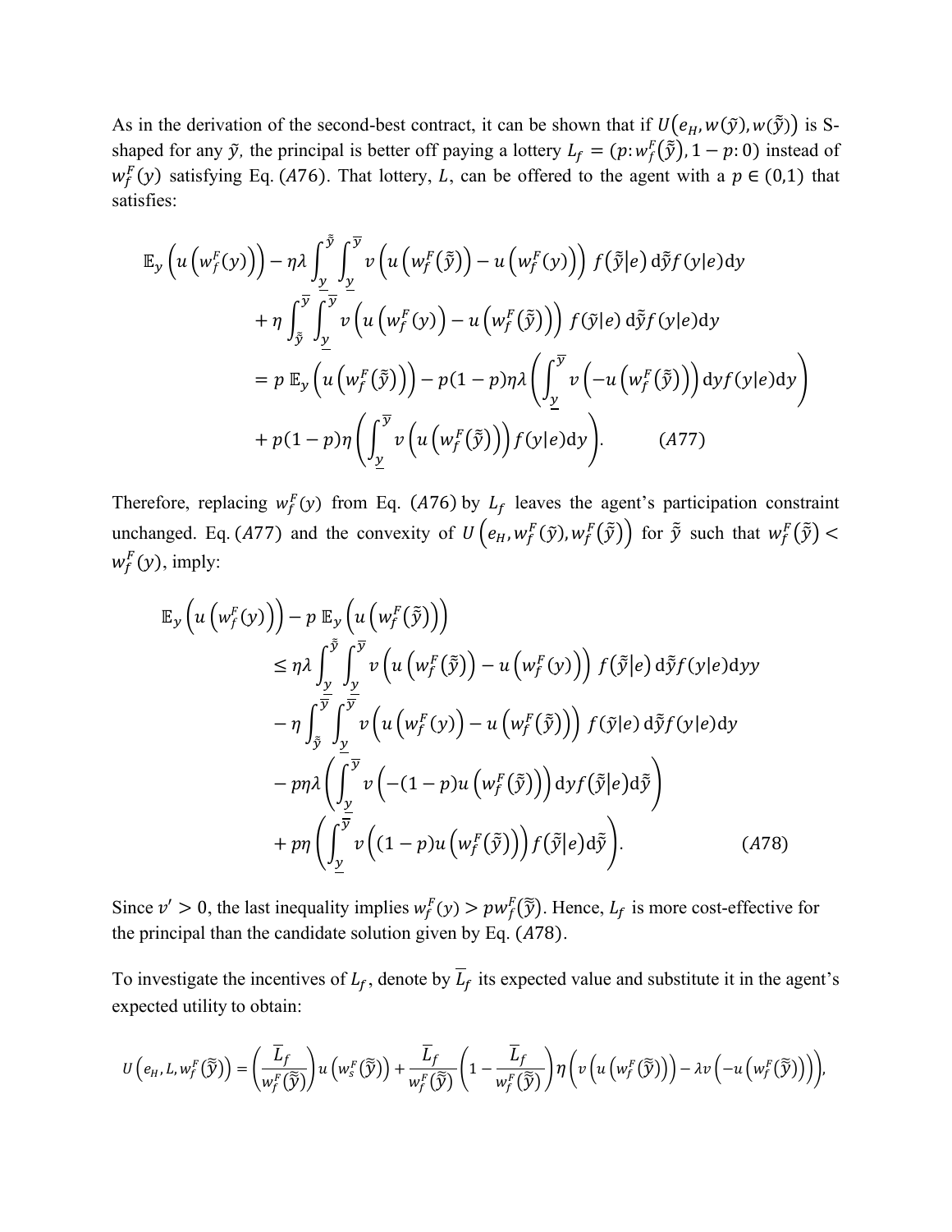As in the derivation of the second-best contract, it can be shown that if $U\left(e_H, w(\tilde{y}), w(\tilde{\tilde{y}})\right)$ is S-shaped for any $\tilde{y}$, the principal is better off paying a lottery $L_f = \left(p\colon w_f^F(\tilde{\tilde{y}}), 1-p\colon 0\right)$ instead of $w_f^F(y)$ satisfying Eq. $(A76)$. That lottery, $L$, can be offered to the agent with a $p \in (0,1)$ that satisfies:

$$
\begin{aligned}
&\mathbb{E}_y\left(u\left(w_f^F(y)\right)\right) - \eta\lambda \int_{\underline{y}}^{\tilde{\tilde{y}}} \int_{\underline{y}}^{\overline{y}} v\left(u\left(w_f^F(\tilde{\tilde{y}})\right) - u\left(w_f^F(y)\right)\right) f(\tilde{\tilde{y}}|e)\, \mathrm{d}\tilde{\tilde{y}} f(y|e) \mathrm{d}y \\
&\quad + \eta \int_{\tilde{\tilde{y}}}^{\overline{y}} \int_{\underline{y}}^{\overline{y}} v\left(u\left(w_f^F(y)\right) - u\left(w_f^F(\tilde{\tilde{y}})\right)\right) f(\tilde{\tilde{y}}|e)\, \mathrm{d}\tilde{\tilde{y}} f(y|e) \mathrm{d}y \\
&= p\, \mathbb{E}_y\left(u\left(w_f^F(\tilde{\tilde{y}})\right)\right) - p(1-p)\eta\lambda \left(\int_{\underline{y}}^{\overline{y}} v\left(-u\left(w_f^F(\tilde{\tilde{y}})\right)\right) \mathrm{d}y f(y|e) \mathrm{d}y\right) \\
&\quad + p(1-p)\eta \left(\int_{\underline{y}}^{\overline{y}} v\left(u\left(w_f^F(\tilde{\tilde{y}})\right)\right) f(y|e) \mathrm{d}y\right). \qquad (A77)
\end{aligned}
$$

Therefore, replacing $w_f^F(y)$ from Eq. $(A76)$ by $L_f$ leaves the agent's participation constraint unchanged. Eq. $(A77)$ and the convexity of $U\left(e_H, w_f^F(\tilde{y}), w_f^F(\tilde{\tilde{y}})\right)$ for $\tilde{\tilde{y}}$ such that $w_f^F(\tilde{\tilde{y}}) < w_f^F(y)$, imply:

$$
\begin{aligned}
&\mathbb{E}_y\left(u\left(w_f^F(y)\right)\right) - p\, \mathbb{E}_y\left(u\left(w_f^F(\tilde{\tilde{y}})\right)\right) \\
&\quad \leq \eta\lambda \int_{\underline{y}}^{\tilde{\tilde{y}}} \int_{\underline{y}}^{\overline{y}} v\left(u\left(w_f^F(\tilde{\tilde{y}})\right) - u\left(w_f^F(y)\right)\right) f(\tilde{\tilde{y}}|e)\, \mathrm{d}\tilde{\tilde{y}} f(y|e) \mathrm{d}yy \\
&\quad - \eta \int_{\tilde{\tilde{y}}}^{\overline{y}} \int_{\underline{y}}^{\overline{y}} v\left(u\left(w_f^F(y)\right) - u\left(w_f^F(\tilde{\tilde{y}})\right)\right) f(\tilde{y}|e)\, \mathrm{d}\tilde{\tilde{y}} f(y|e) \mathrm{d}y \\
&\quad - p\eta\lambda \left(\int_{\underline{y}}^{\overline{y}} v\left(-(1-p)u\left(w_f^F(\tilde{\tilde{y}})\right)\right) \mathrm{d}y f(\tilde{\tilde{y}}|e) \mathrm{d}\tilde{\tilde{y}}\right) \\
&\quad + p\eta \left(\int_{\underline{y}}^{\overline{y}} v\left((1-p)u\left(w_f^F(\tilde{\tilde{y}})\right)\right) f(\tilde{\tilde{y}}|e) \mathrm{d}\tilde{\tilde{y}}\right). \qquad (A78)
\end{aligned}
$$

Since $v' > 0$, the last inequality implies $w_f^F(y) > p w_f^F(\tilde{\tilde{y}})$. Hence, $L_f$ is more cost-effective for the principal than the candidate solution given by Eq. $(A78)$.

To investigate the incentives of $L_f$, denote by $\overline{L_f}$ its expected value and substitute it in the agent's expected utility to obtain:

$$
U\left(e_H, L, w_f^F(\tilde{\tilde{y}})\right) = \left(\frac{\overline{L_f}}{w_f^F(\tilde{\tilde{y}})}\right) u\left(w_s^F(\tilde{\tilde{y}})\right) + \frac{\overline{L_f}}{w_f^F(\tilde{\tilde{y}})}\left(1 - \frac{\overline{L_f}}{w_f^F(\tilde{\tilde{y}})}\right) \eta \left(v\left(u\left(w_f^F(\tilde{\tilde{y}})\right)\right) - \lambda v\left(-u\left(w_f^F(\tilde{\tilde{y}})\right)\right)\right),
$$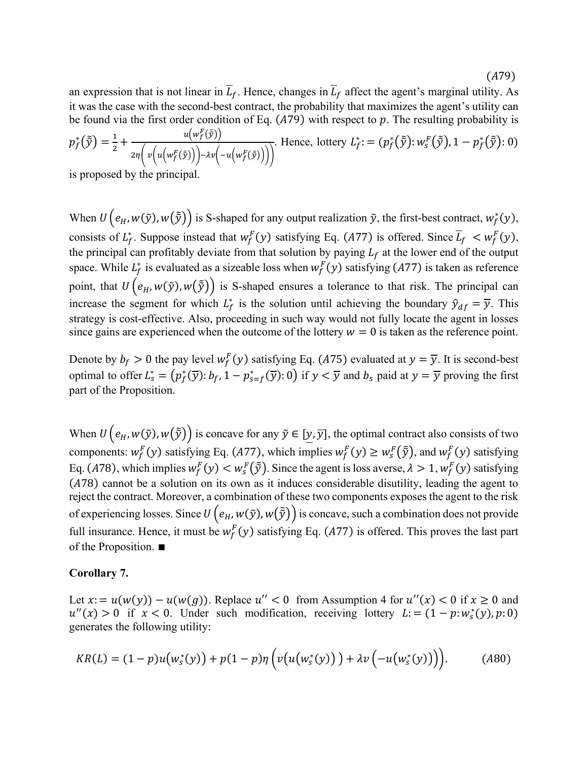$$(A79)$$

an expression that is not linear in $\overline{L}_f$. Hence, changes in $\overline{L}_f$ affect the agent's marginal utility. As it was the case with the second-best contract, the probability that maximizes the agent's utility can be found via the first order condition of Eq. $(A79)$ with respect to $p$. The resulting probability is $p_f^*(\tilde{\tilde{y}}) = \frac{1}{2} + \frac{u\left(w_f^F(\tilde{\tilde{y}})\right)}{2\eta\left(v\left(u\left(w_f^F(\tilde{\tilde{y}})\right)\right) - \lambda v\left(-u\left(w_f^F(\tilde{\tilde{y}})\right)\right)\right)}$. Hence, lottery $L_f^* := (p_f^*(\tilde{\tilde{y}}): w_s^F(\tilde{\tilde{y}}), 1 - p_f^*(\tilde{\tilde{y}}): 0)$ is proposed by the principal.

When $U\left(e_H, w(\tilde{y}), w(\tilde{\tilde{y}})\right)$ is S-shaped for any output realization $\tilde{y}$, the first-best contract, $w_f^*(y)$, consists of $L_f^*$. Suppose instead that $w_f^F(y)$ satisfying Eq. $(A77)$ is offered. Since $\overline{L}_f < w_f^F(y)$, the principal can profitably deviate from that solution by paying $L_f$ at the lower end of the output space. While $L_f^*$ is evaluated as a sizeable loss when $w_f^F(y)$ satisfying $(A77)$ is taken as reference point, that $U\left(e_H, w(\tilde{y}), w(\tilde{\tilde{y}})\right)$ is S-shaped ensures a tolerance to that risk. The principal can increase the segment for which $L_f^*$ is the solution until achieving the boundary $\hat{y}_{df} = \overline{y}$. This strategy is cost-effective. Also, proceeding in such way would not fully locate the agent in losses since gains are experienced when the outcome of the lottery $w = 0$ is taken as the reference point.

Denote by $b_f > 0$ the pay level $w_f^F(y)$ satisfying Eq. $(A75)$ evaluated at $y = \overline{y}$. It is second-best optimal to offer $L_s^* = \left(p_f^*(\overline{y}): b_f, 1 - p_{s=f}^*(\overline{y}): 0\right)$ if $y < \overline{y}$ and $b_s$ paid at $y = \overline{y}$ proving the first part of the Proposition.

When $U\left(e_H, w(\tilde{y}), w(\tilde{\tilde{y}})\right)$ is concave for any $\tilde{y} \in [\underline{y}, \overline{y}]$, the optimal contract also consists of two components: $w_f^F(y)$ satisfying Eq. $(A77)$, which implies $w_f^F(y) \geq w_s^F(\tilde{\tilde{y}})$, and $w_f^F(y)$ satisfying Eq. $(A78)$, which implies $w_f^F(y) < w_s^F(\tilde{\tilde{y}})$. Since the agent is loss averse, $\lambda > 1$, $w_f^F(y)$ satisfying $(A78)$ cannot be a solution on its own as it induces considerable disutility, leading the agent to reject the contract. Moreover, a combination of these two components exposes the agent to the risk of experiencing losses. Since $U\left(e_H, w(\tilde{y}), w(\tilde{\tilde{y}})\right)$ is concave, such a combination does not provide full insurance. Hence, it must be $w_f^F(y)$ satisfying Eq. $(A77)$ is offered. This proves the last part of the Proposition. ■

**Corollary 7.**

Let $x := u(w(y)) - u(w(g))$. Replace $u'' < 0$ from Assumption 4 for $u''(x) < 0$ if $x \geq 0$ and $u''(x) > 0$ if $x < 0$. Under such modification, receiving lottery $L := (1 - p: w_s^*(y), p: 0)$ generates the following utility:

$$KR(L) = (1-p)u\left(w_s^*(y)\right) + p(1-p)\eta\left(v\left(u\left(w_s^*(y)\right)\right) + \lambda v\left(-u\left(w_s^*(y)\right)\right)\right). \qquad (A80)$$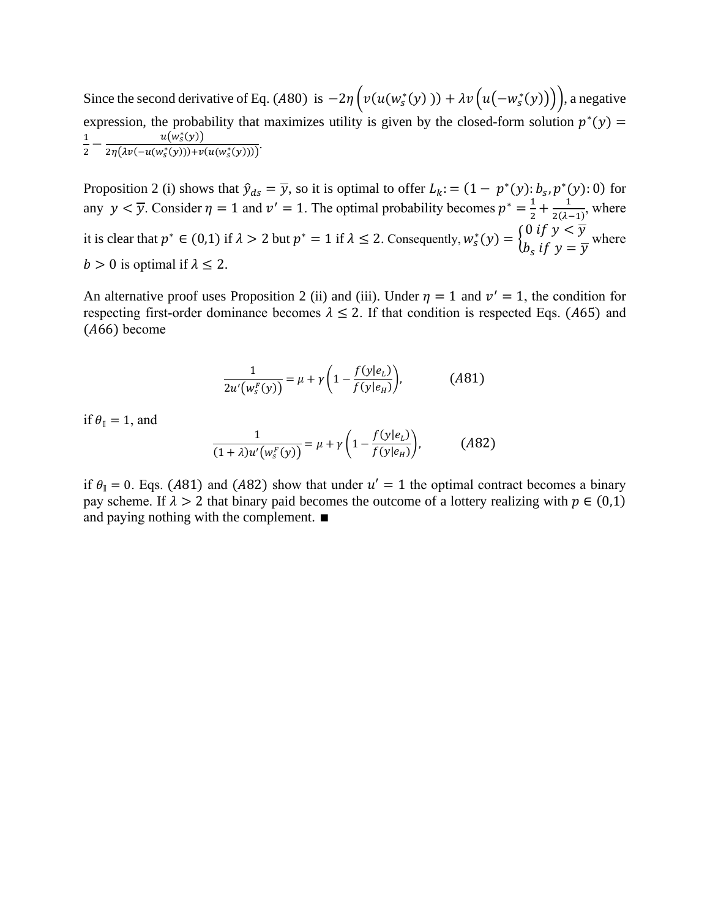Since the second derivative of Eq. $(A80)$ is $-2\eta\left(v(u(w_s^*(y)\,)) + \lambda v\left(u\left(-w_s^*(y)\right)\right)\right)$, a negative expression, the probability that maximizes utility is given by the closed-form solution $p^*(y) = \frac{1}{2} - \frac{u(w_s^*(y))}{2\eta(\lambda v(-u(w_s^*(y))) + v(u(w_s^*(y))))}$.

Proposition 2 (i) shows that $\hat{y}_{ds} = \overline{y}$, so it is optimal to offer $L_k := (1 - p^*(y) : b_s, p^*(y) : 0)$ for any $y < \overline{y}$. Consider $\eta = 1$ and $v' = 1$. The optimal probability becomes $p^* = \frac{1}{2} + \frac{1}{2(\lambda - 1)}$, where it is clear that $p^* \in (0,1)$ if $\lambda > 2$ but $p^* = 1$ if $\lambda \leq 2$. Consequently, $w_s^*(y) = \begin{cases} 0 \text{ if } y < \overline{y} \\ b_s \text{ if } y = \overline{y} \end{cases}$ where $b > 0$ is optimal if $\lambda \leq 2$.

An alternative proof uses Proposition 2 (ii) and (iii). Under $\eta = 1$ and $v' = 1$, the condition for respecting first-order dominance becomes $\lambda \leq 2$. If that condition is respected Eqs. $(A65)$ and $(A66)$ become

$$\frac{1}{2u'\left(w_s^F(y)\right)} = \mu + \gamma\left(1 - \frac{f(y|e_L)}{f(y|e_H)}\right), \qquad (A81)$$

if $\theta_{\mathbb{I}} = 1$, and

$$\frac{1}{(1+\lambda)u'\left(w_s^F(y)\right)} = \mu + \gamma\left(1 - \frac{f(y|e_L)}{f(y|e_H)}\right), \qquad (A82)$$

if $\theta_{\mathbb{I}} = 0$. Eqs. $(A81)$ and $(A82)$ show that under $u' = 1$ the optimal contract becomes a binary pay scheme. If $\lambda > 2$ that binary paid becomes the outcome of a lottery realizing with $p \in (0,1)$ and paying nothing with the complement. ■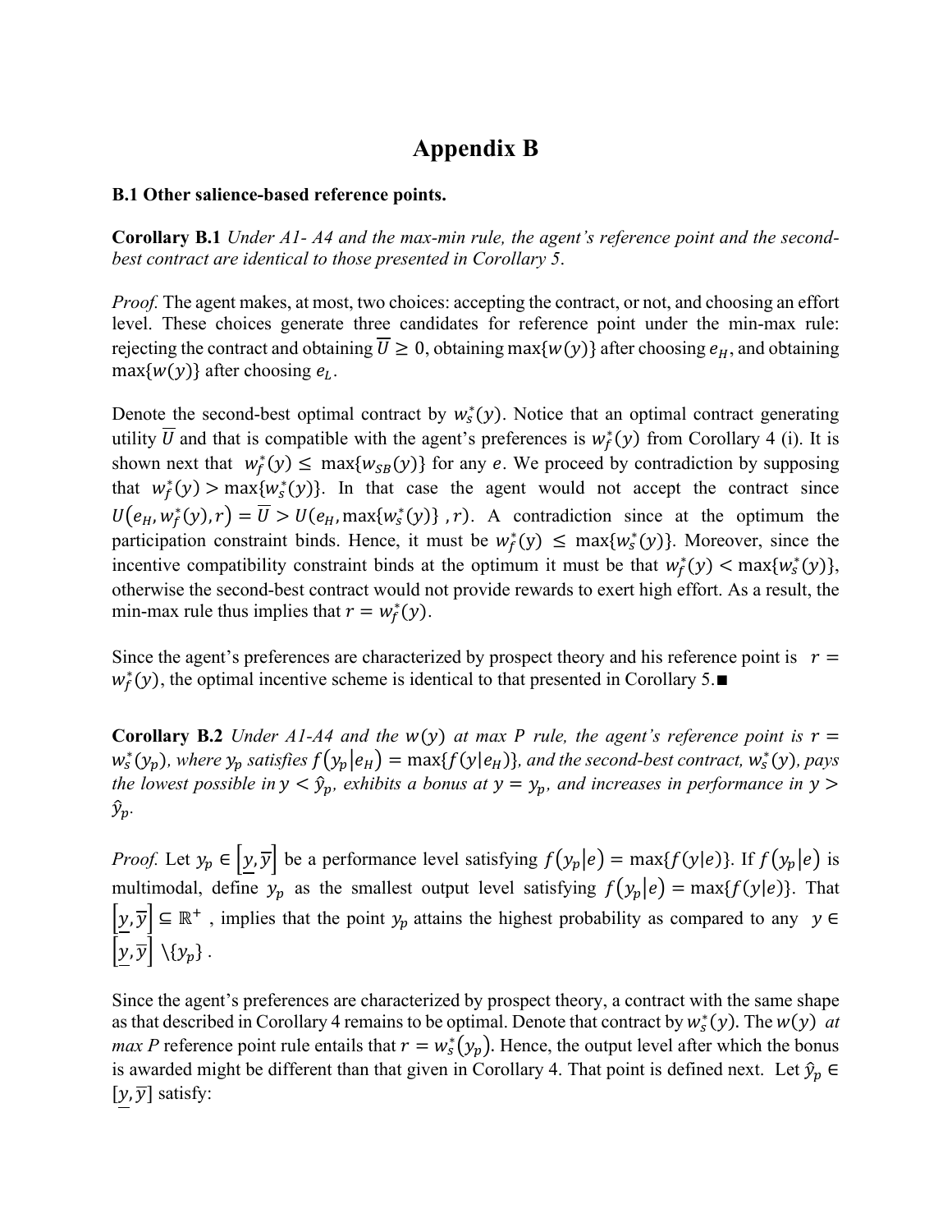# Appendix B

**B.1 Other salience-based reference points.**

**Corollary B.1** *Under A1- A4 and the max-min rule, the agent's reference point and the second-best contract are identical to those presented in Corollary 5.*

*Proof.* The agent makes, at most, two choices: accepting the contract, or not, and choosing an effort level. These choices generate three candidates for reference point under the min-max rule: rejecting the contract and obtaining $\overline{U} \geq 0$, obtaining $\max\{w(y)\}$ after choosing $e_H$, and obtaining $\max\{w(y)\}$ after choosing $e_L$.

Denote the second-best optimal contract by $w_s^*(y)$. Notice that an optimal contract generating utility $\overline{U}$ and that is compatible with the agent's preferences is $w_f^*(y)$ from Corollary 4 (i). It is shown next that $w_f^*(y) \leq \max\{w_{SB}(y)\}$ for any $e$. We proceed by contradiction by supposing that $w_f^*(y) > \max\{w_s^*(y)\}$. In that case the agent would not accept the contract since $U(e_H, w_f^*(y), r) = \overline{U} > U(e_H, \max\{w_s^*(y)\}, r)$. A contradiction since at the optimum the participation constraint binds. Hence, it must be $w_f^*(y) \leq \max\{w_s^*(y)\}$. Moreover, since the incentive compatibility constraint binds at the optimum it must be that $w_f^*(y) < \max\{w_s^*(y)\}$, otherwise the second-best contract would not provide rewards to exert high effort. As a result, the min-max rule thus implies that $r = w_f^*(y)$.

Since the agent's preferences are characterized by prospect theory and his reference point is $r = w_f^*(y)$, the optimal incentive scheme is identical to that presented in Corollary 5.■

**Corollary B.2** *Under A1-A4 and the* $w(y)$ *at max P rule, the agent's reference point is* $r = w_s^*(y_p)$*, where* $y_p$ *satisfies* $f(y_p|e_H) = \max\{f(y|e_H)\}$*, and the second-best contract,* $w_s^*(y)$*, pays the lowest possible in* $y < \hat{y}_p$*, exhibits a bonus at* $y = y_p$*, and increases in performance in* $y > \hat{y}_p$*.*

*Proof.* Let $y_p \in [\underline{y}, \overline{y}]$ be a performance level satisfying $f(y_p|e) = \max\{f(y|e)\}$. If $f(y_p|e)$ is multimodal, define $y_p$ as the smallest output level satisfying $f(y_p|e) = \max\{f(y|e)\}$. That $[\underline{y}, \overline{y}] \subseteq \mathbb{R}^+$ , implies that the point $y_p$ attains the highest probability as compared to any $y \in [\underline{y}, \overline{y}] \setminus \{y_p\}$ .

Since the agent's preferences are characterized by prospect theory, a contract with the same shape as that described in Corollary 4 remains to be optimal. Denote that contract by $w_s^*(y)$. The $w(y)$ *at max P* reference point rule entails that $r = w_s^*(y_p)$. Hence, the output level after which the bonus is awarded might be different than that given in Corollary 4. That point is defined next. Let $\hat{y}_p \in [\underline{y}, \overline{y}]$ satisfy: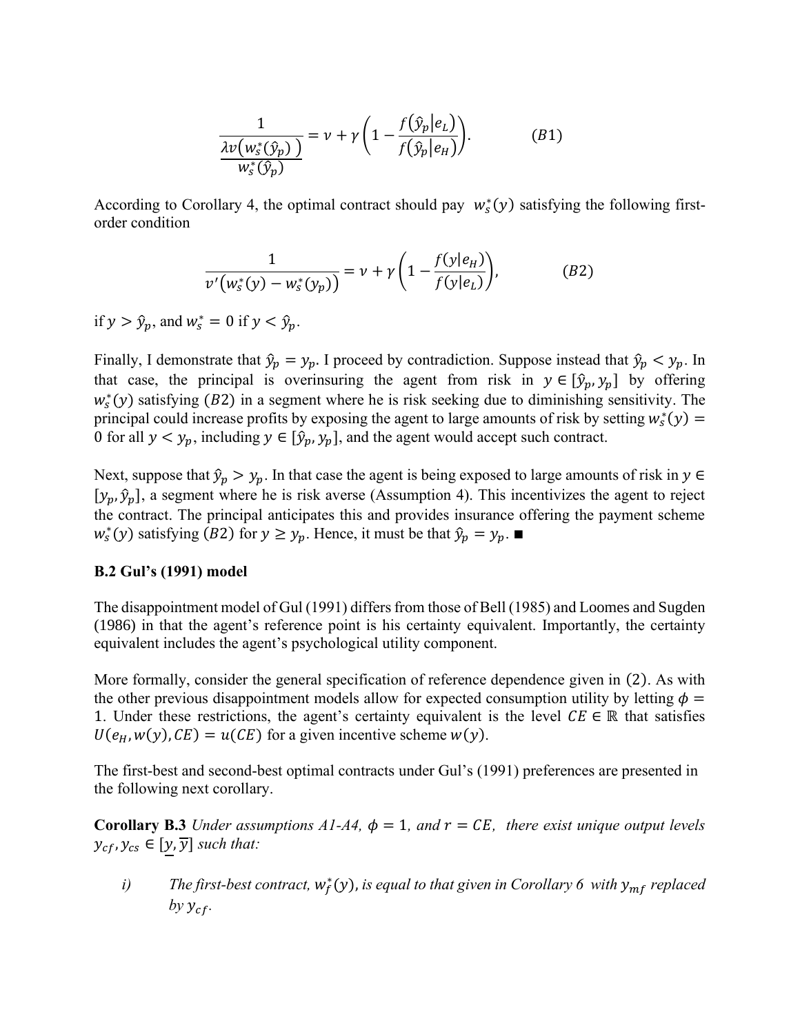$$\frac{1}{\dfrac{\lambda v\left(w_s^*(\hat{y}_p)\right)}{w_s^*(\hat{y}_p)}} = \nu + \gamma\left(1 - \frac{f(\hat{y}_p|e_L)}{f(\hat{y}_p|e_H)}\right). \qquad (B1)$$

According to Corollary 4, the optimal contract should pay $w_s^*(y)$ satisfying the following first-order condition

$$\frac{1}{v'\left(w_s^*(y) - w_s^*(y_p)\right)} = \nu + \gamma\left(1 - \frac{f(y|e_H)}{f(y|e_L)}\right), \qquad (B2)$$

if $y > \hat{y}_p$, and $w_s^* = 0$ if $y < \hat{y}_p$.

Finally, I demonstrate that $\hat{y}_p = y_p$. I proceed by contradiction. Suppose instead that $\hat{y}_p < y_p$. In that case, the principal is overinsuring the agent from risk in $y \in [\hat{y}_p, y_p]$ by offering $w_s^*(y)$ satisfying $(B2)$ in a segment where he is risk seeking due to diminishing sensitivity. The principal could increase profits by exposing the agent to large amounts of risk by setting $w_s^*(y) = 0$ for all $y < y_p$, including $y \in [\hat{y}_p, y_p]$, and the agent would accept such contract.

Next, suppose that $\hat{y}_p > y_p$. In that case the agent is being exposed to large amounts of risk in $y \in [y_p, \hat{y}_p]$, a segment where he is risk averse (Assumption 4). This incentivizes the agent to reject the contract. The principal anticipates this and provides insurance offering the payment scheme $w_s^*(y)$ satisfying $(B2)$ for $y \geq y_p$. Hence, it must be that $\hat{y}_p = y_p$. ∎

### B.2 Gul's (1991) model

The disappointment model of Gul (1991) differs from those of Bell (1985) and Loomes and Sugden (1986) in that the agent's reference point is his certainty equivalent. Importantly, the certainty equivalent includes the agent's psychological utility component.

More formally, consider the general specification of reference dependence given in $(2)$. As with the other previous disappointment models allow for expected consumption utility by letting $\phi = 1$. Under these restrictions, the agent's certainty equivalent is the level $CE \in \mathbb{R}$ that satisfies $U(e_H, w(y), CE) = u(CE)$ for a given incentive scheme $w(y)$.

The first-best and second-best optimal contracts under Gul's (1991) preferences are presented in the following next corollary.

**Corollary B.3** *Under assumptions A1-A4, $\phi = 1$, and $r = CE$, there exist unique output levels $y_{cf}, y_{cs} \in [\underline{y}, \overline{y}]$ such that:*

*i)* *The first-best contract, $w_f^*(y)$, is equal to that given in Corollary 6 with $y_{mf}$ replaced by $y_{cf}$.*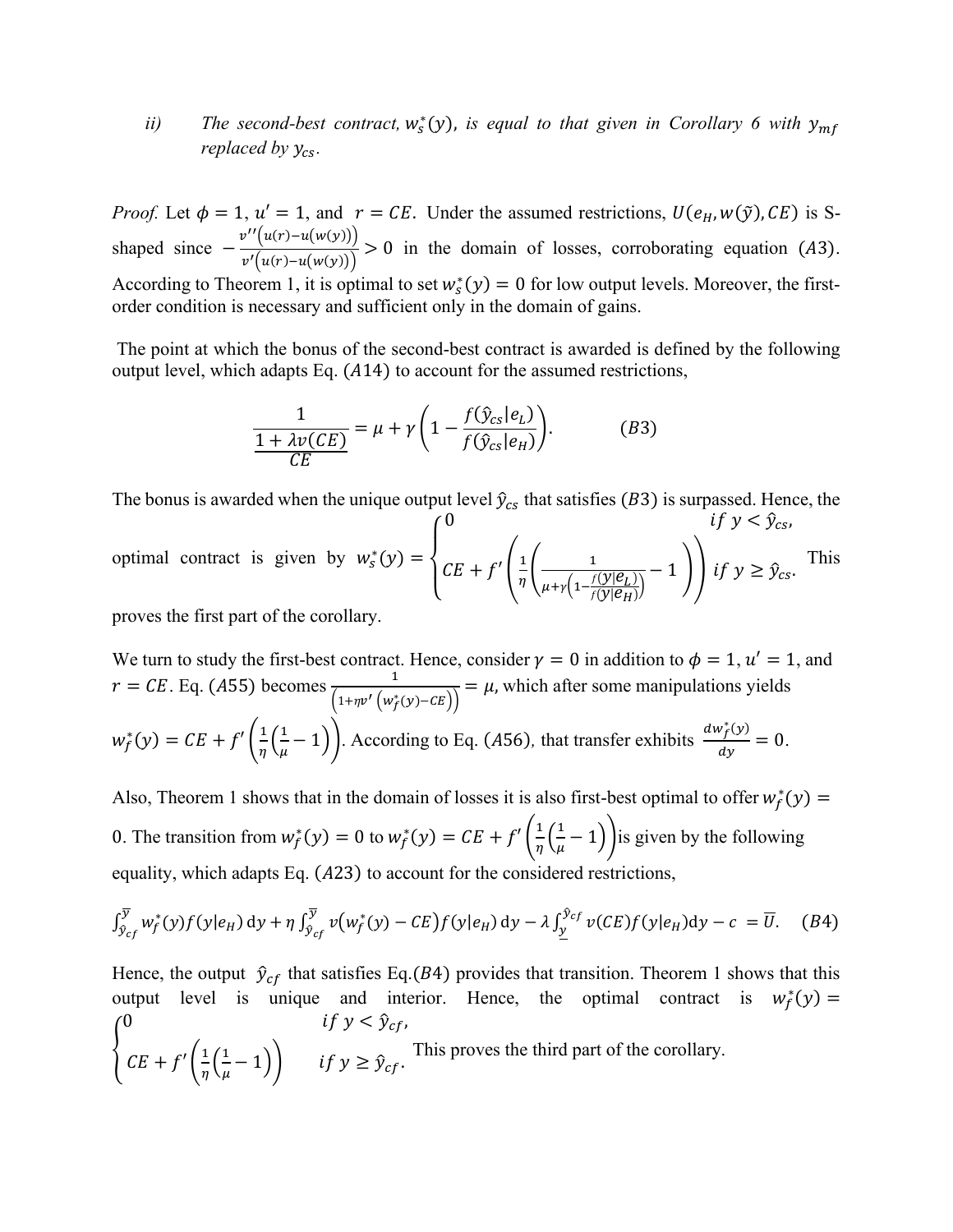*ii)* *The second-best contract,* $w_s^*(y)$*, is equal to that given in Corollary 6 with* $y_{mf}$ *replaced by* $y_{cs}$.

*Proof.* Let $\phi = 1$, $u' = 1$, and $r = CE$. Under the assumed restrictions, $U(e_H, w(\tilde{y}), CE)$ is S-shaped since $-\frac{v''\left(u(r)-u(w(y))\right)}{v'\left(u(r)-u(w(y))\right)} > 0$ in the domain of losses, corroborating equation $(A3)$. According to Theorem 1, it is optimal to set $w_s^*(y) = 0$ for low output levels. Moreover, the first-order condition is necessary and sufficient only in the domain of gains.

The point at which the bonus of the second-best contract is awarded is defined by the following output level, which adapts Eq. $(A14)$ to account for the assumed restrictions,

$$\frac{1}{\frac{1+\lambda v(CE)}{CE}} = \mu + \gamma\left(1 - \frac{f(\hat{y}_{cs}|e_L)}{f(\hat{y}_{cs}|e_H)}\right). \qquad (B3)$$

The bonus is awarded when the unique output level $\hat{y}_{cs}$ that satisfies $(B3)$ is surpassed. Hence, the optimal contract is given by $w_s^*(y) = \begin{cases} 0 & if\ y < \hat{y}_{cs}, \\ CE + f'\left(\frac{1}{\eta}\left(\frac{1}{\mu+\gamma\left(1-\frac{f(y|e_L)}{f(y|e_H)}\right)} - 1\right)\right) & if\ y \geq \hat{y}_{cs}. \end{cases}$ This proves the first part of the corollary.

We turn to study the first-best contract. Hence, consider $\gamma = 0$ in addition to $\phi = 1$, $u' = 1$, and $r = CE$. Eq. $(A55)$ becomes $\frac{1}{\left(1+\eta v'\left(w_f^*(y)-CE\right)\right)} = \mu$, which after some manipulations yields $w_f^*(y) = CE + f'\left(\frac{1}{\eta}\left(\frac{1}{\mu} - 1\right)\right)$. According to Eq. $(A56)$, that transfer exhibits $\frac{dw_f^*(y)}{dy} = 0$.

Also, Theorem 1 shows that in the domain of losses it is also first-best optimal to offer $w_f^*(y) = 0$. The transition from $w_f^*(y) = 0$ to $w_f^*(y) = CE + f'\left(\frac{1}{\eta}\left(\frac{1}{\mu} - 1\right)\right)$ is given by the following equality, which adapts Eq. $(A23)$ to account for the considered restrictions,

$$\int_{\hat{y}_{cf}}^{\overline{y}} w_f^*(y) f(y|e_H)\,\mathrm{d}y + \eta \int_{\hat{y}_{cf}}^{\overline{y}} v\left(w_f^*(y) - CE\right) f(y|e_H)\,\mathrm{d}y - \lambda \int_{\underline{y}}^{\hat{y}_{cf}} v(CE) f(y|e_H)\mathrm{d}y - c = \overline{U}. \quad (B4)$$

Hence, the output $\hat{y}_{cf}$ that satisfies Eq.$(B4)$ provides that transition. Theorem 1 shows that this output level is unique and interior. Hence, the optimal contract is $w_f^*(y) = \begin{cases} 0 & if\ y < \hat{y}_{cf}, \\ CE + f'\left(\frac{1}{\eta}\left(\frac{1}{\mu} - 1\right)\right) & if\ y \geq \hat{y}_{cf}. \end{cases}$ This proves the third part of the corollary.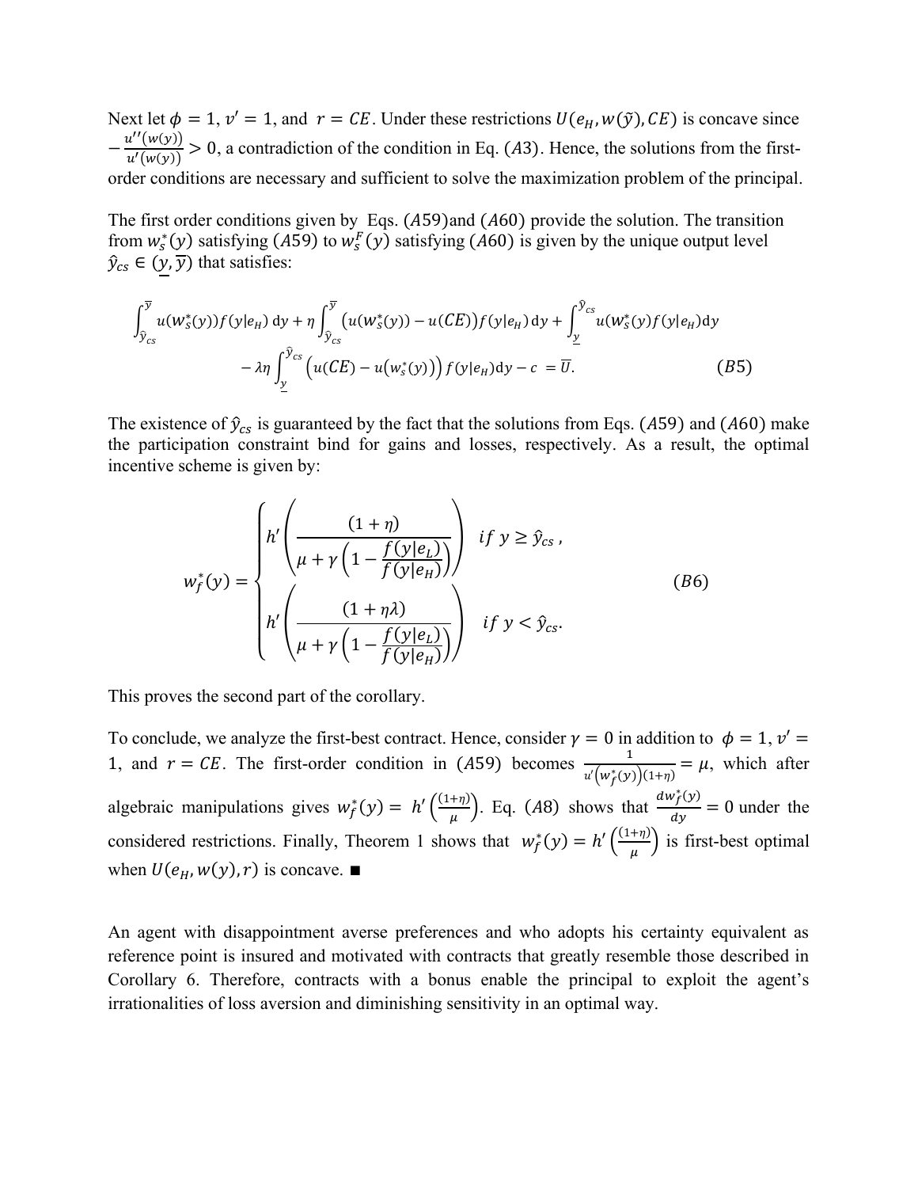Next let $\phi = 1$, $v' = 1$, and $r = CE$. Under these restrictions $U(e_H, w(\tilde{y}), CE)$ is concave since $-\frac{u''(w(y))}{u'(w(y))} > 0$, a contradiction of the condition in Eq. $(A3)$. Hence, the solutions from the first-order conditions are necessary and sufficient to solve the maximization problem of the principal.

The first order conditions given by Eqs. $(A59)$and $(A60)$ provide the solution. The transition from $w_s^*(y)$ satisfying $(A59)$ to $w_s^F(y)$ satisfying $(A60)$ is given by the unique output level $\hat{y}_{cs} \in (\underline{y}, \overline{y})$ that satisfies:

$$\int_{\hat{y}_{cs}}^{\overline{y}} u(w_s^*(y)) f(y|e_H)\,\mathrm{d}y + \eta \int_{\hat{y}_{cs}}^{\overline{y}} \left(u(w_s^*(y)) - u(CE)\right) f(y|e_H)\,\mathrm{d}y + \int_{\underline{y}}^{\hat{y}_{cs}} u(w_s^*(y) f(y|e_H)\mathrm{d}y$$
$$- \lambda\eta \int_{\underline{y}}^{\hat{y}_{cs}} \left(u(CE) - u\left(w_s^*(y)\right)\right) f(y|e_H)\mathrm{d}y - c \;= \overline{U}. \tag{B5}$$

The existence of $\hat{y}_{cs}$ is guaranteed by the fact that the solutions from Eqs. $(A59)$ and $(A60)$ make the participation constraint bind for gains and losses, respectively. As a result, the optimal incentive scheme is given by:

$$w_f^*(y) = \begin{cases} h'\left(\dfrac{(1+\eta)}{\mu + \gamma\left(1 - \dfrac{f(y|e_L)}{f(y|e_H)}\right)}\right) & if\ y \geq \hat{y}_{cs}\,, \\[2ex] h'\left(\dfrac{(1+\eta\lambda)}{\mu + \gamma\left(1 - \dfrac{f(y|e_L)}{f(y|e_H)}\right)}\right) & if\ y < \hat{y}_{cs}. \end{cases} \tag{B6}$$

This proves the second part of the corollary.

To conclude, we analyze the first-best contract. Hence, consider $\gamma = 0$ in addition to $\phi = 1, v' = 1$, and $r = CE$. The first-order condition in $(A59)$ becomes $\frac{1}{u'\left(w_f^*(y)\right)(1+\eta)} = \mu$, which after algebraic manipulations gives $w_f^*(y) = h'\left(\frac{(1+\eta)}{\mu}\right)$. Eq. $(A8)$ shows that $\frac{dw_f^*(y)}{dy} = 0$ under the considered restrictions. Finally, Theorem 1 shows that $w_f^*(y) = h'\left(\frac{(1+\eta)}{\mu}\right)$ is first-best optimal when $U(e_H, w(y), r)$ is concave. ■

An agent with disappointment averse preferences and who adopts his certainty equivalent as reference point is insured and motivated with contracts that greatly resemble those described in Corollary 6. Therefore, contracts with a bonus enable the principal to exploit the agent's irrationalities of loss aversion and diminishing sensitivity in an optimal way.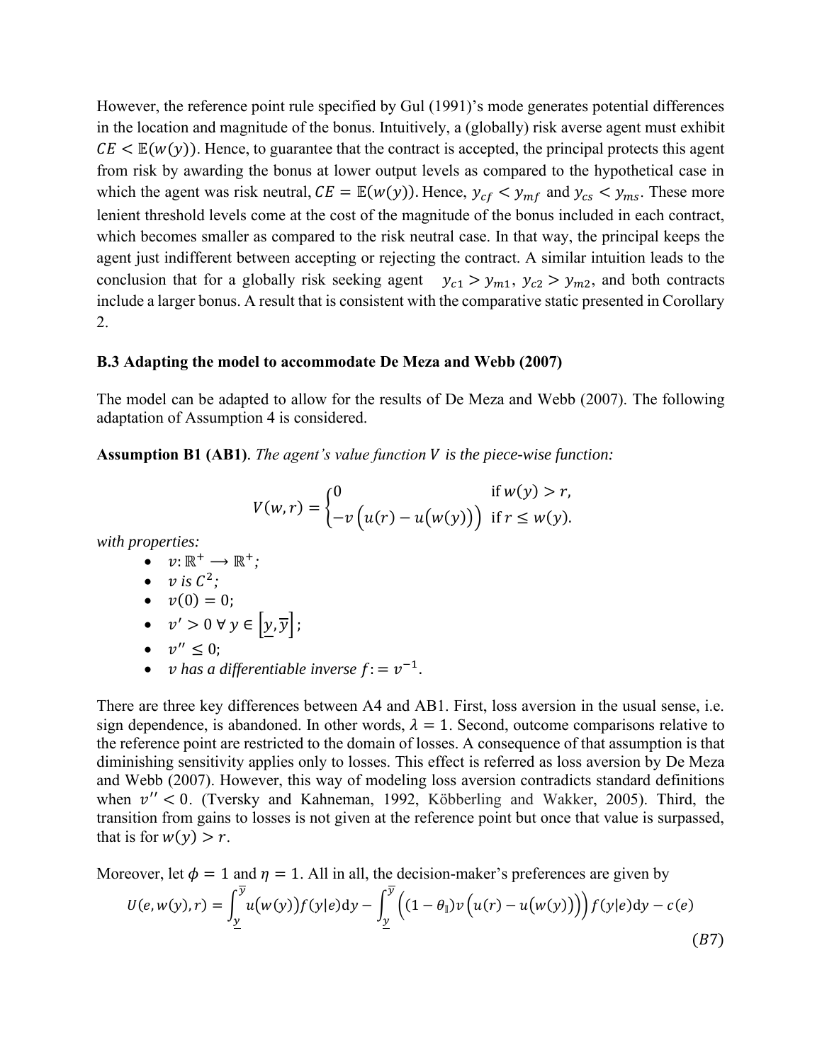However, the reference point rule specified by Gul (1991)'s mode generates potential differences in the location and magnitude of the bonus. Intuitively, a (globally) risk averse agent must exhibit $CE < \mathbb{E}(w(y))$. Hence, to guarantee that the contract is accepted, the principal protects this agent from risk by awarding the bonus at lower output levels as compared to the hypothetical case in which the agent was risk neutral, $CE = \mathbb{E}(w(y))$. Hence, $y_{cf} < y_{mf}$ and $y_{cs} < y_{ms}$. These more lenient threshold levels come at the cost of the magnitude of the bonus included in each contract, which becomes smaller as compared to the risk neutral case. In that way, the principal keeps the agent just indifferent between accepting or rejecting the contract. A similar intuition leads to the conclusion that for a globally risk seeking agent $y_{c1} > y_{m1}$, $y_{c2} > y_{m2}$, and both contracts include a larger bonus. A result that is consistent with the comparative static presented in Corollary 2.

### B.3 Adapting the model to accommodate De Meza and Webb (2007)

The model can be adapted to allow for the results of De Meza and Webb (2007). The following adaptation of Assumption 4 is considered.

**Assumption B1 (AB1).** *The agent's value function $V$ is the piece-wise function:*

$$V(w,r) = \begin{cases} 0 & \text{if } w(y) > r, \\ -v\big(u(r) - u(w(y))\big) & \text{if } r \leq w(y). \end{cases}$$

*with properties:*

- $v: \mathbb{R}^{+} \longrightarrow \mathbb{R}^{+}$;
- $v$ *is* $C^2$;
- $v(0) = 0$;
- $v' > 0 \; \forall \, y \in \left[\underline{y}, \overline{y}\right]$;
- $v'' \leq 0$;
- $v$ *has a differentiable inverse* $f := v^{-1}$.

There are three key differences between A4 and AB1. First, loss aversion in the usual sense, i.e. sign dependence, is abandoned. In other words, $\lambda = 1$. Second, outcome comparisons relative to the reference point are restricted to the domain of losses. A consequence of that assumption is that diminishing sensitivity applies only to losses. This effect is referred as loss aversion by De Meza and Webb (2007). However, this way of modeling loss aversion contradicts standard definitions when $v'' < 0$. (Tversky and Kahneman, 1992, Köbberling and Wakker, 2005). Third, the transition from gains to losses is not given at the reference point but once that value is surpassed, that is for $w(y) > r$.

Moreover, let $\phi = 1$ and $\eta = 1$. All in all, the decision-maker's preferences are given by

$$U(e, w(y), r) = \int_{\underline{y}}^{\overline{y}} u(w(y)) f(y|e) \mathrm{d}y - \int_{\underline{y}}^{\overline{y}} \Big( (1 - \theta_{\mathbb{I}}) v\big(u(r) - u(w(y))\big) \Big) f(y|e) \mathrm{d}y - c(e) \tag{B7}$$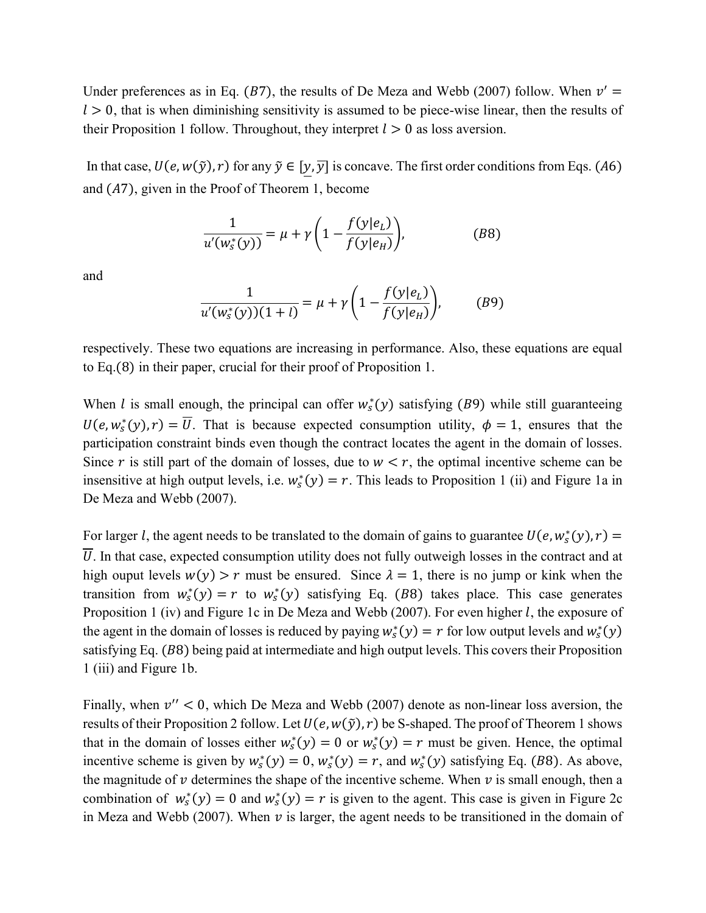Under preferences as in Eq. $(B7)$, the results of De Meza and Webb (2007) follow. When $v' = l > 0$, that is when diminishing sensitivity is assumed to be piece-wise linear, then the results of their Proposition 1 follow. Throughout, they interpret $l > 0$ as loss aversion.

In that case, $U(e, w(\tilde{y}), r)$ for any $\tilde{y} \in [\underline{y}, \overline{y}]$ is concave. The first order conditions from Eqs. $(A6)$ and $(A7)$, given in the Proof of Theorem 1, become

$$\frac{1}{u'(w_s^*(y))} = \mu + \gamma\left(1 - \frac{f(y|e_L)}{f(y|e_H)}\right), \qquad (B8)$$

and

$$\frac{1}{u'(w_s^*(y))(1+l)} = \mu + \gamma\left(1 - \frac{f(y|e_L)}{f(y|e_H)}\right), \qquad (B9)$$

respectively. These two equations are increasing in performance. Also, these equations are equal to Eq.(8) in their paper, crucial for their proof of Proposition 1.

When $l$ is small enough, the principal can offer $w_s^*(y)$ satisfying $(B9)$ while still guaranteeing $U(e, w_s^*(y), r) = \overline{U}$. That is because expected consumption utility, $\phi = 1$, ensures that the participation constraint binds even though the contract locates the agent in the domain of losses. Since $r$ is still part of the domain of losses, due to $w < r$, the optimal incentive scheme can be insensitive at high output levels, i.e. $w_s^*(y) = r$. This leads to Proposition 1 (ii) and Figure 1a in De Meza and Webb (2007).

For larger $l$, the agent needs to be translated to the domain of gains to guarantee $U(e, w_s^*(y), r) = \overline{U}$. In that case, expected consumption utility does not fully outweigh losses in the contract and at high ouput levels $w(y) > r$ must be ensured. Since $\lambda = 1$, there is no jump or kink when the transition from $w_s^*(y) = r$ to $w_s^*(y)$ satisfying Eq. $(B8)$ takes place. This case generates Proposition 1 (iv) and Figure 1c in De Meza and Webb (2007). For even higher $l$, the exposure of the agent in the domain of losses is reduced by paying $w_s^*(y) = r$ for low output levels and $w_s^*(y)$ satisfying Eq. $(B8)$ being paid at intermediate and high output levels. This covers their Proposition 1 (iii) and Figure 1b.

Finally, when $v'' < 0$, which De Meza and Webb (2007) denote as non-linear loss aversion, the results of their Proposition 2 follow. Let $U(e, w(\tilde{y}), r)$ be S-shaped. The proof of Theorem 1 shows that in the domain of losses either $w_s^*(y) = 0$ or $w_s^*(y) = r$ must be given. Hence, the optimal incentive scheme is given by $w_s^*(y) = 0$, $w_s^*(y) = r$, and $w_s^*(y)$ satisfying Eq. $(B8)$. As above, the magnitude of $v$ determines the shape of the incentive scheme. When $v$ is small enough, then a combination of $w_s^*(y) = 0$ and $w_s^*(y) = r$ is given to the agent. This case is given in Figure 2c in Meza and Webb (2007). When $v$ is larger, the agent needs to be transitioned in the domain of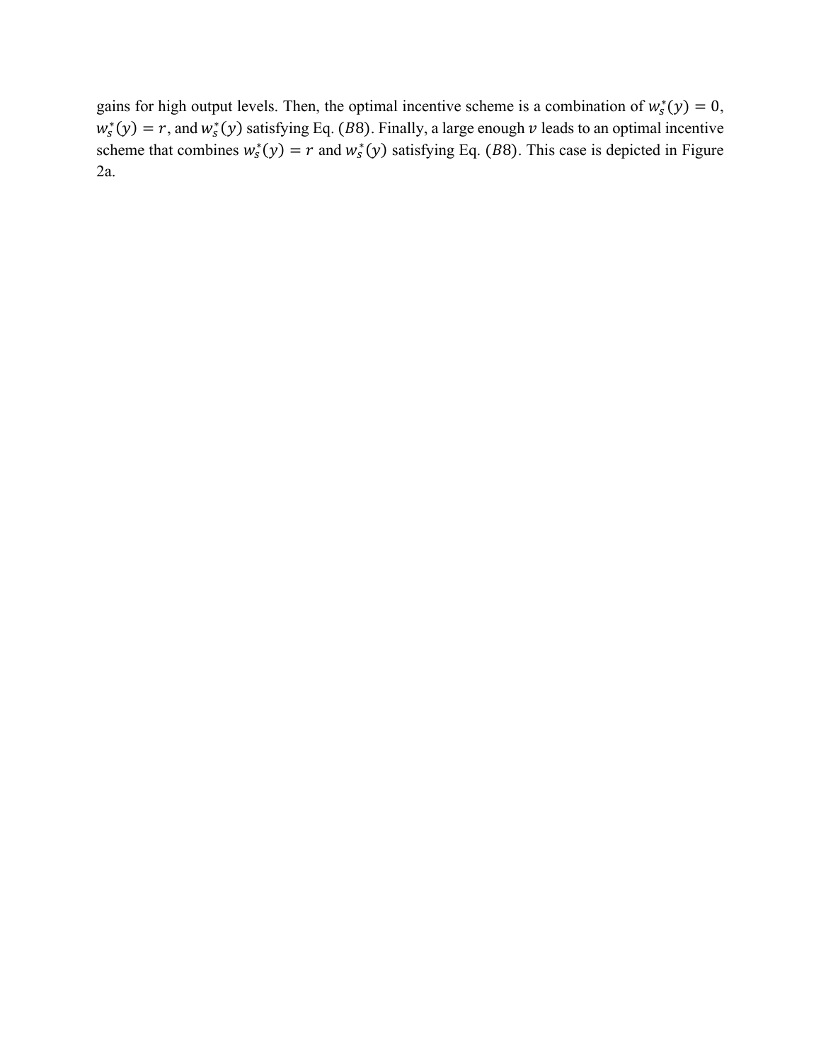gains for high output levels. Then, the optimal incentive scheme is a combination of $w_s^*(y) = 0$, $w_s^*(y) = r$, and $w_s^*(y)$ satisfying Eq. $(B8)$. Finally, a large enough $v$ leads to an optimal incentive scheme that combines $w_s^*(y) = r$ and $w_s^*(y)$ satisfying Eq. $(B8)$. This case is depicted in Figure 2a.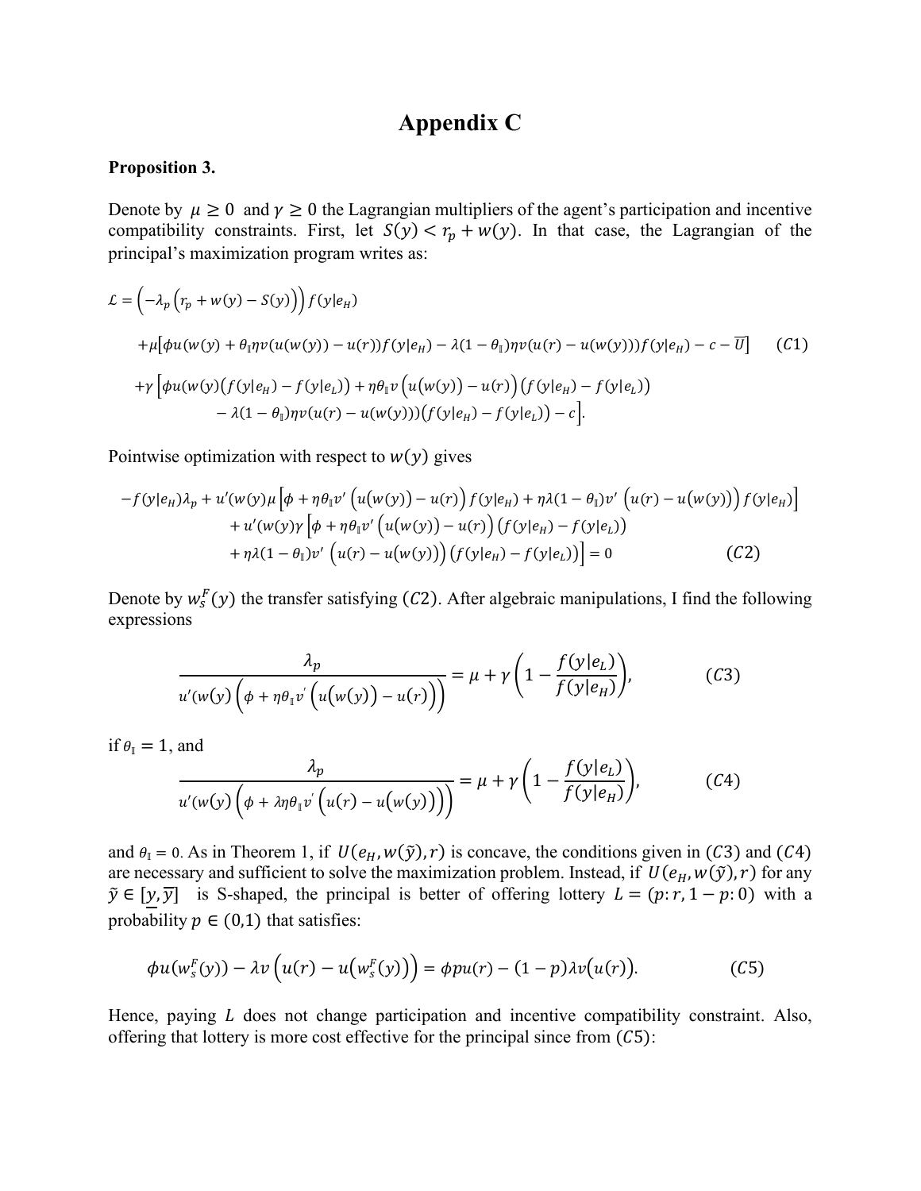# Appendix C

**Proposition 3.**

Denote by $\mu \geq 0$ and $\gamma \geq 0$ the Lagrangian multipliers of the agent's participation and incentive compatibility constraints. First, let $S(y) < r_p + w(y)$. In that case, the Lagrangian of the principal's maximization program writes as:

$$\mathcal{L} = \left(-\lambda_p \left(r_p + w(y) - S(y)\right)\right) f(y|e_H)$$
$$+\mu\left[\phi u(w(y) + \theta_{\mathbb{I}}\eta v(u(w(y)) - u(r))f(y|e_H) - \lambda(1-\theta_{\mathbb{I}})\eta v(u(r) - u(w(y)))f(y|e_H) - c - \overline{U}\right] \quad (C1)$$
$$+\gamma\left[\phi u(w(y)(f(y|e_H) - f(y|e_L)) + \eta\theta_{\mathbb{I}} v\left(u(w(y)) - u(r)\right)\left(f(y|e_H) - f(y|e_L)\right)\right.$$
$$\left. - \lambda(1-\theta_{\mathbb{I}})\eta v(u(r) - u(w(y)))(f(y|e_H) - f(y|e_L)) - c\right].$$

Pointwise optimization with respect to $w(y)$ gives

$$-f(y|e_H)\lambda_p + u'(w(y)\mu\left[\phi + \eta\theta_{\mathbb{I}} v'\left(u(w(y)) - u(r)\right)f(y|e_H) + \eta\lambda(1-\theta_{\mathbb{I}})v'\left(u(r) - u(w(y))\right)f(y|e_H)\right]$$
$$+ u'(w(y)\gamma\left[\phi + \eta\theta_{\mathbb{I}} v'\left(u(w(y)) - u(r)\right)\left(f(y|e_H) - f(y|e_L)\right)\right.$$
$$\left. + \eta\lambda(1-\theta_{\mathbb{I}})v'\left(u(r) - u(w(y))\right)\left(f(y|e_H) - f(y|e_L)\right)\right] = 0 \quad (C2)$$

Denote by $w_s^F(y)$ the transfer satisfying $(C2)$. After algebraic manipulations, I find the following expressions

$$\frac{\lambda_p}{u'(w(y)\left(\phi + \eta\theta_{\mathbb{I}} v'\left(u(w(y)) - u(r)\right)\right)} = \mu + \gamma\left(1 - \frac{f(y|e_L)}{f(y|e_H)}\right), \quad (C3)$$

if $\theta_{\mathbb{I}} = 1$, and

$$\frac{\lambda_p}{u'(w(y)\left(\phi + \lambda\eta\theta_{\mathbb{I}} v'\left(u(r) - u(w(y))\right)\right)} = \mu + \gamma\left(1 - \frac{f(y|e_L)}{f(y|e_H)}\right), \quad (C4)$$

and $\theta_{\mathbb{I}} = 0$. As in Theorem 1, if $U(e_H, w(\tilde{y}), r)$ is concave, the conditions given in $(C3)$ and $(C4)$ are necessary and sufficient to solve the maximization problem. Instead, if $U(e_H, w(\tilde{y}), r)$ for any $\tilde{y} \in [\underline{y}, \overline{y}]$ is S-shaped, the principal is better of offering lottery $L = (p\!:r, 1-p\!:0)$ with a probability $p \in (0,1)$ that satisfies:

$$\phi u(w_s^F(y)) - \lambda v\left(u(r) - u\left(w_s^F(y)\right)\right) = \phi p u(r) - (1-p)\lambda v\left(u(r)\right). \quad (C5)$$

Hence, paying $L$ does not change participation and incentive compatibility constraint. Also, offering that lottery is more cost effective for the principal since from $(C5)$: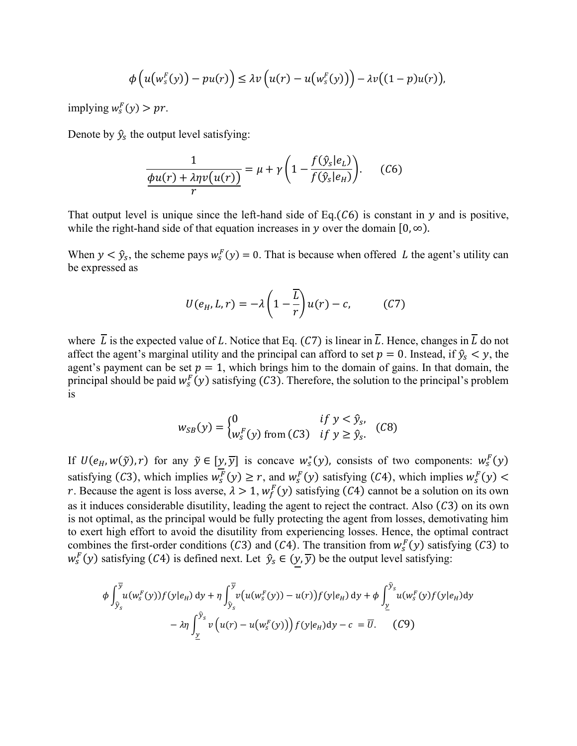$$\phi\left(u(w_s^F(y)) - pu(r)\right) \leq \lambda v\left(u(r) - u(w_s^F(y))\right) - \lambda v((1-p)u(r)),$$

implying $w_s^F(y) > pr$.

Denote by $\hat{y}_s$ the output level satisfying:

$$\frac{1}{\dfrac{\phi u(r) + \lambda\eta v(u(r))}{r}} = \mu + \gamma\left(1 - \frac{f(\hat{y}_s|e_L)}{f(\hat{y}_s|e_H)}\right). \qquad (C6)$$

That output level is unique since the left-hand side of Eq.$(C6)$ is constant in $y$ and is positive, while the right-hand side of that equation increases in $y$ over the domain $[0, \infty)$.

When $y < \hat{y}_s$, the scheme pays $w_s^F(y) = 0$. That is because when offered $L$ the agent's utility can be expressed as

$$U(e_H, L, r) = -\lambda\left(1 - \frac{\overline{L}}{r}\right)u(r) - c, \qquad (C7)$$

where $\overline{L}$ is the expected value of $L$. Notice that Eq. $(C7)$ is linear in $\overline{L}$. Hence, changes in $\overline{L}$ do not affect the agent's marginal utility and the principal can afford to set $p = 0$. Instead, if $\hat{y}_s < y$, the agent's payment can be set $p = 1$, which brings him to the domain of gains. In that domain, the principal should be paid $w_s^F(y)$ satisfying $(C3)$. Therefore, the solution to the principal's problem is

$$w_{SB}(y) = \begin{cases} 0 & if\ y < \hat{y}_s, \\ w_s^F(y) \text{ from } (C3) & if\ y \geq \hat{y}_s. \end{cases} \qquad (C8)$$

If $U(e_H, w(\tilde{y}), r)$ for any $\tilde{y} \in [\underline{y}, \overline{y}]$ is concave $w_s^*(y)$, consists of two components: $w_s^F(y)$ satisfying $(C3)$, which implies $w_s^F(y) \geq r$, and $w_s^F(y)$ satisfying $(C4)$, which implies $w_s^F(y) < r$. Because the agent is loss averse, $\lambda > 1$, $w_f^F(y)$ satisfying $(C4)$ cannot be a solution on its own as it induces considerable disutility, leading the agent to reject the contract. Also $(C3)$ on its own is not optimal, as the principal would be fully protecting the agent from losses, demotivating him to exert high effort to avoid the disutility from experiencing losses. Hence, the optimal contract combines the first-order conditions $(C3)$ and $(C4)$. The transition from $w_s^F(y)$ satisfying $(C3)$ to $w_s^F(y)$ satisfying $(C4)$ is defined next. Let $\hat{y}_s \in (\underline{y}, \overline{y})$ be the output level satisfying:

$$\phi\int_{\hat{y}_s}^{\overline{y}} u(w_s^F(y))f(y|e_H)\,\mathrm{d}y + \eta\int_{\hat{y}_s}^{\overline{y}} v\big(u(w_s^F(y)) - u(r)\big)f(y|e_H)\,\mathrm{d}y + \phi\int_{\underline{y}}^{\hat{y}_s} u(w_s^F(y)f(y|e_H)\mathrm{d}y$$
$$- \lambda\eta\int_{\underline{y}}^{\hat{y}_s} v\left(u(r) - u(w_s^F(y))\right)f(y|e_H)\mathrm{d}y - c \ = \overline{U}. \qquad (C9)$$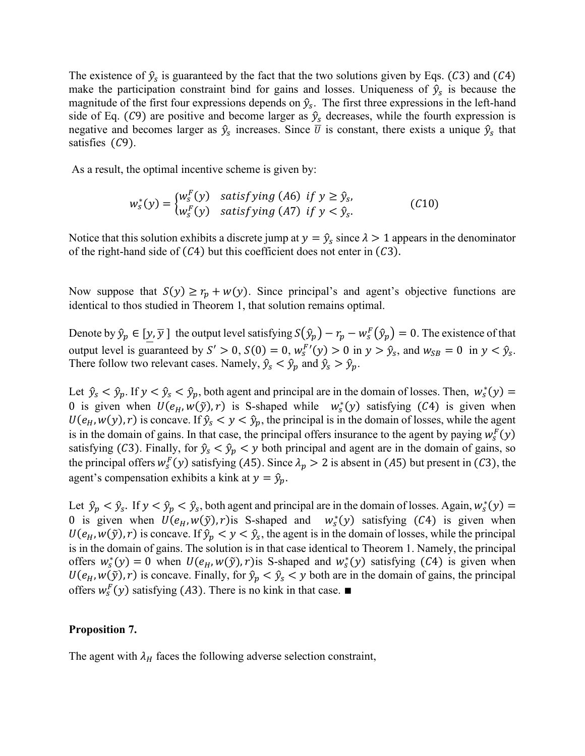The existence of $\hat{y}_s$ is guaranteed by the fact that the two solutions given by Eqs. $(C3)$ and $(C4)$ make the participation constraint bind for gains and losses. Uniqueness of $\hat{y}_s$ is because the magnitude of the first four expressions depends on $\hat{y}_s$. The first three expressions in the left-hand side of Eq. $(C9)$ are positive and become larger as $\hat{y}_s$ decreases, while the fourth expression is negative and becomes larger as $\hat{y}_s$ increases. Since $\underline{U}$ is constant, there exists a unique $\hat{y}_s$ that satisfies $(C9)$.

As a result, the optimal incentive scheme is given by:

$$w_s^*(y) = \begin{cases} w_s^F(y) & satisfying\ (A6)\ if\ y \geq \hat{y}_s, \\ w_s^F(y) & satisfying\ (A7)\ if\ y < \hat{y}_s. \end{cases} \qquad (C10)$$

Notice that this solution exhibits a discrete jump at $y = \hat{y}_s$ since $\lambda > 1$ appears in the denominator of the right-hand side of $(C4)$ but this coefficient does not enter in $(C3)$.

Now suppose that $S(y) \geq r_p + w(y)$. Since principal's and agent's objective functions are identical to thos studied in Theorem 1, that solution remains optimal.

Denote by $\hat{y}_p \in [\underline{y}, \overline{y}]$ the output level satisfying $S(\hat{y}_p) - r_p - w_s^F(\hat{y}_p) = 0$. The existence of that output level is guaranteed by $S' > 0$, $S(0) = 0$, $w_s^{F\prime}(y) > 0$ in $y > \hat{y}_s$, and $w_{SB} = 0$ in $y < \hat{y}_s$. There follow two relevant cases. Namely, $\hat{y}_s < \hat{y}_p$ and $\hat{y}_s > \hat{y}_p$.

Let $\hat{y}_s < \hat{y}_p$. If $y < \hat{y}_s < \hat{y}_p$, both agent and principal are in the domain of losses. Then, $w_s^*(y) = 0$ is given when $U(e_H, w(\tilde{y}), r)$ is S-shaped while $w_s^*(y)$ satisfying $(C4)$ is given when $U(e_H, w(y), r)$ is concave. If $\hat{y}_s < y < \hat{y}_p$, the principal is in the domain of losses, while the agent is in the domain of gains. In that case, the principal offers insurance to the agent by paying $w_s^F(y)$ satisfying $(C3)$. Finally, for $\hat{y}_s < \hat{y}_p < y$ both principal and agent are in the domain of gains, so the principal offers $w_s^F(y)$ satisfying $(A5)$. Since $\lambda_p > 2$ is absent in $(A5)$ but present in $(C3)$, the agent's compensation exhibits a kink at $y = \hat{y}_p$.

Let $\hat{y}_p < \hat{y}_s$. If $y < \hat{y}_p < \hat{y}_s$, both agent and principal are in the domain of losses. Again, $w_s^*(y) = 0$ is given when $U(e_H, w(\tilde{y}), r)$is S-shaped and $w_s^*(y)$ satisfying $(C4)$ is given when $U(e_H, w(\tilde{y}), r)$ is concave. If $\hat{y}_p < y < \hat{y}_s$, the agent is in the domain of losses, while the principal is in the domain of gains. The solution is in that case identical to Theorem 1. Namely, the principal offers $w_s^*(y) = 0$ when $U(e_H, w(\tilde{y}), r)$is S-shaped and $w_s^*(y)$ satisfying $(C4)$ is given when $U(e_H, w(\tilde{y}), r)$ is concave. Finally, for $\hat{y}_p < \hat{y}_s < y$ both are in the domain of gains, the principal offers $w_s^F(y)$ satisfying $(A3)$. There is no kink in that case. ■

**Proposition 7.**

The agent with $\lambda_H$ faces the following adverse selection constraint,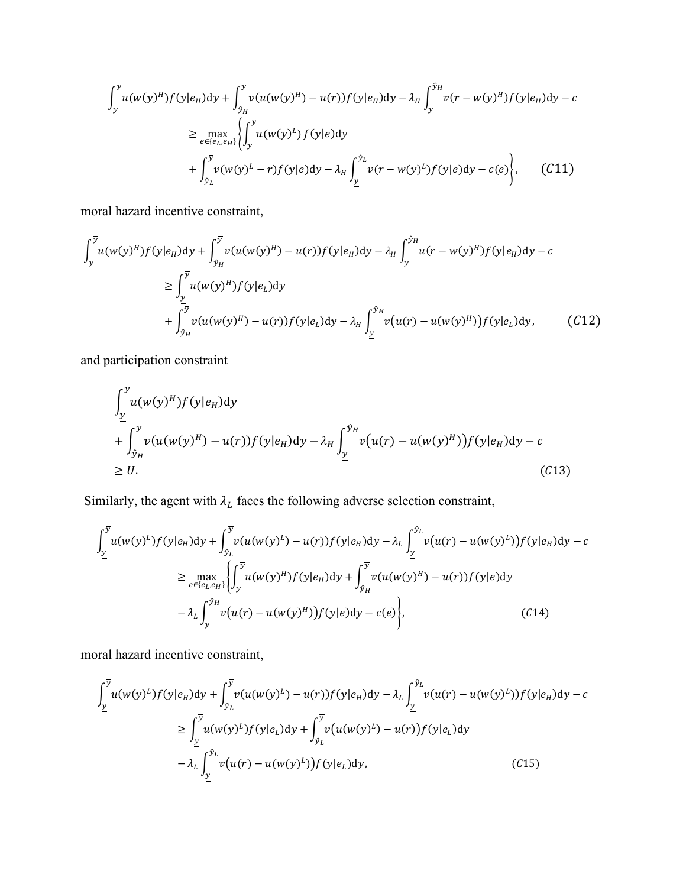$$
\begin{aligned}
&\int_{\underline{y}}^{\overline{y}} u(w(y)^H) f(y|e_H) \mathrm{d}y + \int_{\hat{y}_H}^{\overline{y}} v(u(w(y)^H) - u(r)) f(y|e_H) \mathrm{d}y - \lambda_H \int_{\underline{y}}^{\hat{y}_H} v(r - w(y)^H) f(y|e_H) \mathrm{d}y - c \\
&\qquad \geq \max_{e \in \{e_L, e_H\}} \Bigg\{ \int_{\underline{y}}^{\overline{y}} u(w(y)^L) f(y|e) \mathrm{d}y \\
&\qquad\quad + \int_{\hat{y}_L}^{\overline{y}} v(w(y)^L - r) f(y|e) \mathrm{d}y - \lambda_H \int_{\underline{y}}^{\hat{y}_L} v(r - w(y)^L) f(y|e) \mathrm{d}y - c(e) \Bigg\}, \qquad (C11)
\end{aligned}
$$

moral hazard incentive constraint,

$$
\begin{aligned}
&\int_{\underline{y}}^{\overline{y}} u(w(y)^H) f(y|e_H) \mathrm{d}y + \int_{\hat{y}_H}^{\overline{y}} v(u(w(y)^H) - u(r)) f(y|e_H) \mathrm{d}y - \lambda_H \int_{\underline{y}}^{\hat{y}_H} u(r - w(y)^H) f(y|e_H) \mathrm{d}y - c \\
&\qquad \geq \int_{\underline{y}}^{\overline{y}} u(w(y)^H) f(y|e_L) \mathrm{d}y \\
&\qquad\quad + \int_{\hat{y}_H}^{\overline{y}} v(u(w(y)^H) - u(r)) f(y|e_L) \mathrm{d}y - \lambda_H \int_{\underline{y}}^{\hat{y}_H} v\big(u(r) - u(w(y)^H)\big) f(y|e_L) \mathrm{d}y, \qquad (C12)
\end{aligned}
$$

and participation constraint

$$
\begin{aligned}
&\int_{\underline{y}}^{\overline{y}} u(w(y)^H) f(y|e_H) \mathrm{d}y \\
&+ \int_{\hat{y}_H}^{\overline{y}} v(u(w(y)^H) - u(r)) f(y|e_H) \mathrm{d}y - \lambda_H \int_{\underline{y}}^{\hat{y}_H} v\big(u(r) - u(w(y)^H)\big) f(y|e_H) \mathrm{d}y - c \\
&\geq \overline{U}. \qquad (C13)
\end{aligned}
$$

Similarly, the agent with $\lambda_L$ faces the following adverse selection constraint,

$$
\begin{aligned}
&\int_{\underline{y}}^{\overline{y}} u(w(y)^L) f(y|e_H) \mathrm{d}y + \int_{\hat{y}_L}^{\overline{y}} v(u(w(y)^L) - u(r)) f(y|e_H) \mathrm{d}y - \lambda_L \int_{\underline{y}}^{\hat{y}_L} v\big(u(r) - u(w(y)^L)\big) f(y|e_H) \mathrm{d}y - c \\
&\qquad \geq \max_{e \in \{e_L, e_H\}} \Bigg\{ \int_{\underline{y}}^{\overline{y}} u(w(y)^H) f(y|e_H) \mathrm{d}y + \int_{\hat{y}_H}^{\overline{y}} v(u(w(y)^H) - u(r)) f(y|e) \mathrm{d}y \\
&\qquad\quad - \lambda_L \int_{\underline{y}}^{\hat{y}_H} v\big(u(r) - u(w(y)^H)\big) f(y|e) \mathrm{d}y - c(e) \Bigg\}, \qquad (C14)
\end{aligned}
$$

moral hazard incentive constraint,

$$
\begin{aligned}
&\int_{\underline{y}}^{\overline{y}} u(w(y)^L) f(y|e_H) \mathrm{d}y + \int_{\hat{y}_L}^{\overline{y}} v(u(w(y)^L) - u(r)) f(y|e_H) \mathrm{d}y - \lambda_L \int_{\underline{y}}^{\hat{y}_L} v(u(r) - u(w(y)^L)) f(y|e_H) \mathrm{d}y - c \\
&\qquad \geq \int_{\underline{y}}^{\overline{y}} u(w(y)^L) f(y|e_L) \mathrm{d}y + \int_{\hat{y}_L}^{\overline{y}} v\big(u(w(y)^L) - u(r)\big) f(y|e_L) \mathrm{d}y \\
&\qquad\quad - \lambda_L \int_{\underline{y}}^{\hat{y}_L} v\big(u(r) - u(w(y)^L)\big) f(y|e_L) \mathrm{d}y, \qquad (C15)
\end{aligned}
$$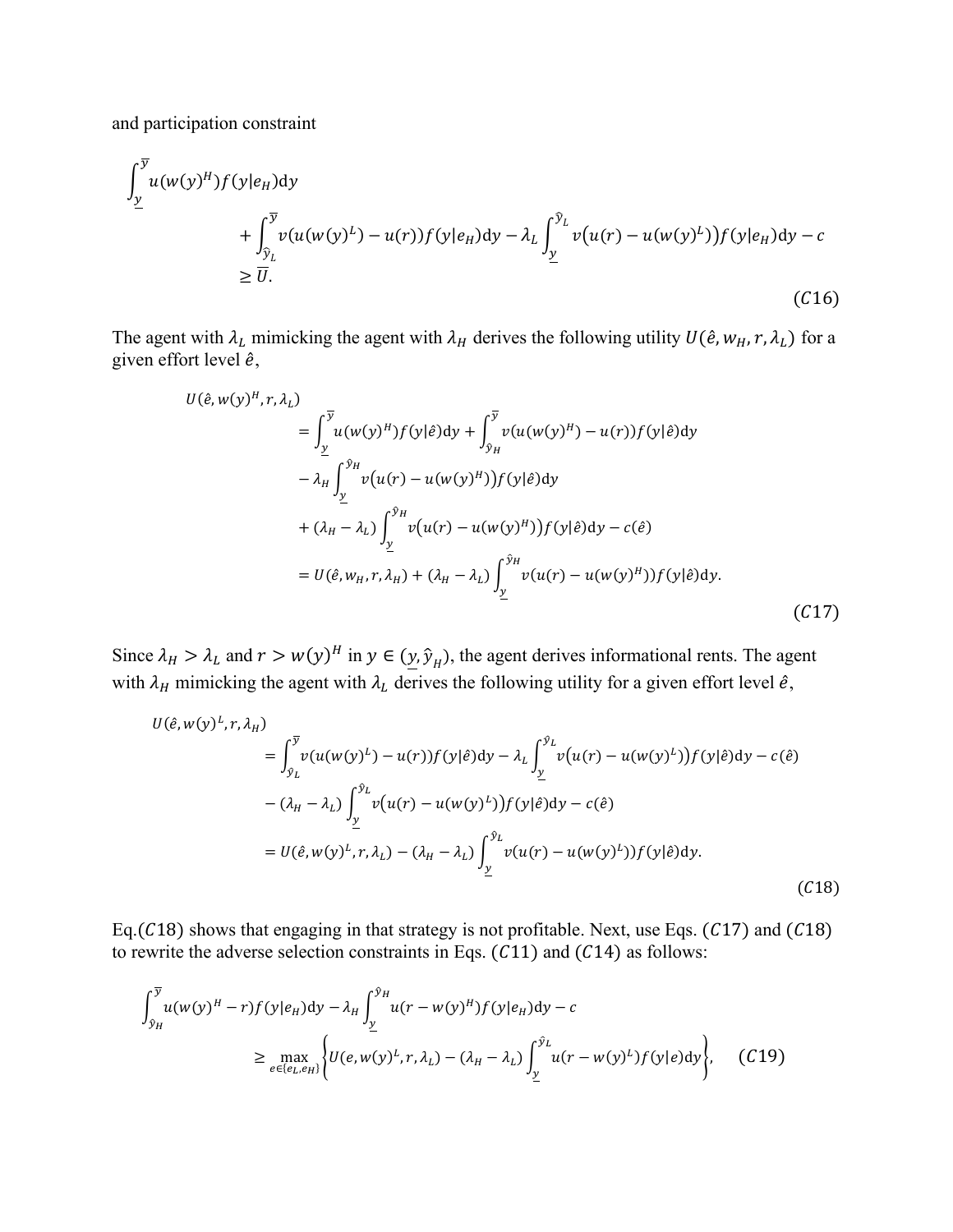and participation constraint

$$
\begin{aligned}
&\int_{\underline{y}}^{\overline{y}} u(w(y)^H) f(y|e_H)\mathrm{d}y \\
&\qquad + \int_{\hat{y}_L}^{\overline{y}} v(u(w(y)^L) - u(r)) f(y|e_H)\mathrm{d}y - \lambda_L \int_{\underline{y}}^{\hat{y}_L} v\big(u(r) - u(w(y)^L)\big) f(y|e_H)\mathrm{d}y - c \\
&\qquad \geq \overline{U}.
\end{aligned} \tag{C16}
$$

The agent with $\lambda_L$ mimicking the agent with $\lambda_H$ derives the following utility $U(\hat{e}, w_H, r, \lambda_L)$ for a given effort level $\hat{e}$,

$$
\begin{aligned}
U(\hat{e}, w(y)^H, r, \lambda_L) &= \int_{\underline{y}}^{\overline{y}} u(w(y)^H) f(y|\hat{e})\mathrm{d}y + \int_{\hat{y}_H}^{\overline{y}} v(u(w(y)^H) - u(r)) f(y|\hat{e})\mathrm{d}y \\
&\quad - \lambda_H \int_{\underline{y}}^{\hat{y}_H} v\big(u(r) - u(w(y)^H)\big) f(y|\hat{e})\mathrm{d}y \\
&\quad + (\lambda_H - \lambda_L) \int_{\underline{y}}^{\hat{y}_H} v\big(u(r) - u(w(y)^H)\big) f(y|\hat{e})\mathrm{d}y - c(\hat{e}) \\
&= U(\hat{e}, w_H, r, \lambda_H) + (\lambda_H - \lambda_L) \int_{\underline{y}}^{\hat{y}_H} v(u(r) - u(w(y)^H)) f(y|\hat{e})\mathrm{d}y.
\end{aligned} \tag{C17}
$$

Since $\lambda_H > \lambda_L$ and $r > w(y)^H$ in $y \in (\underline{y}, \hat{y}_H)$, the agent derives informational rents. The agent with $\lambda_H$ mimicking the agent with $\lambda_L$ derives the following utility for a given effort level $\hat{e}$,

$$
\begin{aligned}
U(\hat{e}, w(y)^L, r, \lambda_H) &= \int_{\hat{y}_L}^{\overline{y}} v(u(w(y)^L) - u(r)) f(y|\hat{e})\mathrm{d}y - \lambda_L \int_{\underline{y}}^{\hat{y}_L} v\big(u(r) - u(w(y)^L)\big) f(y|\hat{e})\mathrm{d}y - c(\hat{e}) \\
&\quad - (\lambda_H - \lambda_L) \int_{\underline{y}}^{\hat{y}_L} v\big(u(r) - u(w(y)^L)\big) f(y|\hat{e})\mathrm{d}y - c(\hat{e}) \\
&= U(\hat{e}, w(y)^L, r, \lambda_L) - (\lambda_H - \lambda_L) \int_{\underline{y}}^{\hat{y}_L} v(u(r) - u(w(y)^L)) f(y|\hat{e})\mathrm{d}y.
\end{aligned} \tag{C18}
$$

Eq.$(C18)$ shows that engaging in that strategy is not profitable. Next, use Eqs. $(C17)$ and $(C18)$ to rewrite the adverse selection constraints in Eqs. $(C11)$ and $(C14)$ as follows:

$$
\begin{aligned}
&\int_{\hat{y}_H}^{\overline{y}} u(w(y)^H - r) f(y|e_H)\mathrm{d}y - \lambda_H \int_{\underline{y}}^{\hat{y}_H} u(r - w(y)^H) f(y|e_H)\mathrm{d}y - c \\
&\qquad \geq \max_{e \in \{e_L, e_H\}} \left\{ U(e, w(y)^L, r, \lambda_L) - (\lambda_H - \lambda_L) \int_{\underline{y}}^{\hat{y}_L} u(r - w(y)^L) f(y|e)\mathrm{d}y \right\},
\end{aligned} \tag{C19}
$$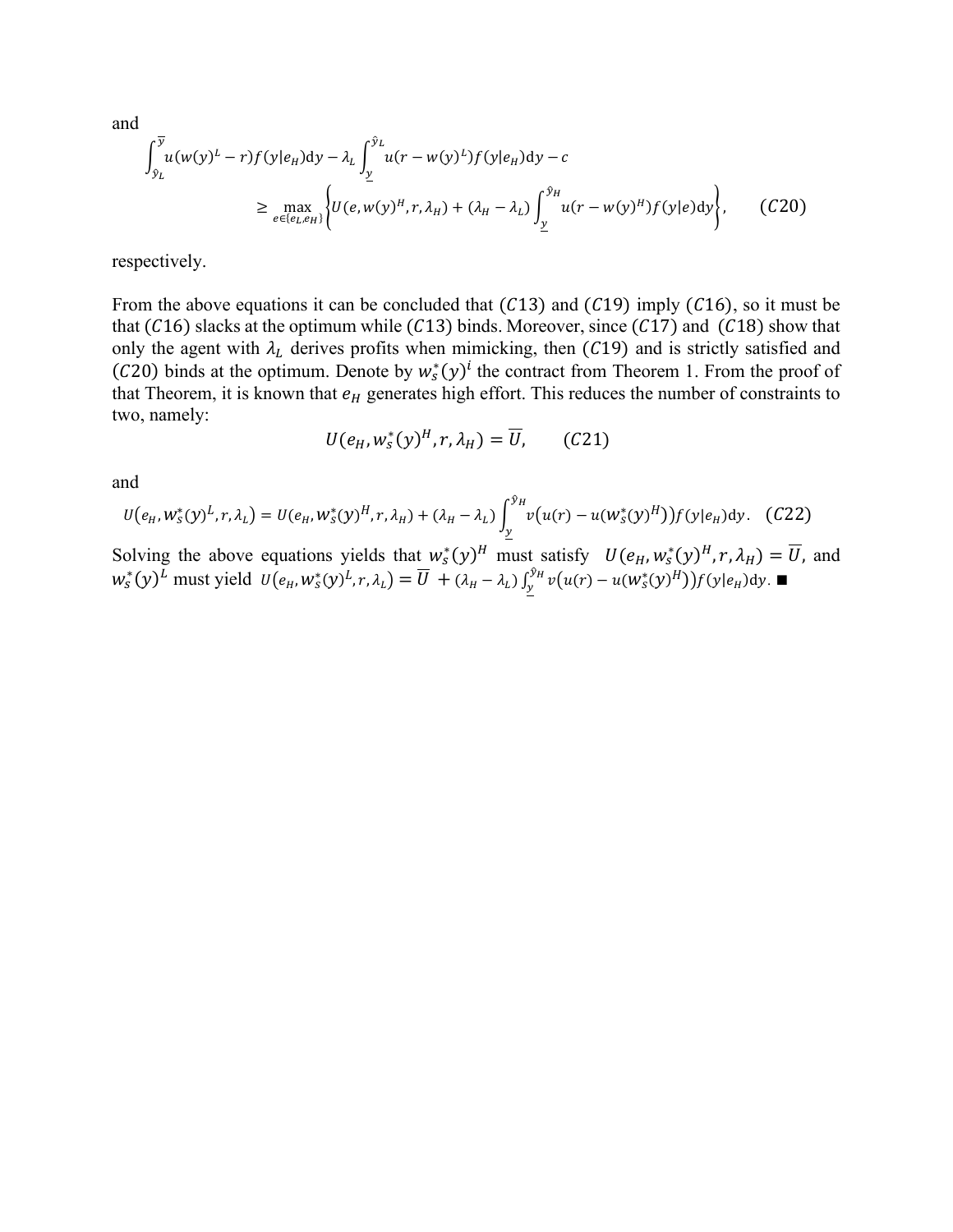and

$$\int_{\hat{y}_L}^{\overline{y}} u(w(y)^L - r) f(y|e_H)\mathrm{d}y - \lambda_L \int_{\underline{y}}^{\hat{y}_L} u(r - w(y)^L) f(y|e_H)\mathrm{d}y - c$$
$$\geq \max_{e \in \{e_L, e_H\}} \left\{ U(e, w(y)^H, r, \lambda_H) + (\lambda_H - \lambda_L) \int_{\underline{y}}^{\hat{y}_H} u(r - w(y)^H) f(y|e)\mathrm{d}y \right\}, \qquad (C20)$$

respectively.

From the above equations it can be concluded that $(C13)$ and $(C19)$ imply $(C16)$, so it must be that $(C16)$ slacks at the optimum while $(C13)$ binds. Moreover, since $(C17)$ and $(C18)$ show that only the agent with $\lambda_L$ derives profits when mimicking, then $(C19)$ and is strictly satisfied and $(C20)$ binds at the optimum. Denote by $w_S^*(y)^i$ the contract from Theorem 1. From the proof of that Theorem, it is known that $e_H$ generates high effort. This reduces the number of constraints to two, namely:

$$U(e_H, w_S^*(y)^H, r, \lambda_H) = \overline{U}, \qquad (C21)$$

and

$$U(e_H, w_S^*(y)^L, r, \lambda_L) = U(e_H, w_S^*(y)^H, r, \lambda_H) + (\lambda_H - \lambda_L) \int_{\underline{y}}^{\hat{y}_H} v\big(u(r) - u(w_S^*(y)^H)\big) f(y|e_H)\mathrm{d}y. \quad (C22)$$

Solving the above equations yields that $w_S^*(y)^H$ must satisfy $U(e_H, w_S^*(y)^H, r, \lambda_H) = \overline{U}$, and $w_S^*(y)^L$ must yield $U(e_H, w_S^*(y)^L, r, \lambda_L) = \overline{U} + (\lambda_H - \lambda_L) \int_{\underline{y}}^{\hat{y}_H} v\big(u(r) - u(w_S^*(y)^H)\big) f(y|e_H)\mathrm{d}y$. ■